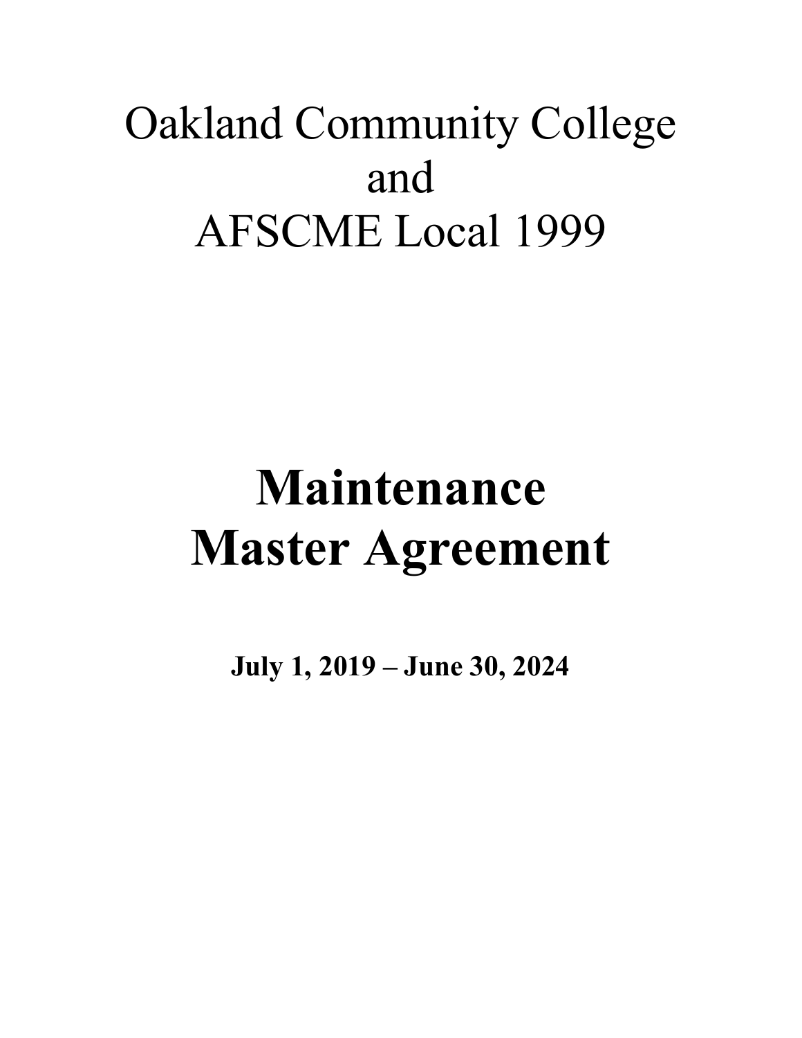# Oakland Community College
# and
# AFSCME Local 1999

# **Maintenance Master Agreement**

**July 1, 2019 – June 30, 2024**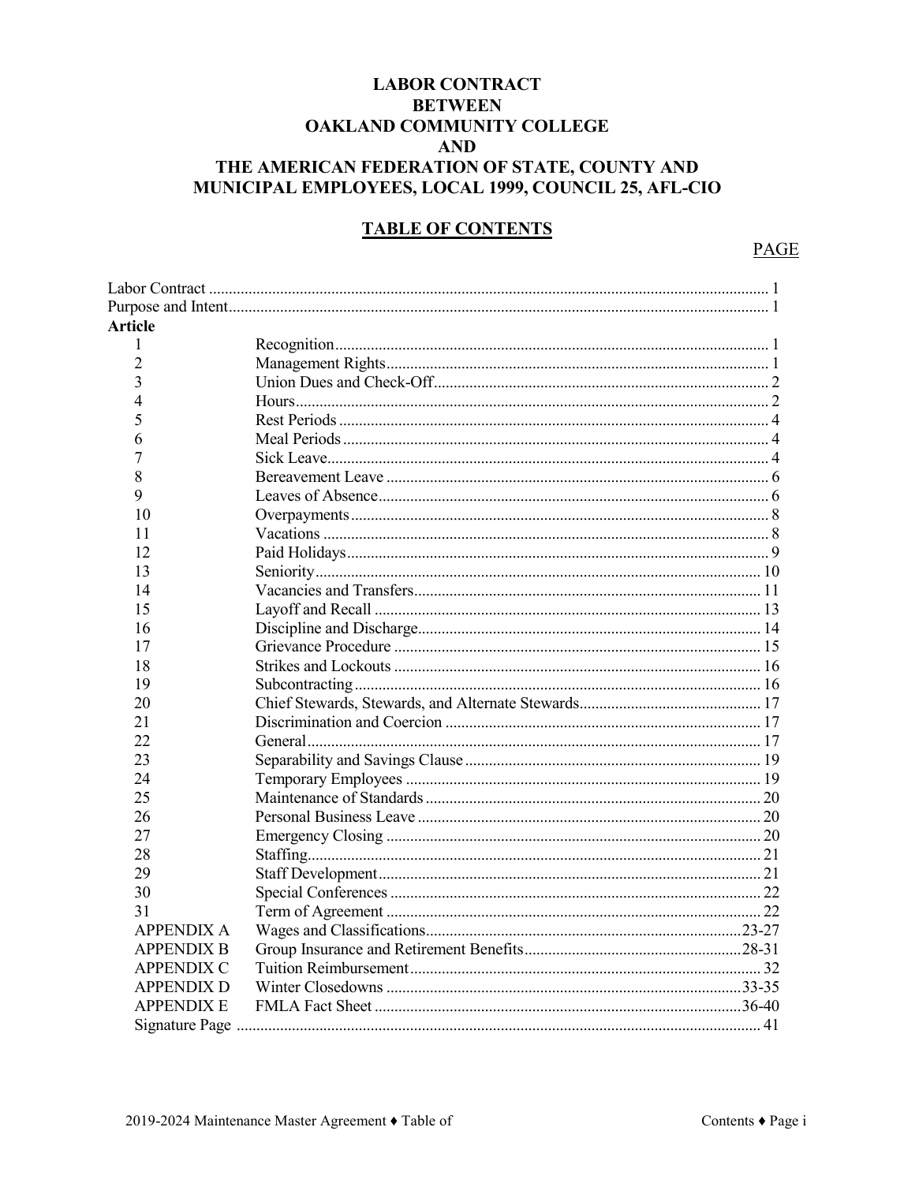# LABOR CONTRACT BETWEEN OAKLAND COMMUNITY COLLEGE AND THE AMERICAN FEDERATION OF STATE, COUNTY AND MUNICIPAL EMPLOYEES, LOCAL 1999, COUNCIL 25, AFL-CIO

## TABLE OF CONTENTS

| | | PAGE |
|---|---|---|
| Labor Contract | | 1 |
| Purpose and Intent | | 1 |
| **Article** | | |
| 1 | Recognition | 1 |
| 2 | Management Rights | 1 |
| 3 | Union Dues and Check-Off | 2 |
| 4 | Hours | 2 |
| 5 | Rest Periods | 4 |
| 6 | Meal Periods | 4 |
| 7 | Sick Leave | 4 |
| 8 | Bereavement Leave | 6 |
| 9 | Leaves of Absence | 6 |
| 10 | Overpayments | 8 |
| 11 | Vacations | 8 |
| 12 | Paid Holidays | 9 |
| 13 | Seniority | 10 |
| 14 | Vacancies and Transfers | 11 |
| 15 | Layoff and Recall | 13 |
| 16 | Discipline and Discharge | 14 |
| 17 | Grievance Procedure | 15 |
| 18 | Strikes and Lockouts | 16 |
| 19 | Subcontracting | 16 |
| 20 | Chief Stewards, Stewards, and Alternate Stewards | 17 |
| 21 | Discrimination and Coercion | 17 |
| 22 | General | 17 |
| 23 | Separability and Savings Clause | 19 |
| 24 | Temporary Employees | 19 |
| 25 | Maintenance of Standards | 20 |
| 26 | Personal Business Leave | 20 |
| 27 | Emergency Closing | 20 |
| 28 | Staffing | 21 |
| 29 | Staff Development | 21 |
| 30 | Special Conferences | 22 |
| 31 | Term of Agreement | 22 |
| APPENDIX A | Wages and Classifications | 23-27 |
| APPENDIX B | Group Insurance and Retirement Benefits | 28-31 |
| APPENDIX C | Tuition Reimbursement | 32 |
| APPENDIX D | Winter Closedowns | 33-35 |
| APPENDIX E | FMLA Fact Sheet | 36-40 |
| Signature Page | | 41 |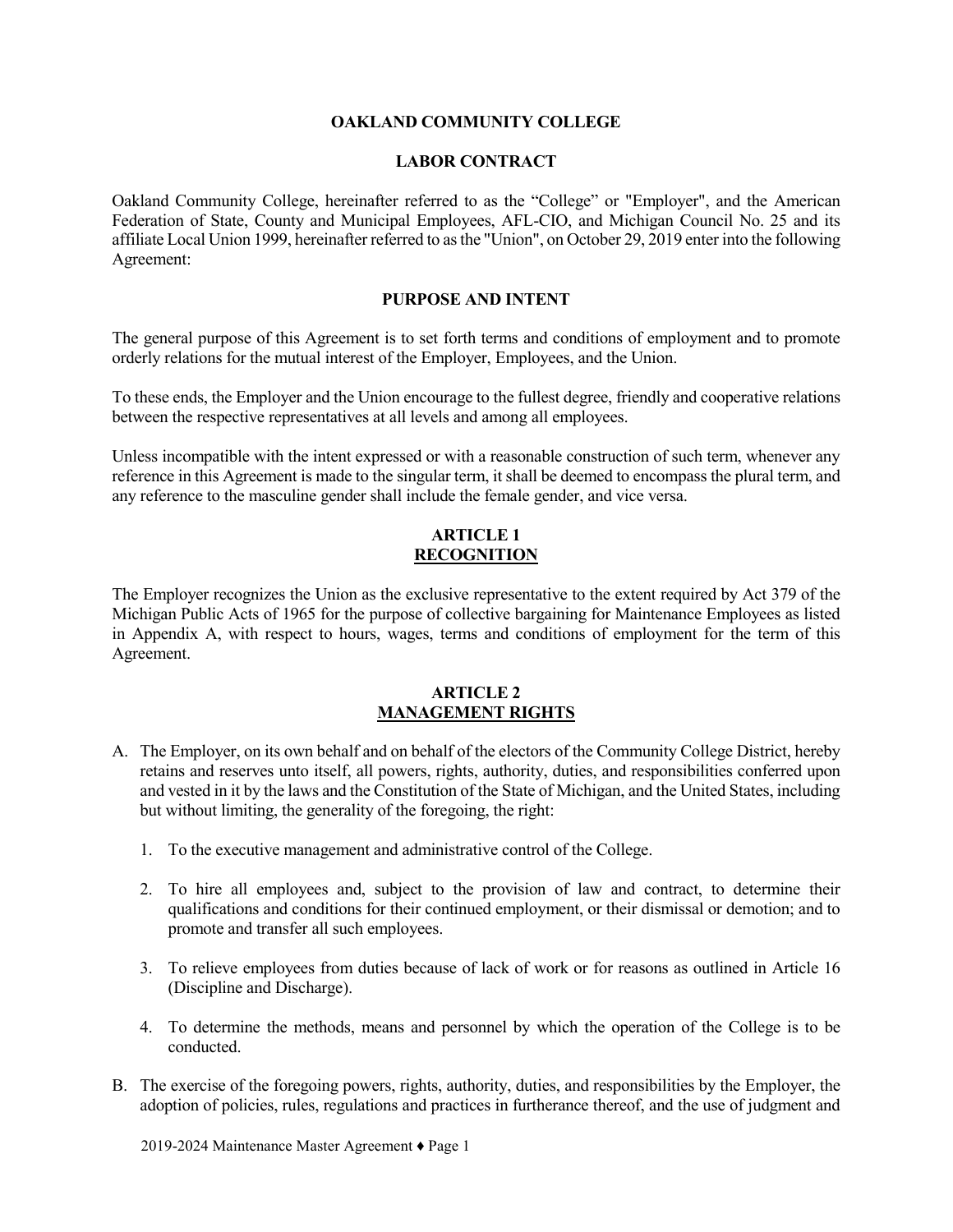# OAKLAND COMMUNITY COLLEGE

## LABOR CONTRACT

Oakland Community College, hereinafter referred to as the "College" or "Employer", and the American Federation of State, County and Municipal Employees, AFL-CIO, and Michigan Council No. 25 and its affiliate Local Union 1999, hereinafter referred to as the "Union", on October 29, 2019 enter into the following Agreement:

## PURPOSE AND INTENT

The general purpose of this Agreement is to set forth terms and conditions of employment and to promote orderly relations for the mutual interest of the Employer, Employees, and the Union.

To these ends, the Employer and the Union encourage to the fullest degree, friendly and cooperative relations between the respective representatives at all levels and among all employees.

Unless incompatible with the intent expressed or with a reasonable construction of such term, whenever any reference in this Agreement is made to the singular term, it shall be deemed to encompass the plural term, and any reference to the masculine gender shall include the female gender, and vice versa.

## ARTICLE 1
## RECOGNITION

The Employer recognizes the Union as the exclusive representative to the extent required by Act 379 of the Michigan Public Acts of 1965 for the purpose of collective bargaining for Maintenance Employees as listed in Appendix A, with respect to hours, wages, terms and conditions of employment for the term of this Agreement.

## ARTICLE 2
## MANAGEMENT RIGHTS

A. The Employer, on its own behalf and on behalf of the electors of the Community College District, hereby retains and reserves unto itself, all powers, rights, authority, duties, and responsibilities conferred upon and vested in it by the laws and the Constitution of the State of Michigan, and the United States, including but without limiting, the generality of the foregoing, the right:

   1. To the executive management and administrative control of the College.

   2. To hire all employees and, subject to the provision of law and contract, to determine their qualifications and conditions for their continued employment, or their dismissal or demotion; and to promote and transfer all such employees.

   3. To relieve employees from duties because of lack of work or for reasons as outlined in Article 16 (Discipline and Discharge).

   4. To determine the methods, means and personnel by which the operation of the College is to be conducted.

B. The exercise of the foregoing powers, rights, authority, duties, and responsibilities by the Employer, the adoption of policies, rules, regulations and practices in furtherance thereof, and the use of judgment and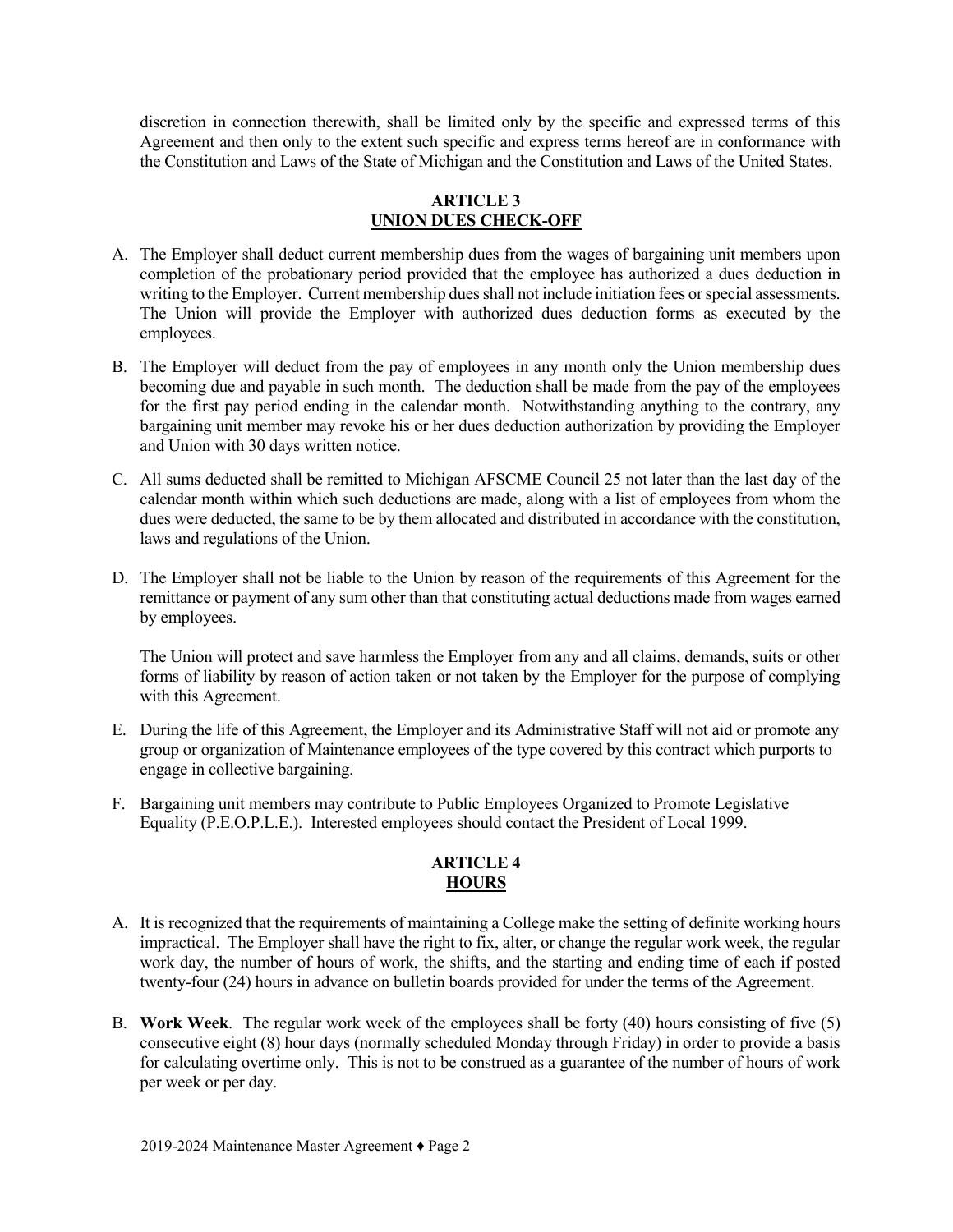discretion in connection therewith, shall be limited only by the specific and expressed terms of this Agreement and then only to the extent such specific and express terms hereof are in conformance with the Constitution and Laws of the State of Michigan and the Constitution and Laws of the United States.

## ARTICLE 3
## UNION DUES CHECK-OFF

A. The Employer shall deduct current membership dues from the wages of bargaining unit members upon completion of the probationary period provided that the employee has authorized a dues deduction in writing to the Employer. Current membership dues shall not include initiation fees or special assessments. The Union will provide the Employer with authorized dues deduction forms as executed by the employees.

B. The Employer will deduct from the pay of employees in any month only the Union membership dues becoming due and payable in such month. The deduction shall be made from the pay of the employees for the first pay period ending in the calendar month. Notwithstanding anything to the contrary, any bargaining unit member may revoke his or her dues deduction authorization by providing the Employer and Union with 30 days written notice.

C. All sums deducted shall be remitted to Michigan AFSCME Council 25 not later than the last day of the calendar month within which such deductions are made, along with a list of employees from whom the dues were deducted, the same to be by them allocated and distributed in accordance with the constitution, laws and regulations of the Union.

D. The Employer shall not be liable to the Union by reason of the requirements of this Agreement for the remittance or payment of any sum other than that constituting actual deductions made from wages earned by employees.

   The Union will protect and save harmless the Employer from any and all claims, demands, suits or other forms of liability by reason of action taken or not taken by the Employer for the purpose of complying with this Agreement.

E. During the life of this Agreement, the Employer and its Administrative Staff will not aid or promote any group or organization of Maintenance employees of the type covered by this contract which purports to engage in collective bargaining.

F. Bargaining unit members may contribute to Public Employees Organized to Promote Legislative Equality (P.E.O.P.L.E.). Interested employees should contact the President of Local 1999.

## ARTICLE 4
## HOURS

A. It is recognized that the requirements of maintaining a College make the setting of definite working hours impractical. The Employer shall have the right to fix, alter, or change the regular work week, the regular work day, the number of hours of work, the shifts, and the starting and ending time of each if posted twenty-four (24) hours in advance on bulletin boards provided for under the terms of the Agreement.

B. **Work Week**. The regular work week of the employees shall be forty (40) hours consisting of five (5) consecutive eight (8) hour days (normally scheduled Monday through Friday) in order to provide a basis for calculating overtime only. This is not to be construed as a guarantee of the number of hours of work per week or per day.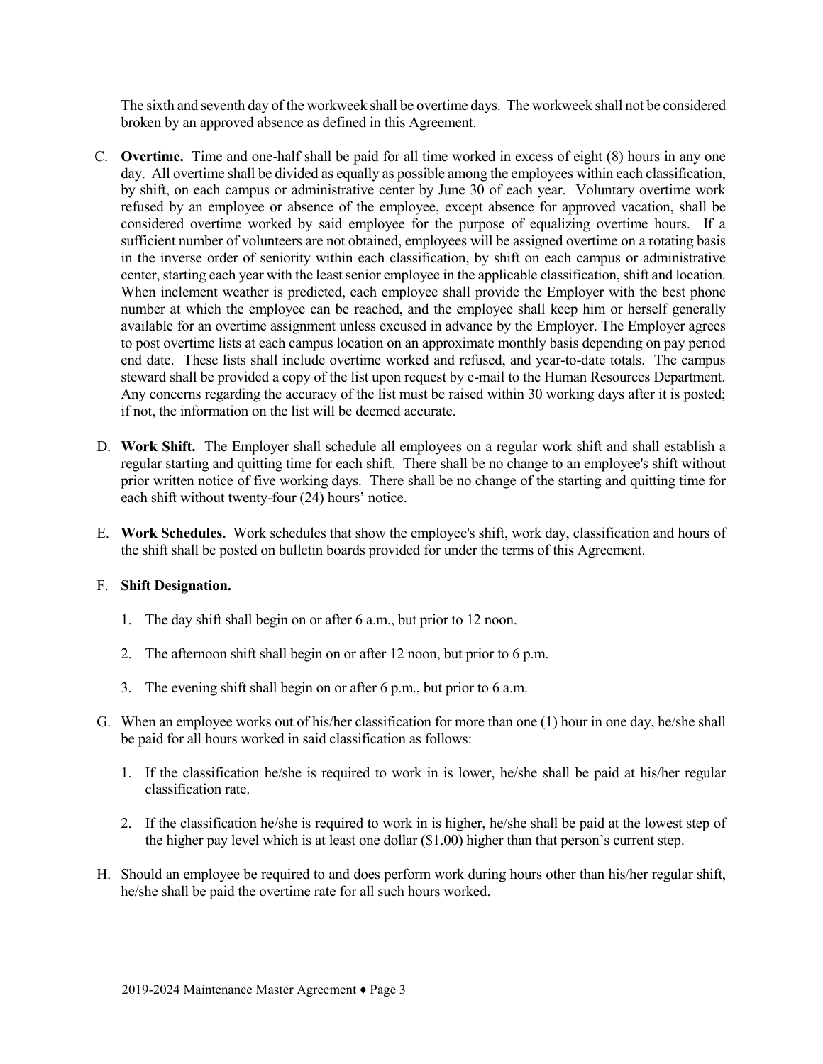The sixth and seventh day of the workweek shall be overtime days. The workweek shall not be considered broken by an approved absence as defined in this Agreement.

C. **Overtime.** Time and one-half shall be paid for all time worked in excess of eight (8) hours in any one day. All overtime shall be divided as equally as possible among the employees within each classification, by shift, on each campus or administrative center by June 30 of each year. Voluntary overtime work refused by an employee or absence of the employee, except absence for approved vacation, shall be considered overtime worked by said employee for the purpose of equalizing overtime hours. If a sufficient number of volunteers are not obtained, employees will be assigned overtime on a rotating basis in the inverse order of seniority within each classification, by shift on each campus or administrative center, starting each year with the least senior employee in the applicable classification, shift and location. When inclement weather is predicted, each employee shall provide the Employer with the best phone number at which the employee can be reached, and the employee shall keep him or herself generally available for an overtime assignment unless excused in advance by the Employer. The Employer agrees to post overtime lists at each campus location on an approximate monthly basis depending on pay period end date. These lists shall include overtime worked and refused, and year-to-date totals. The campus steward shall be provided a copy of the list upon request by e-mail to the Human Resources Department. Any concerns regarding the accuracy of the list must be raised within 30 working days after it is posted; if not, the information on the list will be deemed accurate.

D. **Work Shift.** The Employer shall schedule all employees on a regular work shift and shall establish a regular starting and quitting time for each shift. There shall be no change to an employee's shift without prior written notice of five working days. There shall be no change of the starting and quitting time for each shift without twenty-four (24) hours' notice.

E. **Work Schedules.** Work schedules that show the employee's shift, work day, classification and hours of the shift shall be posted on bulletin boards provided for under the terms of this Agreement.

F. **Shift Designation.**

1. The day shift shall begin on or after 6 a.m., but prior to 12 noon.
2. The afternoon shift shall begin on or after 12 noon, but prior to 6 p.m.
3. The evening shift shall begin on or after 6 p.m., but prior to 6 a.m.

G. When an employee works out of his/her classification for more than one (1) hour in one day, he/she shall be paid for all hours worked in said classification as follows:

1. If the classification he/she is required to work in is lower, he/she shall be paid at his/her regular classification rate.
2. If the classification he/she is required to work in is higher, he/she shall be paid at the lowest step of the higher pay level which is at least one dollar ($1.00) higher than that person's current step.

H. Should an employee be required to and does perform work during hours other than his/her regular shift, he/she shall be paid the overtime rate for all such hours worked.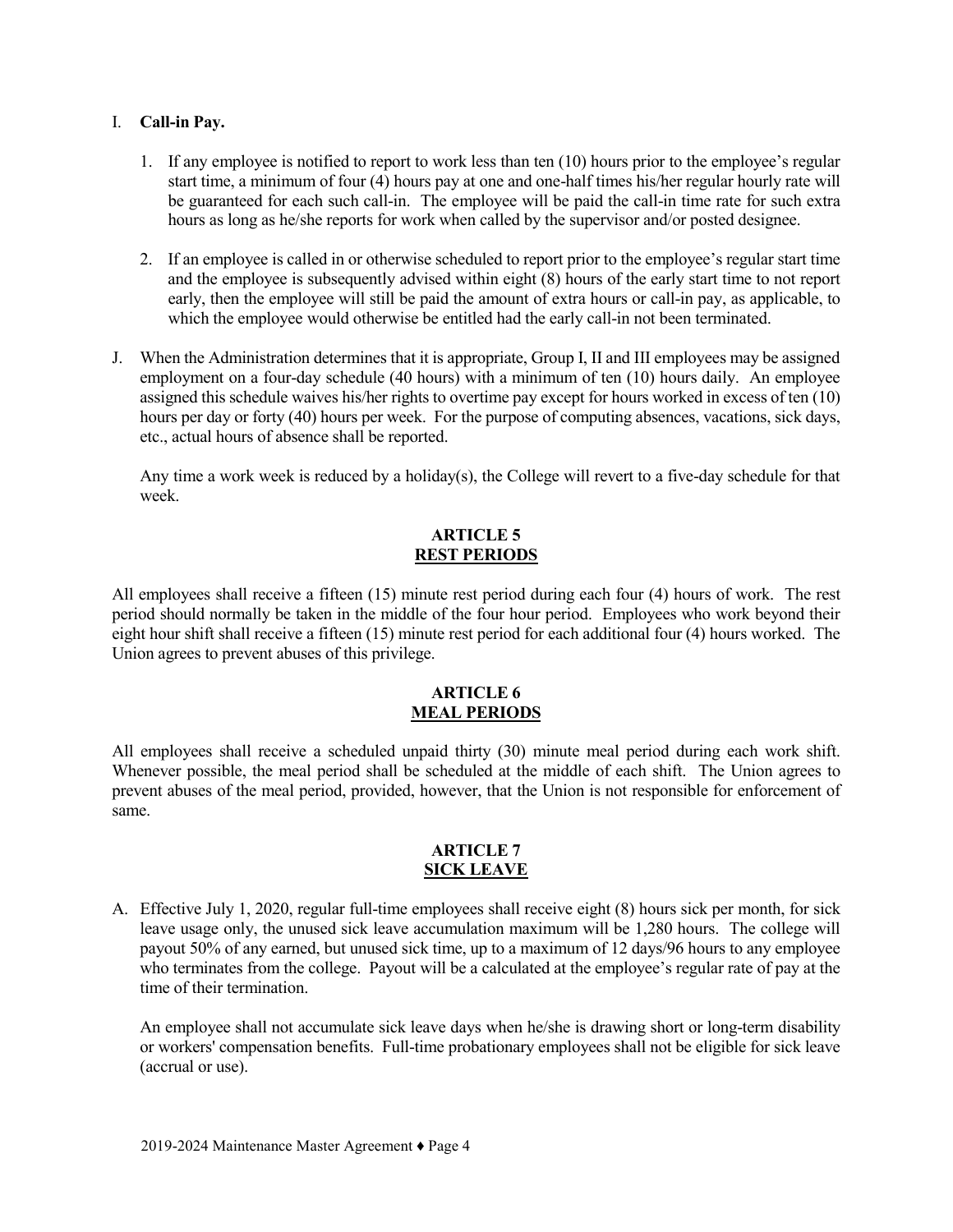I. **Call-in Pay.**

1. If any employee is notified to report to work less than ten (10) hours prior to the employee's regular start time, a minimum of four (4) hours pay at one and one-half times his/her regular hourly rate will be guaranteed for each such call-in. The employee will be paid the call-in time rate for such extra hours as long as he/she reports for work when called by the supervisor and/or posted designee.

2. If an employee is called in or otherwise scheduled to report prior to the employee's regular start time and the employee is subsequently advised within eight (8) hours of the early start time to not report early, then the employee will still be paid the amount of extra hours or call-in pay, as applicable, to which the employee would otherwise be entitled had the early call-in not been terminated.

J. When the Administration determines that it is appropriate, Group I, II and III employees may be assigned employment on a four-day schedule (40 hours) with a minimum of ten (10) hours daily. An employee assigned this schedule waives his/her rights to overtime pay except for hours worked in excess of ten (10) hours per day or forty (40) hours per week. For the purpose of computing absences, vacations, sick days, etc., actual hours of absence shall be reported.

Any time a work week is reduced by a holiday(s), the College will revert to a five-day schedule for that week.

## ARTICLE 5
## REST PERIODS

All employees shall receive a fifteen (15) minute rest period during each four (4) hours of work. The rest period should normally be taken in the middle of the four hour period. Employees who work beyond their eight hour shift shall receive a fifteen (15) minute rest period for each additional four (4) hours worked. The Union agrees to prevent abuses of this privilege.

## ARTICLE 6
## MEAL PERIODS

All employees shall receive a scheduled unpaid thirty (30) minute meal period during each work shift. Whenever possible, the meal period shall be scheduled at the middle of each shift. The Union agrees to prevent abuses of the meal period, provided, however, that the Union is not responsible for enforcement of same.

## ARTICLE 7
## SICK LEAVE

A. Effective July 1, 2020, regular full-time employees shall receive eight (8) hours sick per month, for sick leave usage only, the unused sick leave accumulation maximum will be 1,280 hours. The college will payout 50% of any earned, but unused sick time, up to a maximum of 12 days/96 hours to any employee who terminates from the college. Payout will be a calculated at the employee's regular rate of pay at the time of their termination.

An employee shall not accumulate sick leave days when he/she is drawing short or long-term disability or workers' compensation benefits. Full-time probationary employees shall not be eligible for sick leave (accrual or use).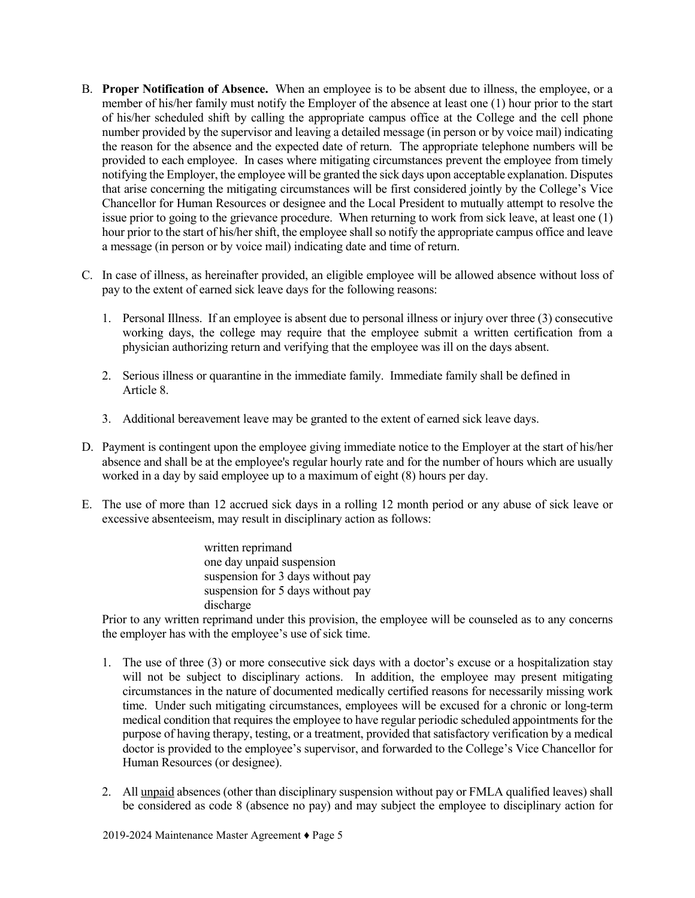B. **Proper Notification of Absence.** When an employee is to be absent due to illness, the employee, or a member of his/her family must notify the Employer of the absence at least one (1) hour prior to the start of his/her scheduled shift by calling the appropriate campus office at the College and the cell phone number provided by the supervisor and leaving a detailed message (in person or by voice mail) indicating the reason for the absence and the expected date of return. The appropriate telephone numbers will be provided to each employee. In cases where mitigating circumstances prevent the employee from timely notifying the Employer, the employee will be granted the sick days upon acceptable explanation. Disputes that arise concerning the mitigating circumstances will be first considered jointly by the College's Vice Chancellor for Human Resources or designee and the Local President to mutually attempt to resolve the issue prior to going to the grievance procedure. When returning to work from sick leave, at least one (1) hour prior to the start of his/her shift, the employee shall so notify the appropriate campus office and leave a message (in person or by voice mail) indicating date and time of return.

C. In case of illness, as hereinafter provided, an eligible employee will be allowed absence without loss of pay to the extent of earned sick leave days for the following reasons:

   1. Personal Illness. If an employee is absent due to personal illness or injury over three (3) consecutive working days, the college may require that the employee submit a written certification from a physician authorizing return and verifying that the employee was ill on the days absent.

   2. Serious illness or quarantine in the immediate family. Immediate family shall be defined in Article 8.

   3. Additional bereavement leave may be granted to the extent of earned sick leave days.

D. Payment is contingent upon the employee giving immediate notice to the Employer at the start of his/her absence and shall be at the employee's regular hourly rate and for the number of hours which are usually worked in a day by said employee up to a maximum of eight (8) hours per day.

E. The use of more than 12 accrued sick days in a rolling 12 month period or any abuse of sick leave or excessive absenteeism, may result in disciplinary action as follows:

   written reprimand
   one day unpaid suspension
   suspension for 3 days without pay
   suspension for 5 days without pay
   discharge

   Prior to any written reprimand under this provision, the employee will be counseled as to any concerns the employer has with the employee's use of sick time.

   1. The use of three (3) or more consecutive sick days with a doctor's excuse or a hospitalization stay will not be subject to disciplinary actions. In addition, the employee may present mitigating circumstances in the nature of documented medically certified reasons for necessarily missing work time. Under such mitigating circumstances, employees will be excused for a chronic or long-term medical condition that requires the employee to have regular periodic scheduled appointments for the purpose of having therapy, testing, or a treatment, provided that satisfactory verification by a medical doctor is provided to the employee's supervisor, and forwarded to the College's Vice Chancellor for Human Resources (or designee).

   2. All <u>unpaid</u> absences (other than disciplinary suspension without pay or FMLA qualified leaves) shall be considered as code 8 (absence no pay) and may subject the employee to disciplinary action for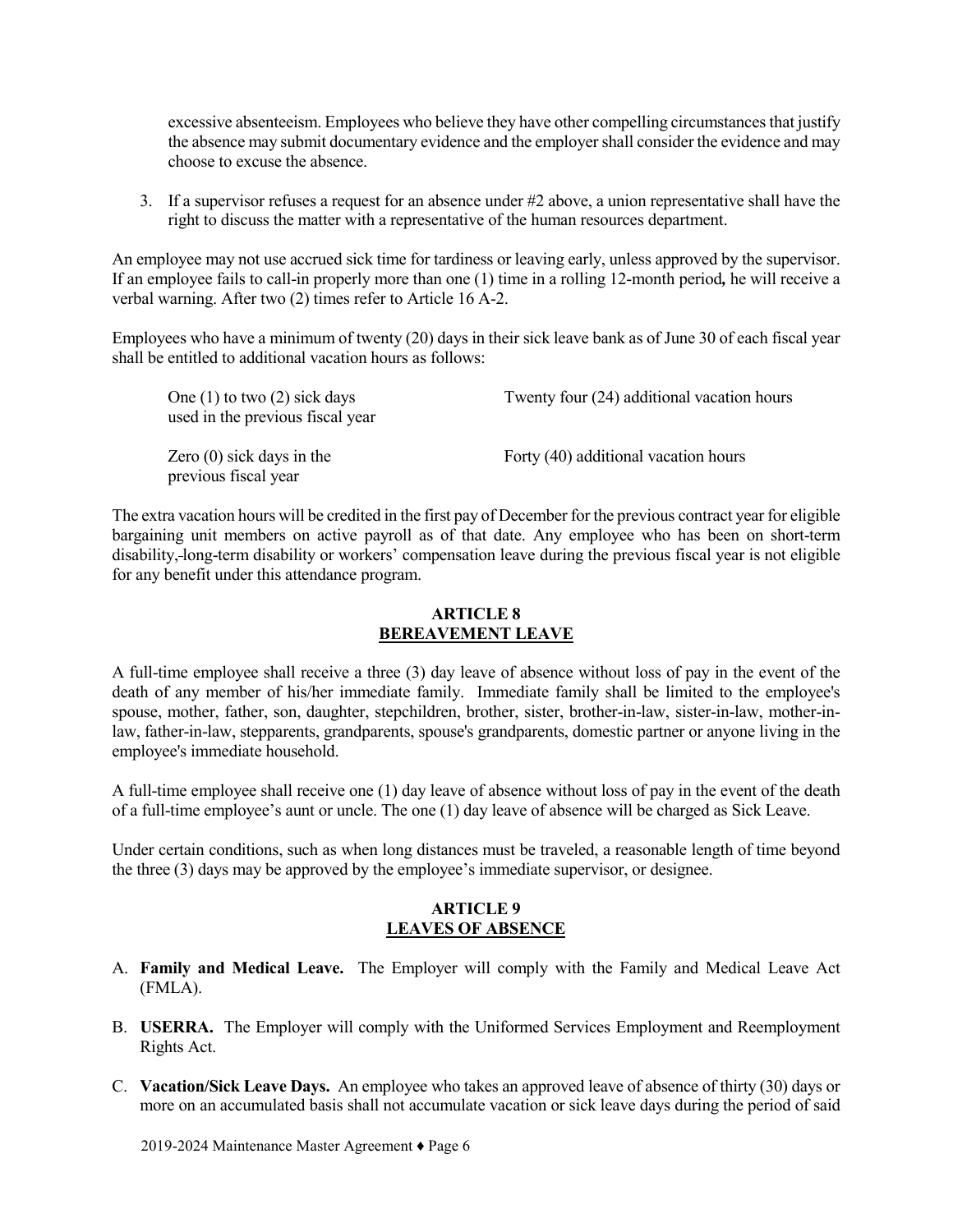excessive absenteeism. Employees who believe they have other compelling circumstances that justify the absence may submit documentary evidence and the employer shall consider the evidence and may choose to excuse the absence.

3. If a supervisor refuses a request for an absence under #2 above, a union representative shall have the right to discuss the matter with a representative of the human resources department.

An employee may not use accrued sick time for tardiness or leaving early, unless approved by the supervisor. If an employee fails to call-in properly more than one (1) time in a rolling 12-month period**,** he will receive a verbal warning. After two (2) times refer to Article 16 A-2.

Employees who have a minimum of twenty (20) days in their sick leave bank as of June 30 of each fiscal year shall be entitled to additional vacation hours as follows:

| | |
|---|---|
| One (1) to two (2) sick days used in the previous fiscal year | Twenty four (24) additional vacation hours |
| Zero (0) sick days in the previous fiscal year | Forty (40) additional vacation hours |

The extra vacation hours will be credited in the first pay of December for the previous contract year for eligible bargaining unit members on active payroll as of that date. Any employee who has been on short-term disability, long-term disability or workers' compensation leave during the previous fiscal year is not eligible for any benefit under this attendance program.

## ARTICLE 8
## BEREAVEMENT LEAVE

A full-time employee shall receive a three (3) day leave of absence without loss of pay in the event of the death of any member of his/her immediate family. Immediate family shall be limited to the employee's spouse, mother, father, son, daughter, stepchildren, brother, sister, brother-in-law, sister-in-law, mother-in-law, father-in-law, stepparents, grandparents, spouse's grandparents, domestic partner or anyone living in the employee's immediate household.

A full-time employee shall receive one (1) day leave of absence without loss of pay in the event of the death of a full-time employee's aunt or uncle. The one (1) day leave of absence will be charged as Sick Leave.

Under certain conditions, such as when long distances must be traveled, a reasonable length of time beyond the three (3) days may be approved by the employee's immediate supervisor, or designee.

## ARTICLE 9
## LEAVES OF ABSENCE

A. **Family and Medical Leave.** The Employer will comply with the Family and Medical Leave Act (FMLA).

B. **USERRA.** The Employer will comply with the Uniformed Services Employment and Reemployment Rights Act.

C. **Vacation/Sick Leave Days.** An employee who takes an approved leave of absence of thirty (30) days or more on an accumulated basis shall not accumulate vacation or sick leave days during the period of said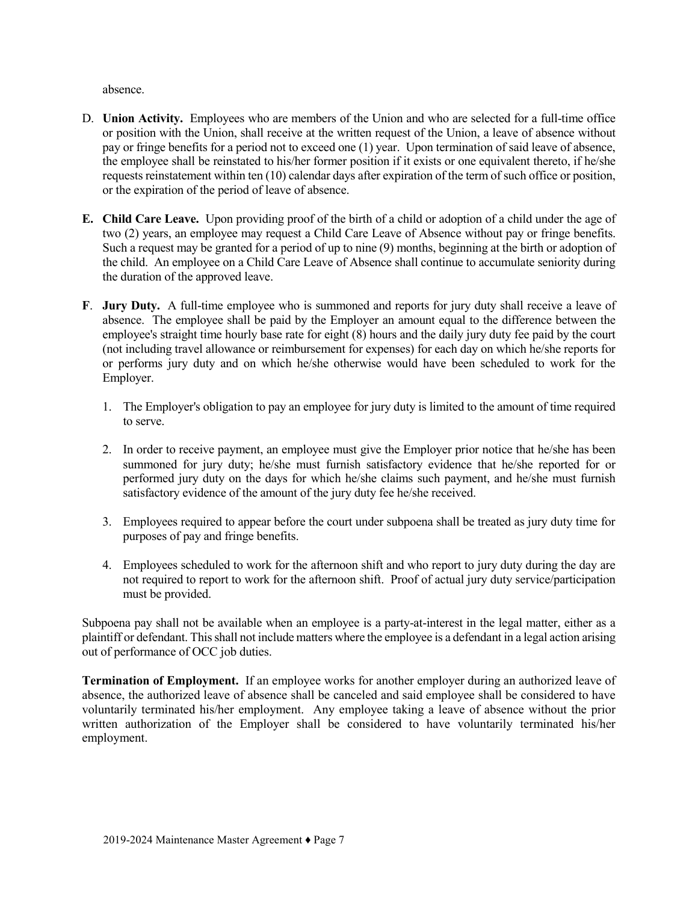absence.

D. **Union Activity.** Employees who are members of the Union and who are selected for a full-time office or position with the Union, shall receive at the written request of the Union, a leave of absence without pay or fringe benefits for a period not to exceed one (1) year. Upon termination of said leave of absence, the employee shall be reinstated to his/her former position if it exists or one equivalent thereto, if he/she requests reinstatement within ten (10) calendar days after expiration of the term of such office or position, or the expiration of the period of leave of absence.

**E. Child Care Leave.** Upon providing proof of the birth of a child or adoption of a child under the age of two (2) years, an employee may request a Child Care Leave of Absence without pay or fringe benefits. Such a request may be granted for a period of up to nine (9) months, beginning at the birth or adoption of the child. An employee on a Child Care Leave of Absence shall continue to accumulate seniority during the duration of the approved leave.

**F. Jury Duty.** A full-time employee who is summoned and reports for jury duty shall receive a leave of absence. The employee shall be paid by the Employer an amount equal to the difference between the employee's straight time hourly base rate for eight (8) hours and the daily jury duty fee paid by the court (not including travel allowance or reimbursement for expenses) for each day on which he/she reports for or performs jury duty and on which he/she otherwise would have been scheduled to work for the Employer.

1. The Employer's obligation to pay an employee for jury duty is limited to the amount of time required to serve.

2. In order to receive payment, an employee must give the Employer prior notice that he/she has been summoned for jury duty; he/she must furnish satisfactory evidence that he/she reported for or performed jury duty on the days for which he/she claims such payment, and he/she must furnish satisfactory evidence of the amount of the jury duty fee he/she received.

3. Employees required to appear before the court under subpoena shall be treated as jury duty time for purposes of pay and fringe benefits.

4. Employees scheduled to work for the afternoon shift and who report to jury duty during the day are not required to report to work for the afternoon shift. Proof of actual jury duty service/participation must be provided.

Subpoena pay shall not be available when an employee is a party-at-interest in the legal matter, either as a plaintiff or defendant. This shall not include matters where the employee is a defendant in a legal action arising out of performance of OCC job duties.

**Termination of Employment.** If an employee works for another employer during an authorized leave of absence, the authorized leave of absence shall be canceled and said employee shall be considered to have voluntarily terminated his/her employment. Any employee taking a leave of absence without the prior written authorization of the Employer shall be considered to have voluntarily terminated his/her employment.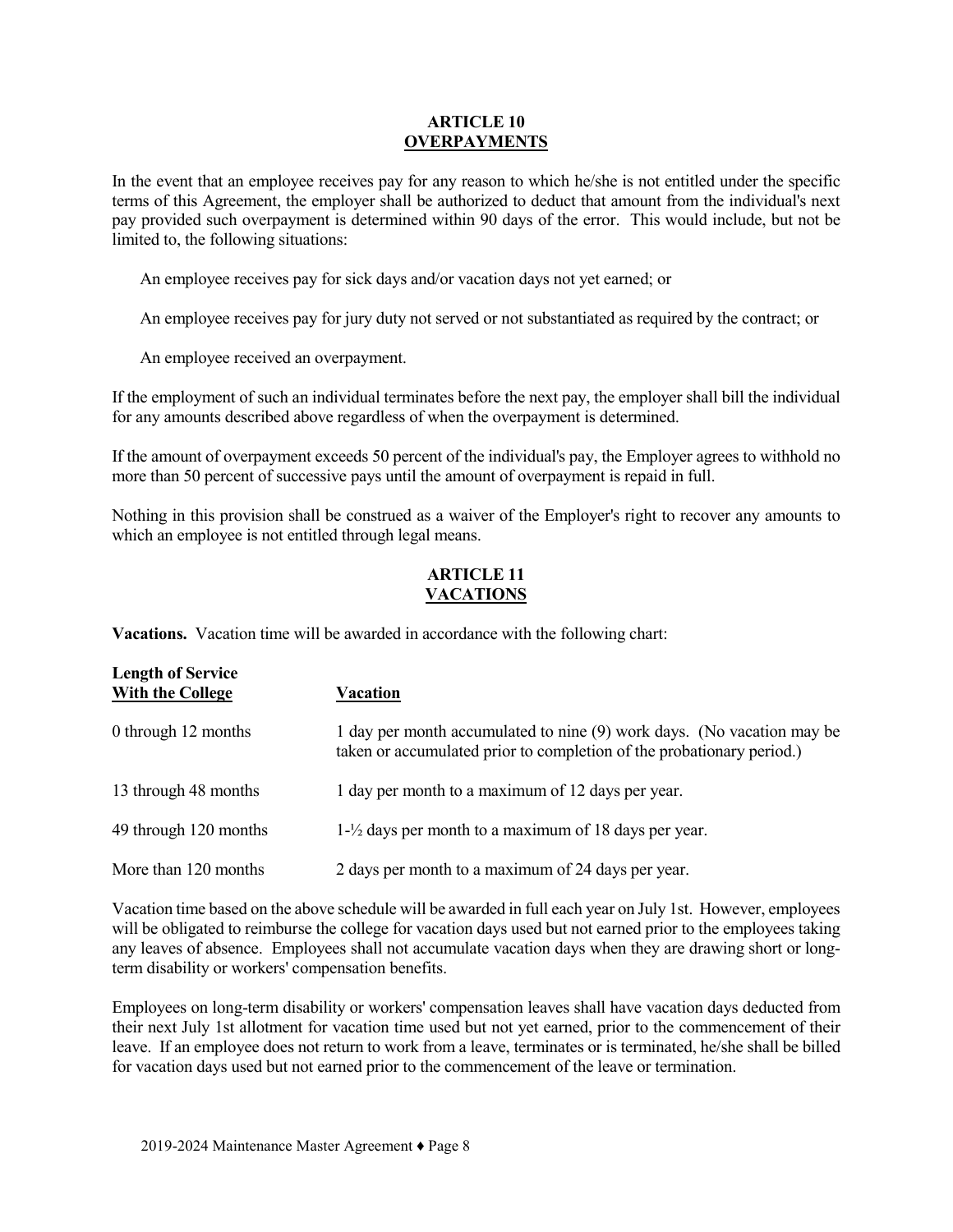## ARTICLE 10
## OVERPAYMENTS

In the event that an employee receives pay for any reason to which he/she is not entitled under the specific terms of this Agreement, the employer shall be authorized to deduct that amount from the individual's next pay provided such overpayment is determined within 90 days of the error. This would include, but not be limited to, the following situations:

An employee receives pay for sick days and/or vacation days not yet earned; or

An employee receives pay for jury duty not served or not substantiated as required by the contract; or

An employee received an overpayment.

If the employment of such an individual terminates before the next pay, the employer shall bill the individual for any amounts described above regardless of when the overpayment is determined.

If the amount of overpayment exceeds 50 percent of the individual's pay, the Employer agrees to withhold no more than 50 percent of successive pays until the amount of overpayment is repaid in full.

Nothing in this provision shall be construed as a waiver of the Employer's right to recover any amounts to which an employee is not entitled through legal means.

## ARTICLE 11
## VACATIONS

**Vacations.** Vacation time will be awarded in accordance with the following chart:

| Length of Service With the College | Vacation |
|---|---|
| 0 through 12 months | 1 day per month accumulated to nine (9) work days. (No vacation may be taken or accumulated prior to completion of the probationary period.) |
| 13 through 48 months | 1 day per month to a maximum of 12 days per year. |
| 49 through 120 months | 1-½ days per month to a maximum of 18 days per year. |
| More than 120 months | 2 days per month to a maximum of 24 days per year. |

Vacation time based on the above schedule will be awarded in full each year on July 1st. However, employees will be obligated to reimburse the college for vacation days used but not earned prior to the employees taking any leaves of absence. Employees shall not accumulate vacation days when they are drawing short or long-term disability or workers' compensation benefits.

Employees on long-term disability or workers' compensation leaves shall have vacation days deducted from their next July 1st allotment for vacation time used but not yet earned, prior to the commencement of their leave. If an employee does not return to work from a leave, terminates or is terminated, he/she shall be billed for vacation days used but not earned prior to the commencement of the leave or termination.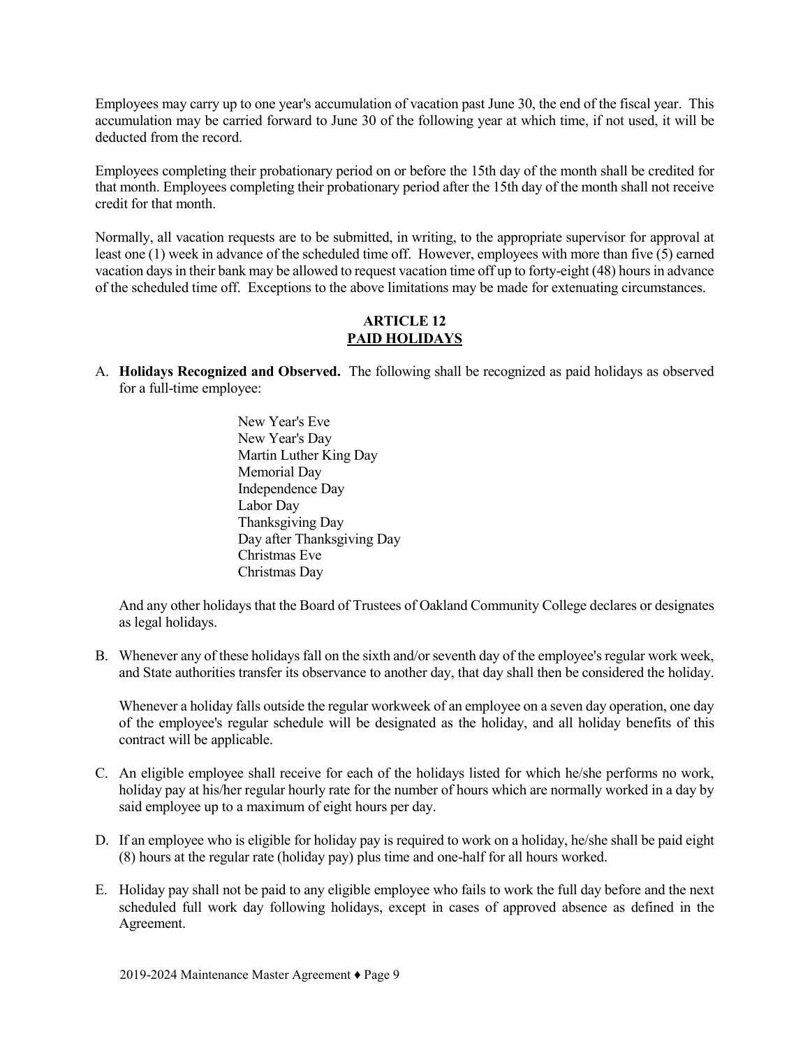Employees may carry up to one year's accumulation of vacation past June 30, the end of the fiscal year. This accumulation may be carried forward to June 30 of the following year at which time, if not used, it will be deducted from the record.

Employees completing their probationary period on or before the 15th day of the month shall be credited for that month. Employees completing their probationary period after the 15th day of the month shall not receive credit for that month.

Normally, all vacation requests are to be submitted, in writing, to the appropriate supervisor for approval at least one (1) week in advance of the scheduled time off. However, employees with more than five (5) earned vacation days in their bank may be allowed to request vacation time off up to forty-eight (48) hours in advance of the scheduled time off. Exceptions to the above limitations may be made for extenuating circumstances.

## ARTICLE 12
## PAID HOLIDAYS

A. **Holidays Recognized and Observed.** The following shall be recognized as paid holidays as observed for a full-time employee:

   New Year's Eve
   New Year's Day
   Martin Luther King Day
   Memorial Day
   Independence Day
   Labor Day
   Thanksgiving Day
   Day after Thanksgiving Day
   Christmas Eve
   Christmas Day

   And any other holidays that the Board of Trustees of Oakland Community College declares or designates as legal holidays.

B. Whenever any of these holidays fall on the sixth and/or seventh day of the employee's regular work week, and State authorities transfer its observance to another day, that day shall then be considered the holiday.

   Whenever a holiday falls outside the regular workweek of an employee on a seven day operation, one day of the employee's regular schedule will be designated as the holiday, and all holiday benefits of this contract will be applicable.

C. An eligible employee shall receive for each of the holidays listed for which he/she performs no work, holiday pay at his/her regular hourly rate for the number of hours which are normally worked in a day by said employee up to a maximum of eight hours per day.

D. If an employee who is eligible for holiday pay is required to work on a holiday, he/she shall be paid eight (8) hours at the regular rate (holiday pay) plus time and one-half for all hours worked.

E. Holiday pay shall not be paid to any eligible employee who fails to work the full day before and the next scheduled full work day following holidays, except in cases of approved absence as defined in the Agreement.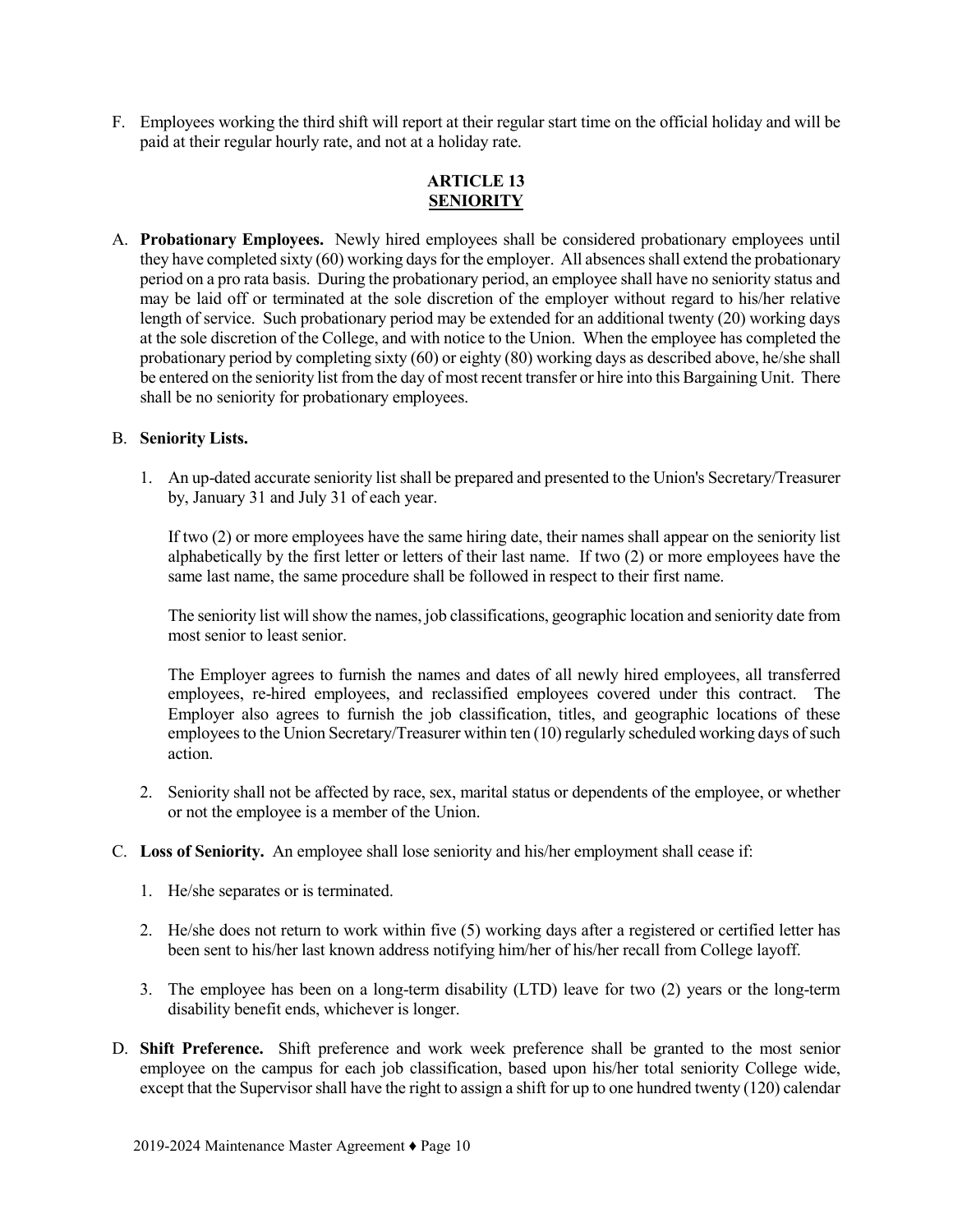F. Employees working the third shift will report at their regular start time on the official holiday and will be paid at their regular hourly rate, and not at a holiday rate.

## ARTICLE 13
## SENIORITY

A. **Probationary Employees.** Newly hired employees shall be considered probationary employees until they have completed sixty (60) working days for the employer. All absences shall extend the probationary period on a pro rata basis. During the probationary period, an employee shall have no seniority status and may be laid off or terminated at the sole discretion of the employer without regard to his/her relative length of service. Such probationary period may be extended for an additional twenty (20) working days at the sole discretion of the College, and with notice to the Union. When the employee has completed the probationary period by completing sixty (60) or eighty (80) working days as described above, he/she shall be entered on the seniority list from the day of most recent transfer or hire into this Bargaining Unit. There shall be no seniority for probationary employees.

B. **Seniority Lists.**

1. An up-dated accurate seniority list shall be prepared and presented to the Union's Secretary/Treasurer by, January 31 and July 31 of each year.

   If two (2) or more employees have the same hiring date, their names shall appear on the seniority list alphabetically by the first letter or letters of their last name. If two (2) or more employees have the same last name, the same procedure shall be followed in respect to their first name.

   The seniority list will show the names, job classifications, geographic location and seniority date from most senior to least senior.

   The Employer agrees to furnish the names and dates of all newly hired employees, all transferred employees, re-hired employees, and reclassified employees covered under this contract. The Employer also agrees to furnish the job classification, titles, and geographic locations of these employees to the Union Secretary/Treasurer within ten (10) regularly scheduled working days of such action.

2. Seniority shall not be affected by race, sex, marital status or dependents of the employee, or whether or not the employee is a member of the Union.

C. **Loss of Seniority.** An employee shall lose seniority and his/her employment shall cease if:

1. He/she separates or is terminated.

2. He/she does not return to work within five (5) working days after a registered or certified letter has been sent to his/her last known address notifying him/her of his/her recall from College layoff.

3. The employee has been on a long-term disability (LTD) leave for two (2) years or the long-term disability benefit ends, whichever is longer.

D. **Shift Preference.** Shift preference and work week preference shall be granted to the most senior employee on the campus for each job classification, based upon his/her total seniority College wide, except that the Supervisor shall have the right to assign a shift for up to one hundred twenty (120) calendar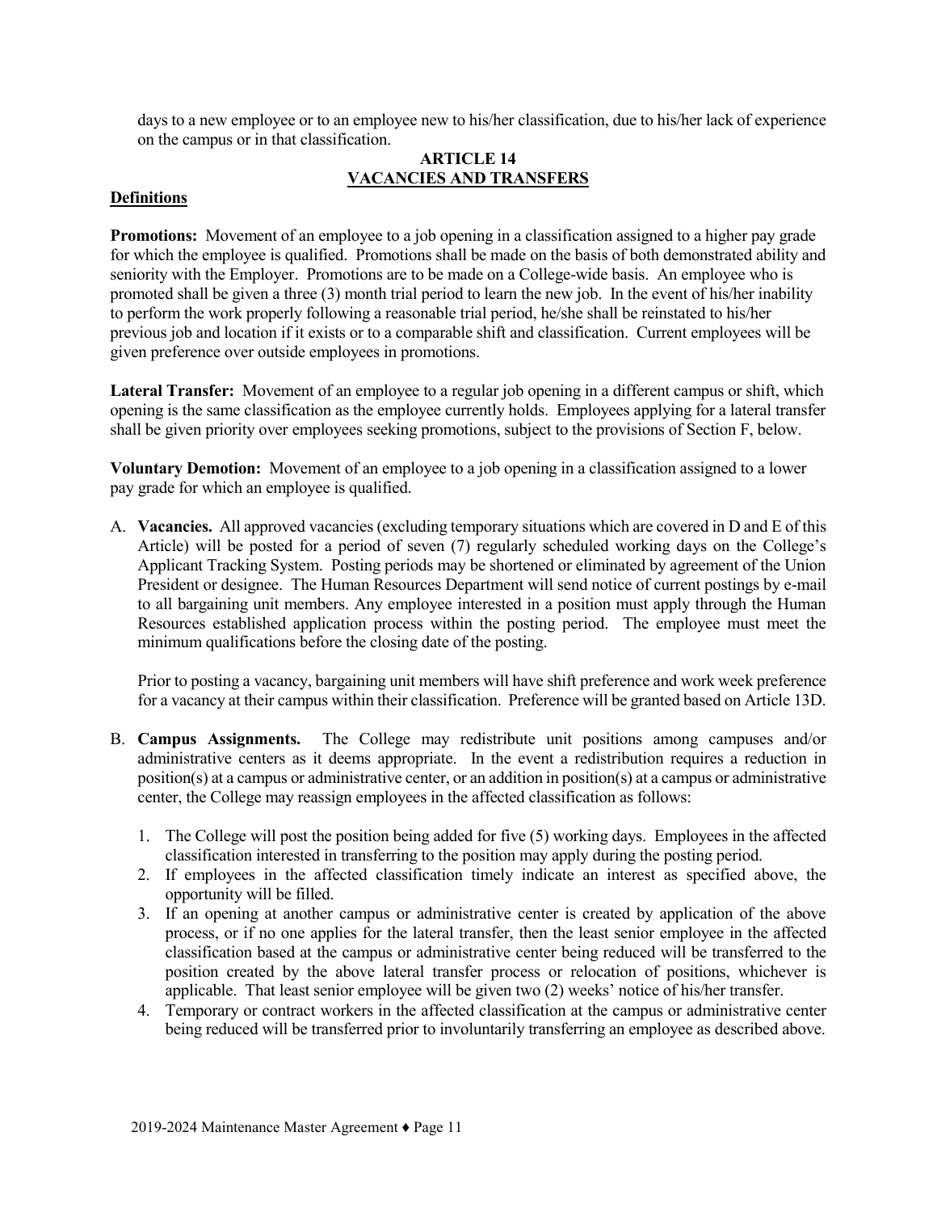days to a new employee or to an employee new to his/her classification, due to his/her lack of experience on the campus or in that classification.

## ARTICLE 14
## VACANCIES AND TRANSFERS

**Definitions**

**Promotions:** Movement of an employee to a job opening in a classification assigned to a higher pay grade for which the employee is qualified. Promotions shall be made on the basis of both demonstrated ability and seniority with the Employer. Promotions are to be made on a College-wide basis. An employee who is promoted shall be given a three (3) month trial period to learn the new job. In the event of his/her inability to perform the work properly following a reasonable trial period, he/she shall be reinstated to his/her previous job and location if it exists or to a comparable shift and classification. Current employees will be given preference over outside employees in promotions.

**Lateral Transfer:** Movement of an employee to a regular job opening in a different campus or shift, which opening is the same classification as the employee currently holds. Employees applying for a lateral transfer shall be given priority over employees seeking promotions, subject to the provisions of Section F, below.

**Voluntary Demotion:** Movement of an employee to a job opening in a classification assigned to a lower pay grade for which an employee is qualified.

A. **Vacancies.** All approved vacancies (excluding temporary situations which are covered in D and E of this Article) will be posted for a period of seven (7) regularly scheduled working days on the College's Applicant Tracking System. Posting periods may be shortened or eliminated by agreement of the Union President or designee. The Human Resources Department will send notice of current postings by e-mail to all bargaining unit members. Any employee interested in a position must apply through the Human Resources established application process within the posting period. The employee must meet the minimum qualifications before the closing date of the posting.

   Prior to posting a vacancy, bargaining unit members will have shift preference and work week preference for a vacancy at their campus within their classification. Preference will be granted based on Article 13D.

B. **Campus Assignments.** The College may redistribute unit positions among campuses and/or administrative centers as it deems appropriate. In the event a redistribution requires a reduction in position(s) at a campus or administrative center, or an addition in position(s) at a campus or administrative center, the College may reassign employees in the affected classification as follows:

   1. The College will post the position being added for five (5) working days. Employees in the affected classification interested in transferring to the position may apply during the posting period.
   2. If employees in the affected classification timely indicate an interest as specified above, the opportunity will be filled.
   3. If an opening at another campus or administrative center is created by application of the above process, or if no one applies for the lateral transfer, then the least senior employee in the affected classification based at the campus or administrative center being reduced will be transferred to the position created by the above lateral transfer process or relocation of positions, whichever is applicable. That least senior employee will be given two (2) weeks' notice of his/her transfer.
   4. Temporary or contract workers in the affected classification at the campus or administrative center being reduced will be transferred prior to involuntarily transferring an employee as described above.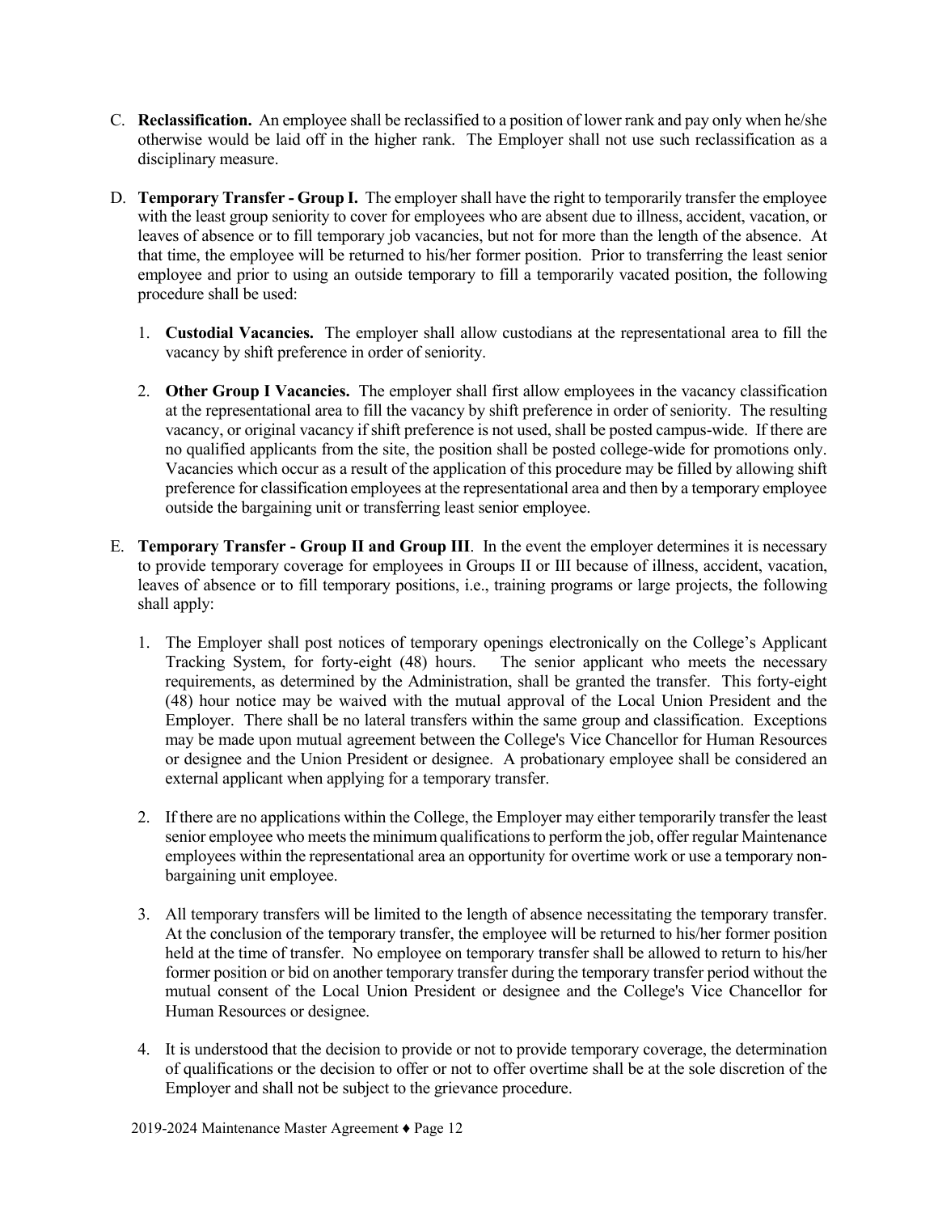C. **Reclassification.** An employee shall be reclassified to a position of lower rank and pay only when he/she otherwise would be laid off in the higher rank. The Employer shall not use such reclassification as a disciplinary measure.

D. **Temporary Transfer - Group I.** The employer shall have the right to temporarily transfer the employee with the least group seniority to cover for employees who are absent due to illness, accident, vacation, or leaves of absence or to fill temporary job vacancies, but not for more than the length of the absence. At that time, the employee will be returned to his/her former position. Prior to transferring the least senior employee and prior to using an outside temporary to fill a temporarily vacated position, the following procedure shall be used:

   1. **Custodial Vacancies.** The employer shall allow custodians at the representational area to fill the vacancy by shift preference in order of seniority.

   2. **Other Group I Vacancies.** The employer shall first allow employees in the vacancy classification at the representational area to fill the vacancy by shift preference in order of seniority. The resulting vacancy, or original vacancy if shift preference is not used, shall be posted campus-wide. If there are no qualified applicants from the site, the position shall be posted college-wide for promotions only. Vacancies which occur as a result of the application of this procedure may be filled by allowing shift preference for classification employees at the representational area and then by a temporary employee outside the bargaining unit or transferring least senior employee.

E. **Temporary Transfer - Group II and Group III**. In the event the employer determines it is necessary to provide temporary coverage for employees in Groups II or III because of illness, accident, vacation, leaves of absence or to fill temporary positions, i.e., training programs or large projects, the following shall apply:

   1. The Employer shall post notices of temporary openings electronically on the College's Applicant Tracking System, for forty-eight (48) hours. The senior applicant who meets the necessary requirements, as determined by the Administration, shall be granted the transfer. This forty-eight (48) hour notice may be waived with the mutual approval of the Local Union President and the Employer. There shall be no lateral transfers within the same group and classification. Exceptions may be made upon mutual agreement between the College's Vice Chancellor for Human Resources or designee and the Union President or designee. A probationary employee shall be considered an external applicant when applying for a temporary transfer.

   2. If there are no applications within the College, the Employer may either temporarily transfer the least senior employee who meets the minimum qualifications to perform the job, offer regular Maintenance employees within the representational area an opportunity for overtime work or use a temporary non-bargaining unit employee.

   3. All temporary transfers will be limited to the length of absence necessitating the temporary transfer. At the conclusion of the temporary transfer, the employee will be returned to his/her former position held at the time of transfer. No employee on temporary transfer shall be allowed to return to his/her former position or bid on another temporary transfer during the temporary transfer period without the mutual consent of the Local Union President or designee and the College's Vice Chancellor for Human Resources or designee.

   4. It is understood that the decision to provide or not to provide temporary coverage, the determination of qualifications or the decision to offer or not to offer overtime shall be at the sole discretion of the Employer and shall not be subject to the grievance procedure.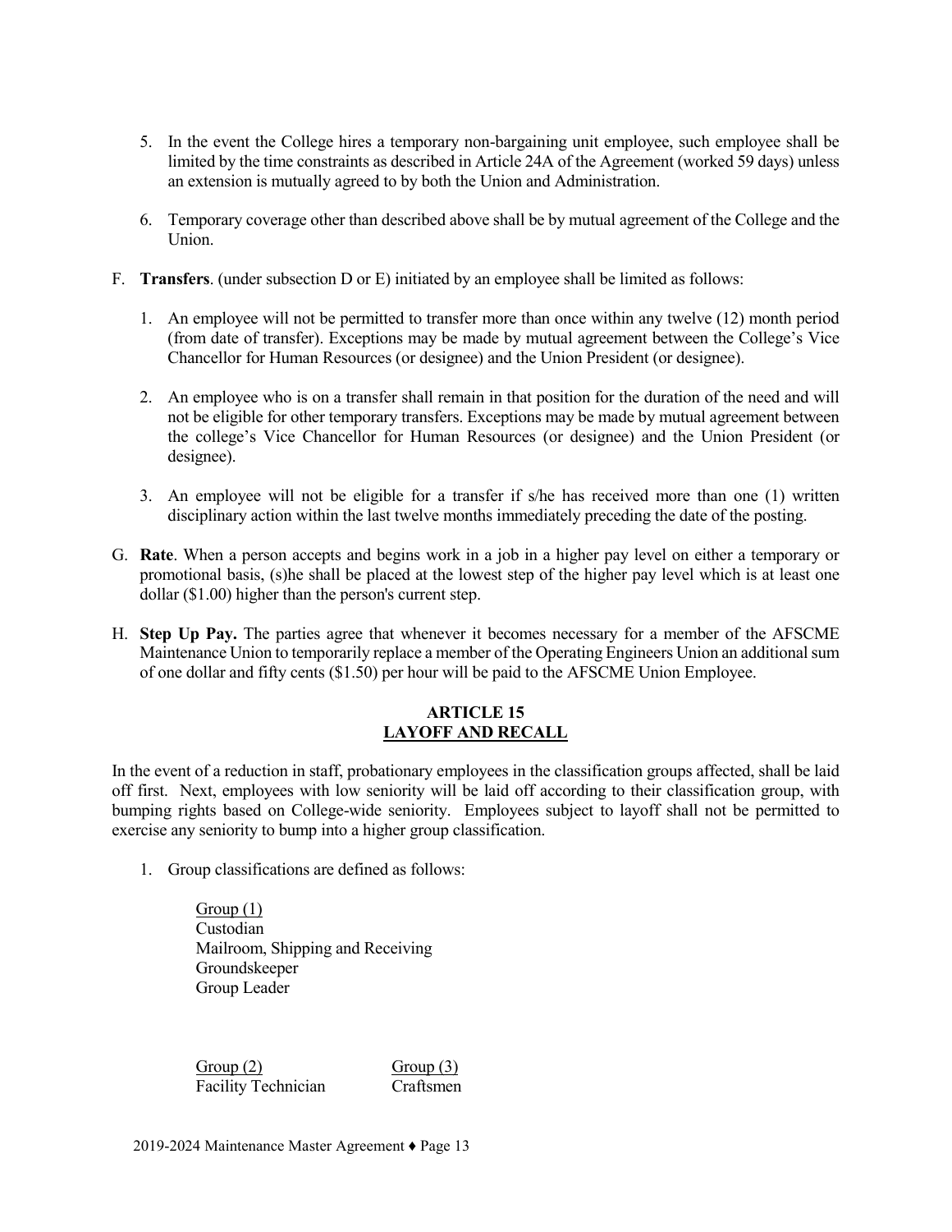5. In the event the College hires a temporary non-bargaining unit employee, such employee shall be limited by the time constraints as described in Article 24A of the Agreement (worked 59 days) unless an extension is mutually agreed to by both the Union and Administration.

6. Temporary coverage other than described above shall be by mutual agreement of the College and the Union.

F. **Transfers**. (under subsection D or E) initiated by an employee shall be limited as follows:

   1. An employee will not be permitted to transfer more than once within any twelve (12) month period (from date of transfer). Exceptions may be made by mutual agreement between the College's Vice Chancellor for Human Resources (or designee) and the Union President (or designee).

   2. An employee who is on a transfer shall remain in that position for the duration of the need and will not be eligible for other temporary transfers. Exceptions may be made by mutual agreement between the college's Vice Chancellor for Human Resources (or designee) and the Union President (or designee).

   3. An employee will not be eligible for a transfer if s/he has received more than one (1) written disciplinary action within the last twelve months immediately preceding the date of the posting.

G. **Rate**. When a person accepts and begins work in a job in a higher pay level on either a temporary or promotional basis, (s)he shall be placed at the lowest step of the higher pay level which is at least one dollar ($1.00) higher than the person's current step.

H. **Step Up Pay.** The parties agree that whenever it becomes necessary for a member of the AFSCME Maintenance Union to temporarily replace a member of the Operating Engineers Union an additional sum of one dollar and fifty cents ($1.50) per hour will be paid to the AFSCME Union Employee.

## ARTICLE 15
## LAYOFF AND RECALL

In the event of a reduction in staff, probationary employees in the classification groups affected, shall be laid off first. Next, employees with low seniority will be laid off according to their classification group, with bumping rights based on College-wide seniority. Employees subject to layoff shall not be permitted to exercise any seniority to bump into a higher group classification.

1. Group classifications are defined as follows:

   Group (1)
   Custodian
   Mailroom, Shipping and Receiving
   Groundskeeper
   Group Leader

   Group (2)
   Facility Technician

   Group (3)
   Craftsmen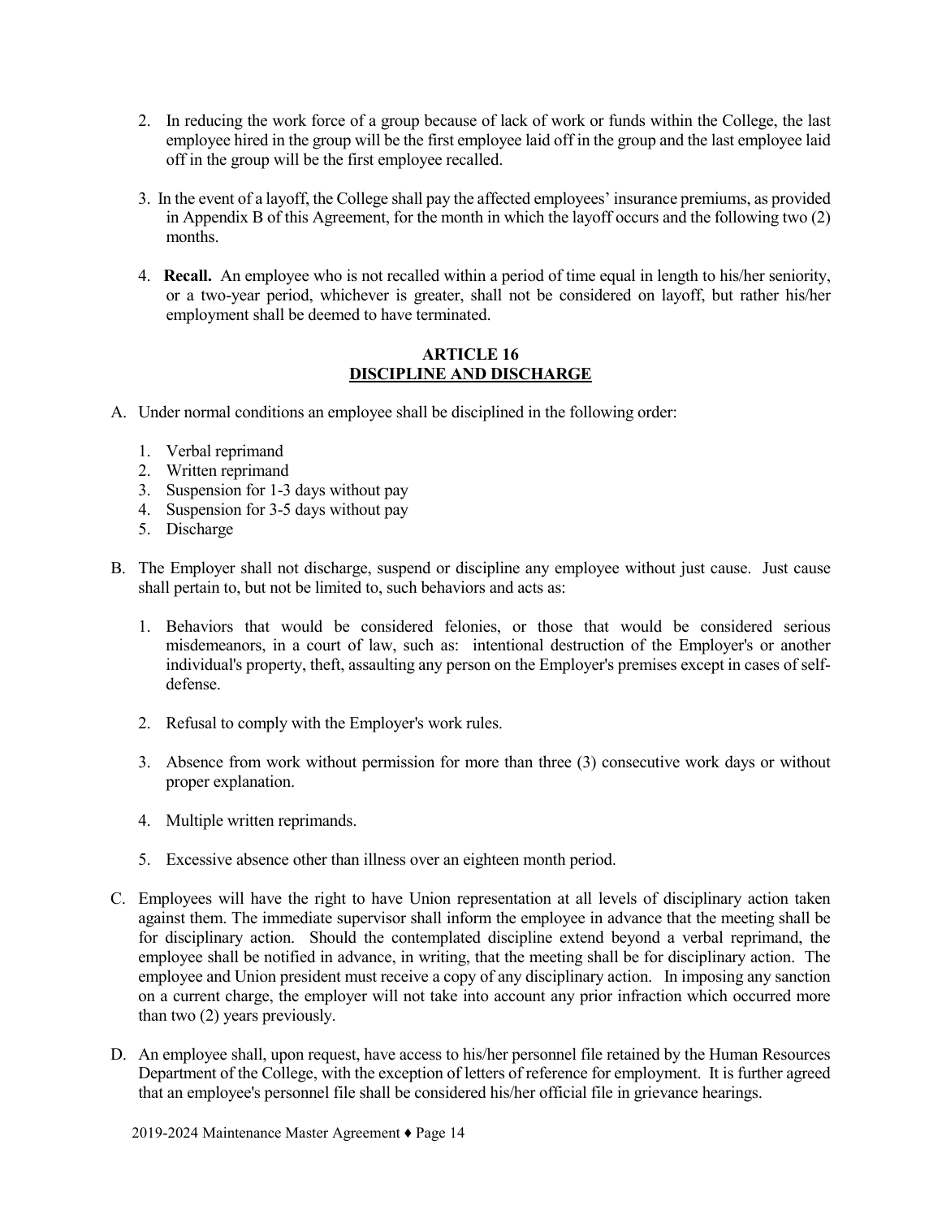2. In reducing the work force of a group because of lack of work or funds within the College, the last employee hired in the group will be the first employee laid off in the group and the last employee laid off in the group will be the first employee recalled.

3. In the event of a layoff, the College shall pay the affected employees' insurance premiums, as provided in Appendix B of this Agreement, for the month in which the layoff occurs and the following two (2) months.

4. **Recall.** An employee who is not recalled within a period of time equal in length to his/her seniority, or a two-year period, whichever is greater, shall not be considered on layoff, but rather his/her employment shall be deemed to have terminated.

## ARTICLE 16
## DISCIPLINE AND DISCHARGE

A. Under normal conditions an employee shall be disciplined in the following order:

   1. Verbal reprimand
   2. Written reprimand
   3. Suspension for 1-3 days without pay
   4. Suspension for 3-5 days without pay
   5. Discharge

B. The Employer shall not discharge, suspend or discipline any employee without just cause. Just cause shall pertain to, but not be limited to, such behaviors and acts as:

   1. Behaviors that would be considered felonies, or those that would be considered serious misdemeanors, in a court of law, such as: intentional destruction of the Employer's or another individual's property, theft, assaulting any person on the Employer's premises except in cases of self-defense.

   2. Refusal to comply with the Employer's work rules.

   3. Absence from work without permission for more than three (3) consecutive work days or without proper explanation.

   4. Multiple written reprimands.

   5. Excessive absence other than illness over an eighteen month period.

C. Employees will have the right to have Union representation at all levels of disciplinary action taken against them. The immediate supervisor shall inform the employee in advance that the meeting shall be for disciplinary action. Should the contemplated discipline extend beyond a verbal reprimand, the employee shall be notified in advance, in writing, that the meeting shall be for disciplinary action. The employee and Union president must receive a copy of any disciplinary action. In imposing any sanction on a current charge, the employer will not take into account any prior infraction which occurred more than two (2) years previously.

D. An employee shall, upon request, have access to his/her personnel file retained by the Human Resources Department of the College, with the exception of letters of reference for employment. It is further agreed that an employee's personnel file shall be considered his/her official file in grievance hearings.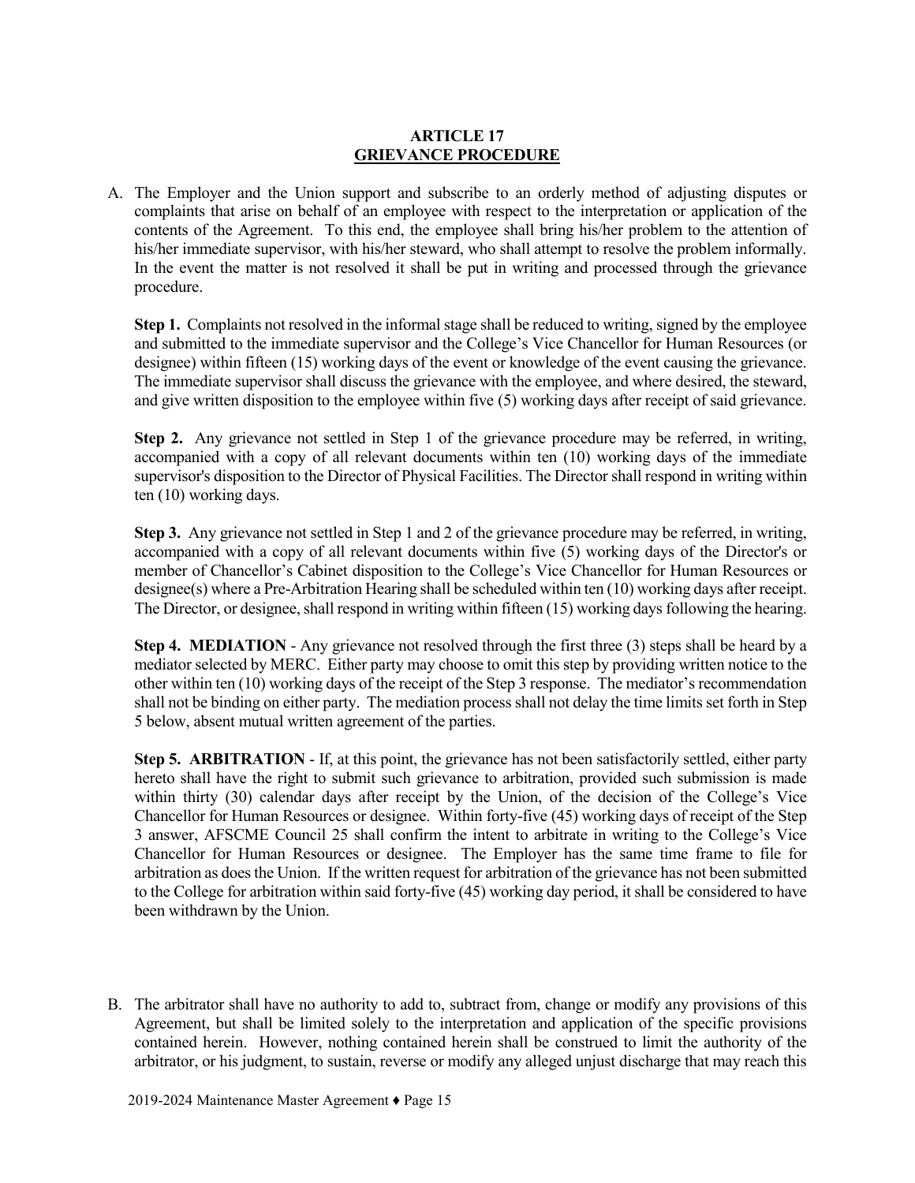## ARTICLE 17
## GRIEVANCE PROCEDURE

A. The Employer and the Union support and subscribe to an orderly method of adjusting disputes or complaints that arise on behalf of an employee with respect to the interpretation or application of the contents of the Agreement. To this end, the employee shall bring his/her problem to the attention of his/her immediate supervisor, with his/her steward, who shall attempt to resolve the problem informally. In the event the matter is not resolved it shall be put in writing and processed through the grievance procedure.

**Step 1.** Complaints not resolved in the informal stage shall be reduced to writing, signed by the employee and submitted to the immediate supervisor and the College's Vice Chancellor for Human Resources (or designee) within fifteen (15) working days of the event or knowledge of the event causing the grievance. The immediate supervisor shall discuss the grievance with the employee, and where desired, the steward, and give written disposition to the employee within five (5) working days after receipt of said grievance.

**Step 2.** Any grievance not settled in Step 1 of the grievance procedure may be referred, in writing, accompanied with a copy of all relevant documents within ten (10) working days of the immediate supervisor's disposition to the Director of Physical Facilities. The Director shall respond in writing within ten (10) working days.

**Step 3.** Any grievance not settled in Step 1 and 2 of the grievance procedure may be referred, in writing, accompanied with a copy of all relevant documents within five (5) working days of the Director's or member of Chancellor's Cabinet disposition to the College's Vice Chancellor for Human Resources or designee(s) where a Pre-Arbitration Hearing shall be scheduled within ten (10) working days after receipt. The Director, or designee, shall respond in writing within fifteen (15) working days following the hearing.

**Step 4. MEDIATION** - Any grievance not resolved through the first three (3) steps shall be heard by a mediator selected by MERC. Either party may choose to omit this step by providing written notice to the other within ten (10) working days of the receipt of the Step 3 response. The mediator's recommendation shall not be binding on either party. The mediation process shall not delay the time limits set forth in Step 5 below, absent mutual written agreement of the parties.

**Step 5. ARBITRATION** - If, at this point, the grievance has not been satisfactorily settled, either party hereto shall have the right to submit such grievance to arbitration, provided such submission is made within thirty (30) calendar days after receipt by the Union, of the decision of the College's Vice Chancellor for Human Resources or designee. Within forty-five (45) working days of receipt of the Step 3 answer, AFSCME Council 25 shall confirm the intent to arbitrate in writing to the College's Vice Chancellor for Human Resources or designee. The Employer has the same time frame to file for arbitration as does the Union. If the written request for arbitration of the grievance has not been submitted to the College for arbitration within said forty-five (45) working day period, it shall be considered to have been withdrawn by the Union.

B. The arbitrator shall have no authority to add to, subtract from, change or modify any provisions of this Agreement, but shall be limited solely to the interpretation and application of the specific provisions contained herein. However, nothing contained herein shall be construed to limit the authority of the arbitrator, or his judgment, to sustain, reverse or modify any alleged unjust discharge that may reach this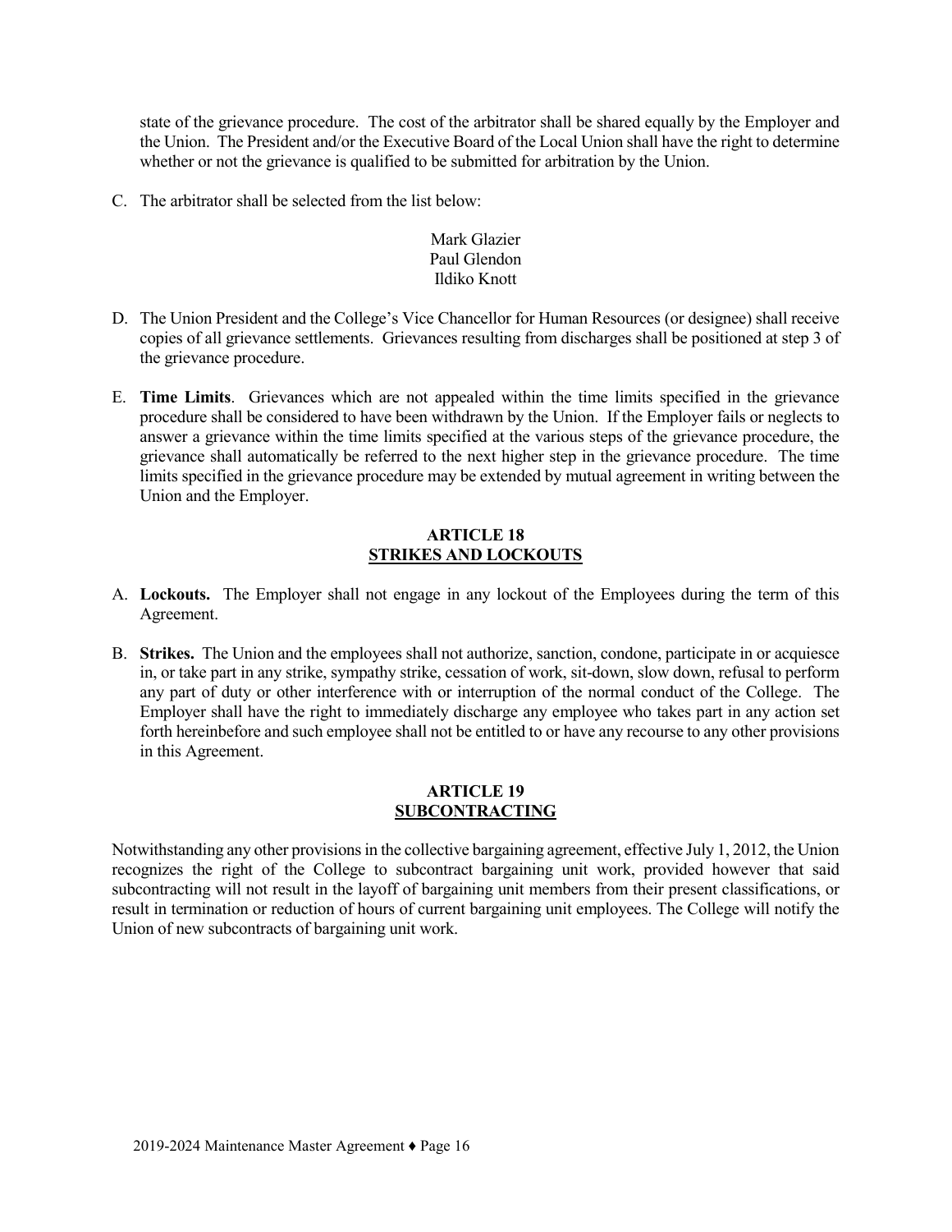state of the grievance procedure. The cost of the arbitrator shall be shared equally by the Employer and the Union. The President and/or the Executive Board of the Local Union shall have the right to determine whether or not the grievance is qualified to be submitted for arbitration by the Union.

C. The arbitrator shall be selected from the list below:

Mark Glazier
Paul Glendon
Ildiko Knott

D. The Union President and the College's Vice Chancellor for Human Resources (or designee) shall receive copies of all grievance settlements. Grievances resulting from discharges shall be positioned at step 3 of the grievance procedure.

E. **Time Limits**. Grievances which are not appealed within the time limits specified in the grievance procedure shall be considered to have been withdrawn by the Union. If the Employer fails or neglects to answer a grievance within the time limits specified at the various steps of the grievance procedure, the grievance shall automatically be referred to the next higher step in the grievance procedure. The time limits specified in the grievance procedure may be extended by mutual agreement in writing between the Union and the Employer.

## ARTICLE 18
## STRIKES AND LOCKOUTS

A. **Lockouts.** The Employer shall not engage in any lockout of the Employees during the term of this Agreement.

B. **Strikes.** The Union and the employees shall not authorize, sanction, condone, participate in or acquiesce in, or take part in any strike, sympathy strike, cessation of work, sit-down, slow down, refusal to perform any part of duty or other interference with or interruption of the normal conduct of the College. The Employer shall have the right to immediately discharge any employee who takes part in any action set forth hereinbefore and such employee shall not be entitled to or have any recourse to any other provisions in this Agreement.

## ARTICLE 19
## SUBCONTRACTING

Notwithstanding any other provisions in the collective bargaining agreement, effective July 1, 2012, the Union recognizes the right of the College to subcontract bargaining unit work, provided however that said subcontracting will not result in the layoff of bargaining unit members from their present classifications, or result in termination or reduction of hours of current bargaining unit employees. The College will notify the Union of new subcontracts of bargaining unit work.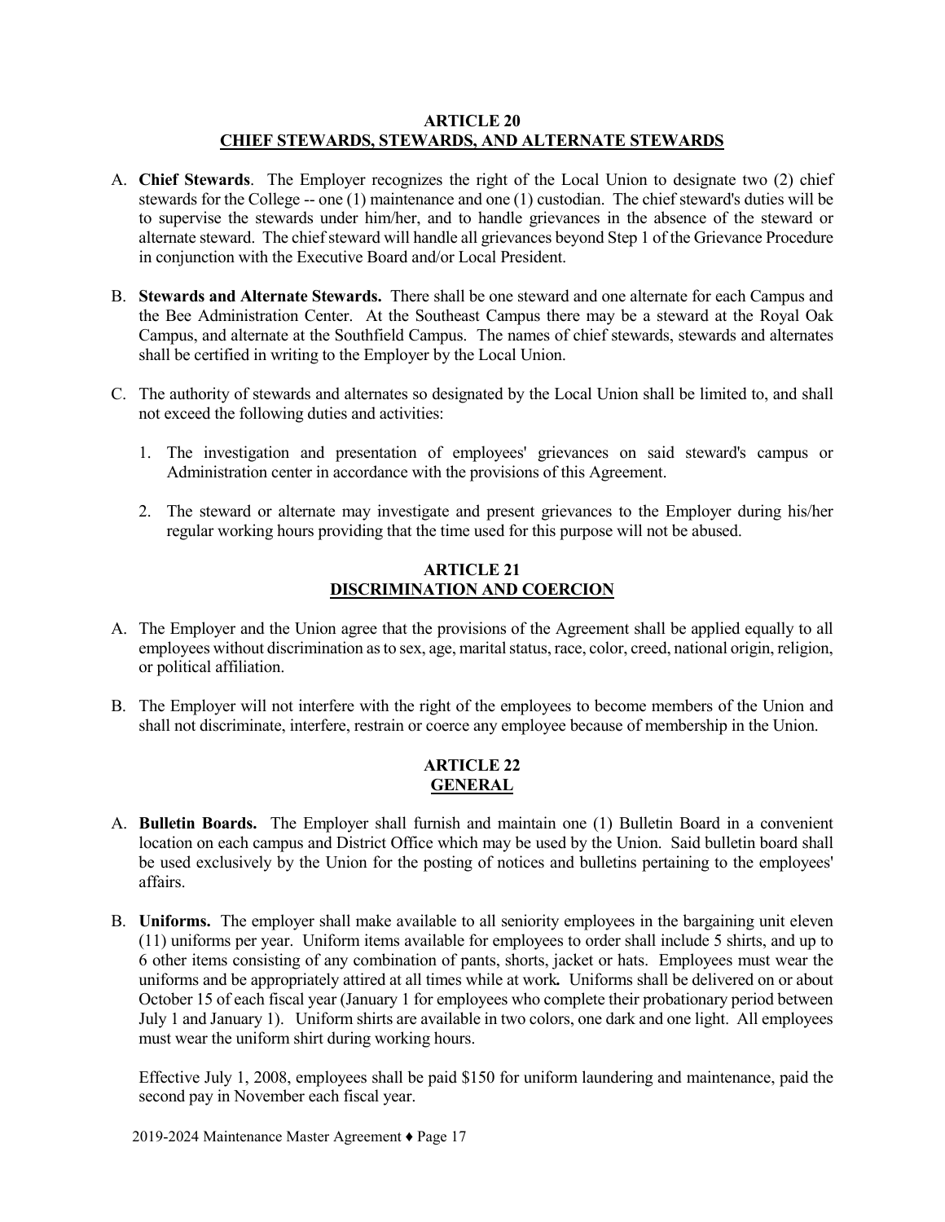## ARTICLE 20
## CHIEF STEWARDS, STEWARDS, AND ALTERNATE STEWARDS

A. **Chief Stewards**. The Employer recognizes the right of the Local Union to designate two (2) chief stewards for the College -- one (1) maintenance and one (1) custodian. The chief steward's duties will be to supervise the stewards under him/her, and to handle grievances in the absence of the steward or alternate steward. The chief steward will handle all grievances beyond Step 1 of the Grievance Procedure in conjunction with the Executive Board and/or Local President.

B. **Stewards and Alternate Stewards.** There shall be one steward and one alternate for each Campus and the Bee Administration Center. At the Southeast Campus there may be a steward at the Royal Oak Campus, and alternate at the Southfield Campus. The names of chief stewards, stewards and alternates shall be certified in writing to the Employer by the Local Union.

C. The authority of stewards and alternates so designated by the Local Union shall be limited to, and shall not exceed the following duties and activities:

   1. The investigation and presentation of employees' grievances on said steward's campus or Administration center in accordance with the provisions of this Agreement.

   2. The steward or alternate may investigate and present grievances to the Employer during his/her regular working hours providing that the time used for this purpose will not be abused.

## ARTICLE 21
## DISCRIMINATION AND COERCION

A. The Employer and the Union agree that the provisions of the Agreement shall be applied equally to all employees without discrimination as to sex, age, marital status, race, color, creed, national origin, religion, or political affiliation.

B. The Employer will not interfere with the right of the employees to become members of the Union and shall not discriminate, interfere, restrain or coerce any employee because of membership in the Union.

## ARTICLE 22
## GENERAL

A. **Bulletin Boards.** The Employer shall furnish and maintain one (1) Bulletin Board in a convenient location on each campus and District Office which may be used by the Union. Said bulletin board shall be used exclusively by the Union for the posting of notices and bulletins pertaining to the employees' affairs.

B. **Uniforms.** The employer shall make available to all seniority employees in the bargaining unit eleven (11) uniforms per year. Uniform items available for employees to order shall include 5 shirts, and up to 6 other items consisting of any combination of pants, shorts, jacket or hats. Employees must wear the uniforms and be appropriately attired at all times while at work. Uniforms shall be delivered on or about October 15 of each fiscal year (January 1 for employees who complete their probationary period between July 1 and January 1). Uniform shirts are available in two colors, one dark and one light. All employees must wear the uniform shirt during working hours.

   Effective July 1, 2008, employees shall be paid $150 for uniform laundering and maintenance, paid the second pay in November each fiscal year.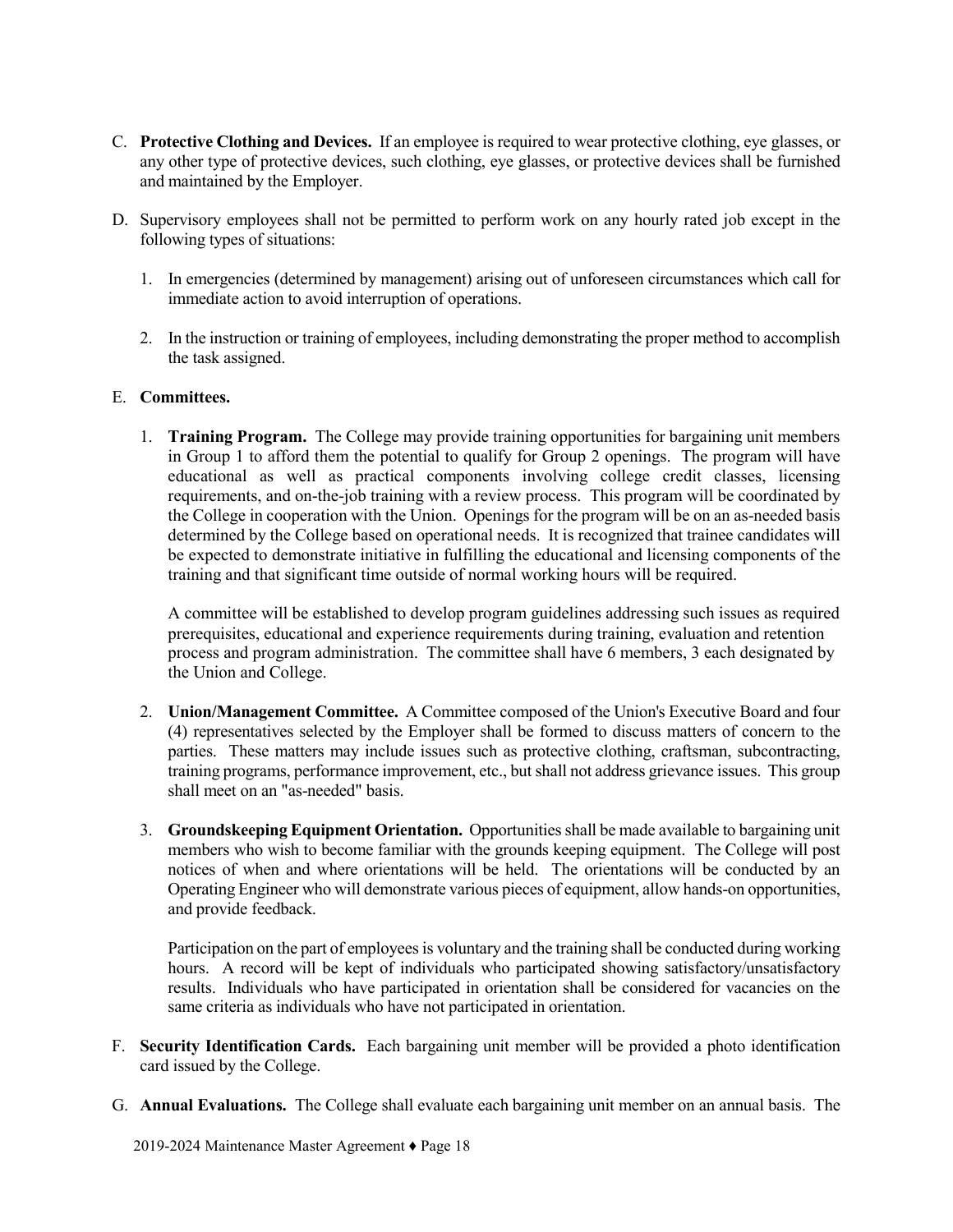C. **Protective Clothing and Devices.** If an employee is required to wear protective clothing, eye glasses, or any other type of protective devices, such clothing, eye glasses, or protective devices shall be furnished and maintained by the Employer.

D. Supervisory employees shall not be permitted to perform work on any hourly rated job except in the following types of situations:

   1. In emergencies (determined by management) arising out of unforeseen circumstances which call for immediate action to avoid interruption of operations.

   2. In the instruction or training of employees, including demonstrating the proper method to accomplish the task assigned.

E. **Committees.**

   1. **Training Program.** The College may provide training opportunities for bargaining unit members in Group 1 to afford them the potential to qualify for Group 2 openings. The program will have educational as well as practical components involving college credit classes, licensing requirements, and on-the-job training with a review process. This program will be coordinated by the College in cooperation with the Union. Openings for the program will be on an as-needed basis determined by the College based on operational needs. It is recognized that trainee candidates will be expected to demonstrate initiative in fulfilling the educational and licensing components of the training and that significant time outside of normal working hours will be required.

      A committee will be established to develop program guidelines addressing such issues as required prerequisites, educational and experience requirements during training, evaluation and retention process and program administration. The committee shall have 6 members, 3 each designated by the Union and College.

   2. **Union/Management Committee.** A Committee composed of the Union's Executive Board and four (4) representatives selected by the Employer shall be formed to discuss matters of concern to the parties. These matters may include issues such as protective clothing, craftsman, subcontracting, training programs, performance improvement, etc., but shall not address grievance issues. This group shall meet on an "as-needed" basis.

   3. **Groundskeeping Equipment Orientation.** Opportunities shall be made available to bargaining unit members who wish to become familiar with the grounds keeping equipment. The College will post notices of when and where orientations will be held. The orientations will be conducted by an Operating Engineer who will demonstrate various pieces of equipment, allow hands-on opportunities, and provide feedback.

      Participation on the part of employees is voluntary and the training shall be conducted during working hours. A record will be kept of individuals who participated showing satisfactory/unsatisfactory results. Individuals who have participated in orientation shall be considered for vacancies on the same criteria as individuals who have not participated in orientation.

F. **Security Identification Cards.** Each bargaining unit member will be provided a photo identification card issued by the College.

G. **Annual Evaluations.** The College shall evaluate each bargaining unit member on an annual basis. The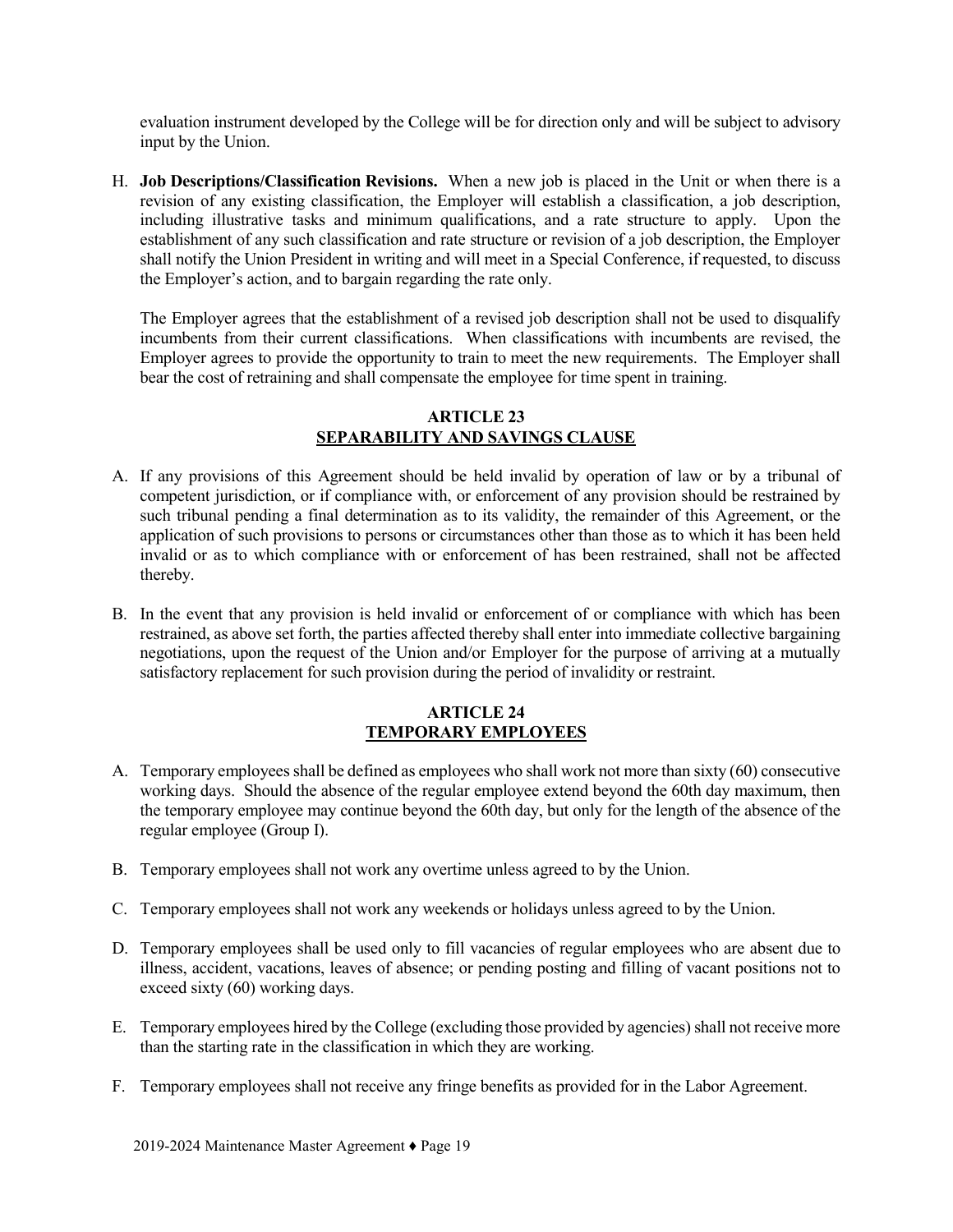evaluation instrument developed by the College will be for direction only and will be subject to advisory input by the Union.

H. **Job Descriptions/Classification Revisions.** When a new job is placed in the Unit or when there is a revision of any existing classification, the Employer will establish a classification, a job description, including illustrative tasks and minimum qualifications, and a rate structure to apply. Upon the establishment of any such classification and rate structure or revision of a job description, the Employer shall notify the Union President in writing and will meet in a Special Conference, if requested, to discuss the Employer's action, and to bargain regarding the rate only.

   The Employer agrees that the establishment of a revised job description shall not be used to disqualify incumbents from their current classifications. When classifications with incumbents are revised, the Employer agrees to provide the opportunity to train to meet the new requirements. The Employer shall bear the cost of retraining and shall compensate the employee for time spent in training.

## ARTICLE 23
## SEPARABILITY AND SAVINGS CLAUSE

A. If any provisions of this Agreement should be held invalid by operation of law or by a tribunal of competent jurisdiction, or if compliance with, or enforcement of any provision should be restrained by such tribunal pending a final determination as to its validity, the remainder of this Agreement, or the application of such provisions to persons or circumstances other than those as to which it has been held invalid or as to which compliance with or enforcement of has been restrained, shall not be affected thereby.

B. In the event that any provision is held invalid or enforcement of or compliance with which has been restrained, as above set forth, the parties affected thereby shall enter into immediate collective bargaining negotiations, upon the request of the Union and/or Employer for the purpose of arriving at a mutually satisfactory replacement for such provision during the period of invalidity or restraint.

## ARTICLE 24
## TEMPORARY EMPLOYEES

A. Temporary employees shall be defined as employees who shall work not more than sixty (60) consecutive working days. Should the absence of the regular employee extend beyond the 60th day maximum, then the temporary employee may continue beyond the 60th day, but only for the length of the absence of the regular employee (Group I).

B. Temporary employees shall not work any overtime unless agreed to by the Union.

C. Temporary employees shall not work any weekends or holidays unless agreed to by the Union.

D. Temporary employees shall be used only to fill vacancies of regular employees who are absent due to illness, accident, vacations, leaves of absence; or pending posting and filling of vacant positions not to exceed sixty (60) working days.

E. Temporary employees hired by the College (excluding those provided by agencies) shall not receive more than the starting rate in the classification in which they are working.

F. Temporary employees shall not receive any fringe benefits as provided for in the Labor Agreement.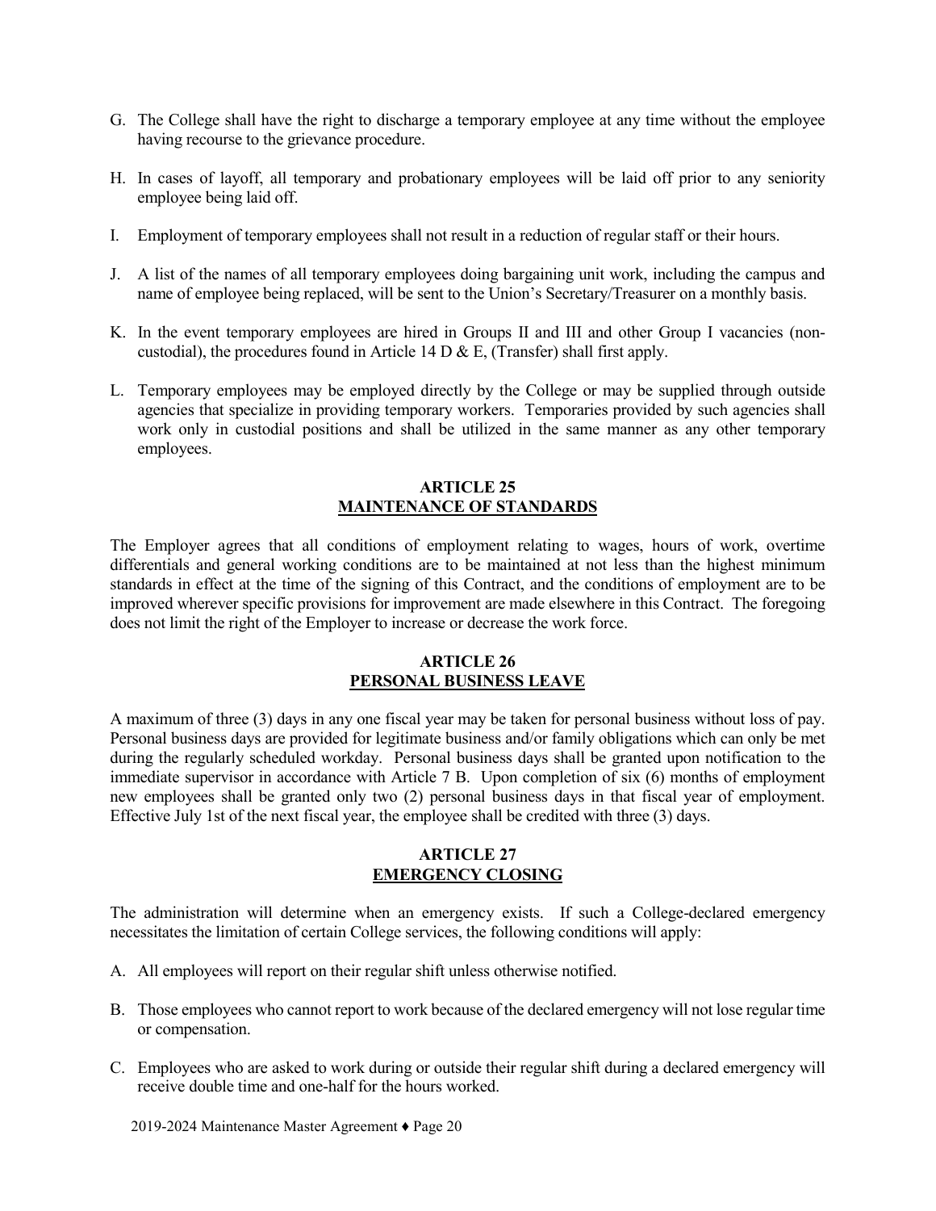G. The College shall have the right to discharge a temporary employee at any time without the employee having recourse to the grievance procedure.

H. In cases of layoff, all temporary and probationary employees will be laid off prior to any seniority employee being laid off.

I. Employment of temporary employees shall not result in a reduction of regular staff or their hours.

J. A list of the names of all temporary employees doing bargaining unit work, including the campus and name of employee being replaced, will be sent to the Union's Secretary/Treasurer on a monthly basis.

K. In the event temporary employees are hired in Groups II and III and other Group I vacancies (non-custodial), the procedures found in Article 14 D & E, (Transfer) shall first apply.

L. Temporary employees may be employed directly by the College or may be supplied through outside agencies that specialize in providing temporary workers. Temporaries provided by such agencies shall work only in custodial positions and shall be utilized in the same manner as any other temporary employees.

## ARTICLE 25
## MAINTENANCE OF STANDARDS

The Employer agrees that all conditions of employment relating to wages, hours of work, overtime differentials and general working conditions are to be maintained at not less than the highest minimum standards in effect at the time of the signing of this Contract, and the conditions of employment are to be improved wherever specific provisions for improvement are made elsewhere in this Contract. The foregoing does not limit the right of the Employer to increase or decrease the work force.

## ARTICLE 26
## PERSONAL BUSINESS LEAVE

A maximum of three (3) days in any one fiscal year may be taken for personal business without loss of pay. Personal business days are provided for legitimate business and/or family obligations which can only be met during the regularly scheduled workday. Personal business days shall be granted upon notification to the immediate supervisor in accordance with Article 7 B. Upon completion of six (6) months of employment new employees shall be granted only two (2) personal business days in that fiscal year of employment. Effective July 1st of the next fiscal year, the employee shall be credited with three (3) days.

## ARTICLE 27
## EMERGENCY CLOSING

The administration will determine when an emergency exists. If such a College-declared emergency necessitates the limitation of certain College services, the following conditions will apply:

A. All employees will report on their regular shift unless otherwise notified.

B. Those employees who cannot report to work because of the declared emergency will not lose regular time or compensation.

C. Employees who are asked to work during or outside their regular shift during a declared emergency will receive double time and one-half for the hours worked.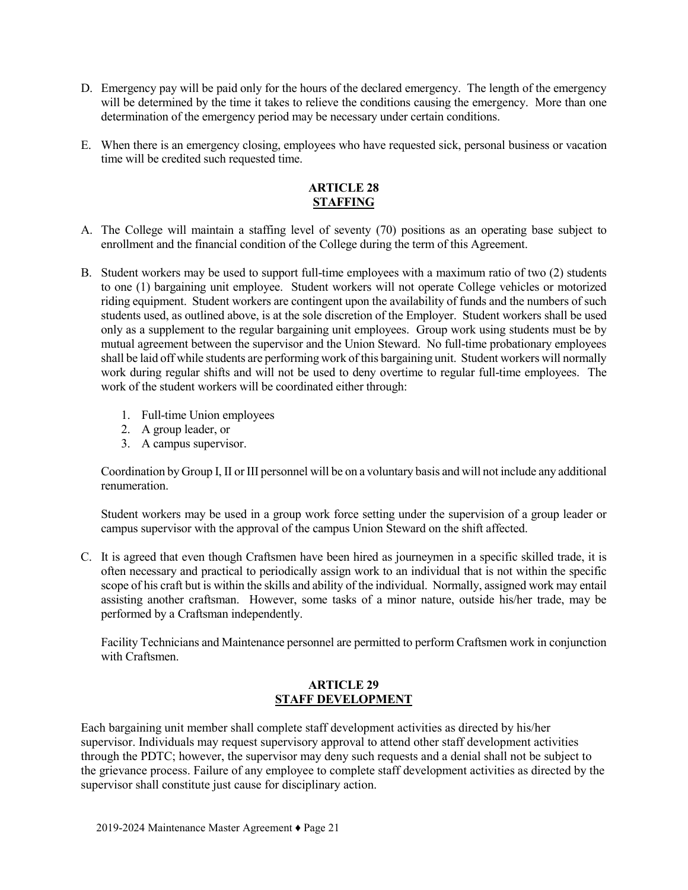D. Emergency pay will be paid only for the hours of the declared emergency. The length of the emergency will be determined by the time it takes to relieve the conditions causing the emergency. More than one determination of the emergency period may be necessary under certain conditions.

E. When there is an emergency closing, employees who have requested sick, personal business or vacation time will be credited such requested time.

## ARTICLE 28
## STAFFING

A. The College will maintain a staffing level of seventy (70) positions as an operating base subject to enrollment and the financial condition of the College during the term of this Agreement.

B. Student workers may be used to support full-time employees with a maximum ratio of two (2) students to one (1) bargaining unit employee. Student workers will not operate College vehicles or motorized riding equipment. Student workers are contingent upon the availability of funds and the numbers of such students used, as outlined above, is at the sole discretion of the Employer. Student workers shall be used only as a supplement to the regular bargaining unit employees. Group work using students must be by mutual agreement between the supervisor and the Union Steward. No full-time probationary employees shall be laid off while students are performing work of this bargaining unit. Student workers will normally work during regular shifts and will not be used to deny overtime to regular full-time employees. The work of the student workers will be coordinated either through:

   1. Full-time Union employees
   2. A group leader, or
   3. A campus supervisor.

   Coordination by Group I, II or III personnel will be on a voluntary basis and will not include any additional renumeration.

   Student workers may be used in a group work force setting under the supervision of a group leader or campus supervisor with the approval of the campus Union Steward on the shift affected.

C. It is agreed that even though Craftsmen have been hired as journeymen in a specific skilled trade, it is often necessary and practical to periodically assign work to an individual that is not within the specific scope of his craft but is within the skills and ability of the individual. Normally, assigned work may entail assisting another craftsman. However, some tasks of a minor nature, outside his/her trade, may be performed by a Craftsman independently.

   Facility Technicians and Maintenance personnel are permitted to perform Craftsmen work in conjunction with Craftsmen.

## ARTICLE 29
## STAFF DEVELOPMENT

Each bargaining unit member shall complete staff development activities as directed by his/her supervisor. Individuals may request supervisory approval to attend other staff development activities through the PDTC; however, the supervisor may deny such requests and a denial shall not be subject to the grievance process. Failure of any employee to complete staff development activities as directed by the supervisor shall constitute just cause for disciplinary action.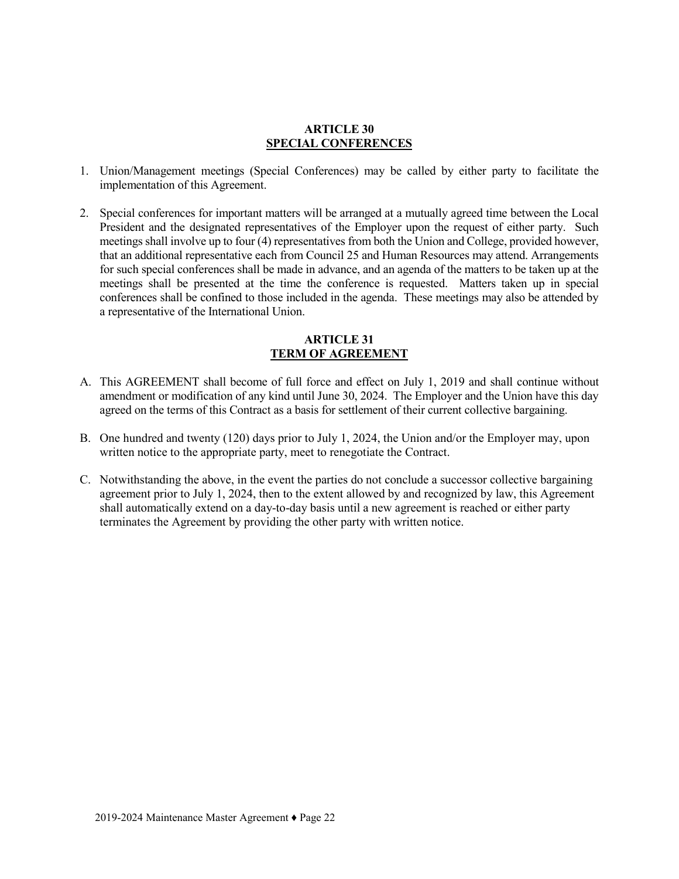## ARTICLE 30
## SPECIAL CONFERENCES

1. Union/Management meetings (Special Conferences) may be called by either party to facilitate the implementation of this Agreement.

2. Special conferences for important matters will be arranged at a mutually agreed time between the Local President and the designated representatives of the Employer upon the request of either party. Such meetings shall involve up to four (4) representatives from both the Union and College, provided however, that an additional representative each from Council 25 and Human Resources may attend. Arrangements for such special conferences shall be made in advance, and an agenda of the matters to be taken up at the meetings shall be presented at the time the conference is requested. Matters taken up in special conferences shall be confined to those included in the agenda. These meetings may also be attended by a representative of the International Union.

## ARTICLE 31
## TERM OF AGREEMENT

A. This AGREEMENT shall become of full force and effect on July 1, 2019 and shall continue without amendment or modification of any kind until June 30, 2024. The Employer and the Union have this day agreed on the terms of this Contract as a basis for settlement of their current collective bargaining.

B. One hundred and twenty (120) days prior to July 1, 2024, the Union and/or the Employer may, upon written notice to the appropriate party, meet to renegotiate the Contract.

C. Notwithstanding the above, in the event the parties do not conclude a successor collective bargaining agreement prior to July 1, 2024, then to the extent allowed by and recognized by law, this Agreement shall automatically extend on a day-to-day basis until a new agreement is reached or either party terminates the Agreement by providing the other party with written notice.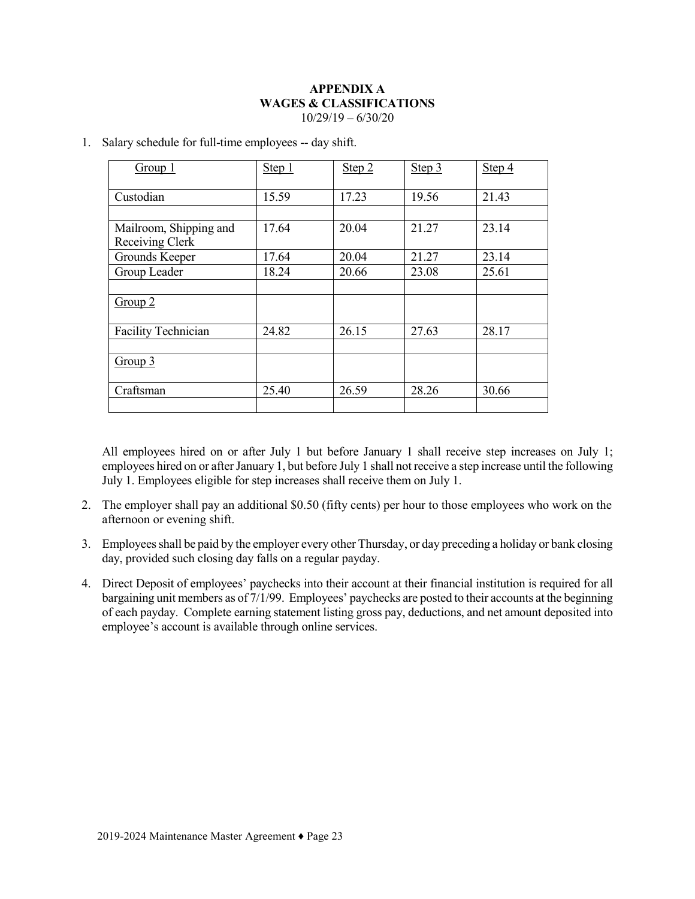# APPENDIX A
## WAGES & CLASSIFICATIONS
10/29/19 – 6/30/20

1. Salary schedule for full-time employees -- day shift.

| Group 1 | Step 1 | Step 2 | Step 3 | Step 4 |
|---|---|---|---|---|
| Custodian | 15.59 | 17.23 | 19.56 | 21.43 |
| | | | | |
| Mailroom, Shipping and Receiving Clerk | 17.64 | 20.04 | 21.27 | 23.14 |
| Grounds Keeper | 17.64 | 20.04 | 21.27 | 23.14 |
| Group Leader | 18.24 | 20.66 | 23.08 | 25.61 |
| | | | | |
| Group 2 | | | | |
| Facility Technician | 24.82 | 26.15 | 27.63 | 28.17 |
| | | | | |
| Group 3 | | | | |
| Craftsman | 25.40 | 26.59 | 28.26 | 30.66 |
| | | | | |

All employees hired on or after July 1 but before January 1 shall receive step increases on July 1; employees hired on or after January 1, but before July 1 shall not receive a step increase until the following July 1. Employees eligible for step increases shall receive them on July 1.

2. The employer shall pay an additional $0.50 (fifty cents) per hour to those employees who work on the afternoon or evening shift.

3. Employees shall be paid by the employer every other Thursday, or day preceding a holiday or bank closing day, provided such closing day falls on a regular payday.

4. Direct Deposit of employees' paychecks into their account at their financial institution is required for all bargaining unit members as of 7/1/99. Employees' paychecks are posted to their accounts at the beginning of each payday. Complete earning statement listing gross pay, deductions, and net amount deposited into employee's account is available through online services.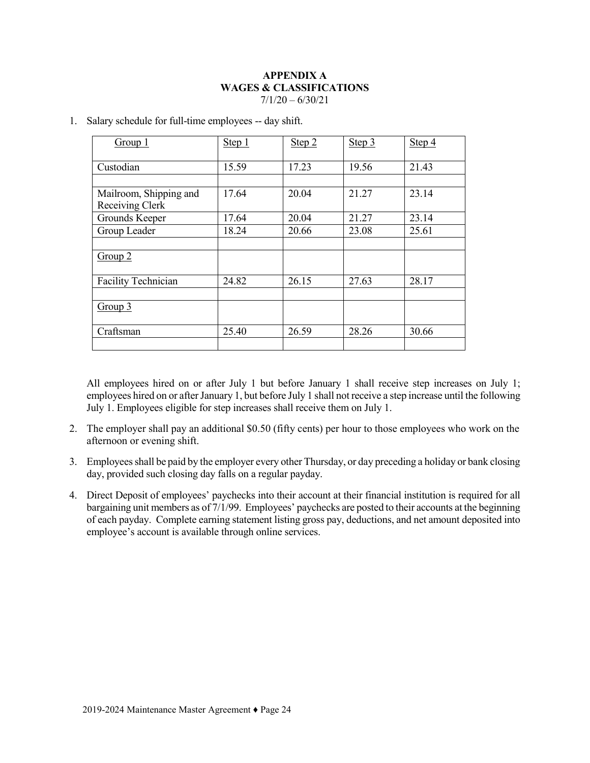**APPENDIX A**
**WAGES & CLASSIFICATIONS**
7/1/20 – 6/30/21

1. Salary schedule for full-time employees -- day shift.

| Group 1 | Step 1 | Step 2 | Step 3 | Step 4 |
|---|---|---|---|---|
| Custodian | 15.59 | 17.23 | 19.56 | 21.43 |
| | | | | |
| Mailroom, Shipping and Receiving Clerk | 17.64 | 20.04 | 21.27 | 23.14 |
| Grounds Keeper | 17.64 | 20.04 | 21.27 | 23.14 |
| Group Leader | 18.24 | 20.66 | 23.08 | 25.61 |
| | | | | |
| Group 2 | | | | |
| Facility Technician | 24.82 | 26.15 | 27.63 | 28.17 |
| | | | | |
| Group 3 | | | | |
| Craftsman | 25.40 | 26.59 | 28.26 | 30.66 |
| | | | | |

All employees hired on or after July 1 but before January 1 shall receive step increases on July 1; employees hired on or after January 1, but before July 1 shall not receive a step increase until the following July 1. Employees eligible for step increases shall receive them on July 1.

2. The employer shall pay an additional $0.50 (fifty cents) per hour to those employees who work on the afternoon or evening shift.

3. Employees shall be paid by the employer every other Thursday, or day preceding a holiday or bank closing day, provided such closing day falls on a regular payday.

4. Direct Deposit of employees' paychecks into their account at their financial institution is required for all bargaining unit members as of 7/1/99. Employees' paychecks are posted to their accounts at the beginning of each payday. Complete earning statement listing gross pay, deductions, and net amount deposited into employee's account is available through online services.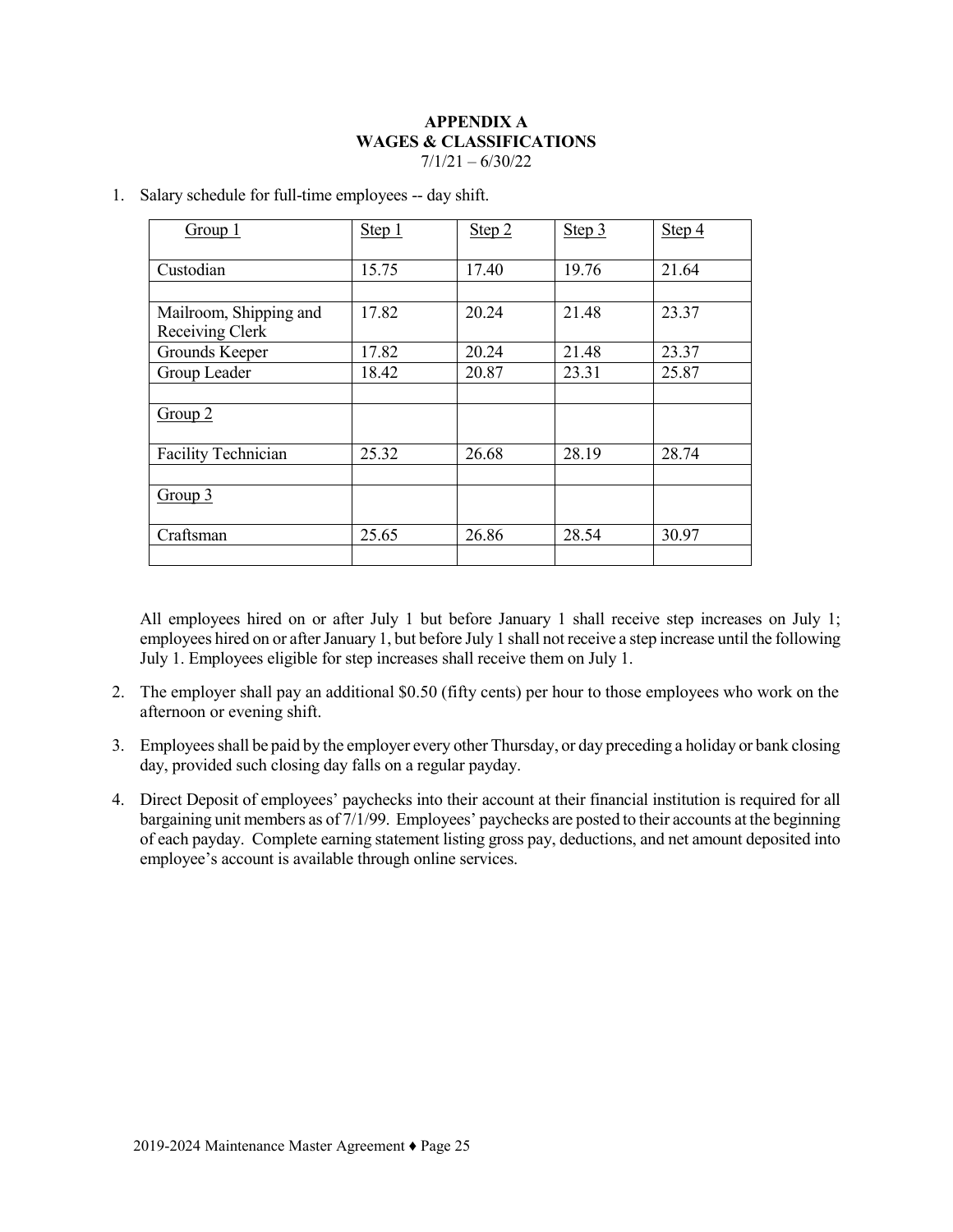# APPENDIX A
## WAGES & CLASSIFICATIONS
7/1/21 – 6/30/22

1. Salary schedule for full-time employees -- day shift.

| Group 1 | Step 1 | Step 2 | Step 3 | Step 4 |
|---|---|---|---|---|
| Custodian | 15.75 | 17.40 | 19.76 | 21.64 |
| | | | | |
| Mailroom, Shipping and Receiving Clerk | 17.82 | 20.24 | 21.48 | 23.37 |
| Grounds Keeper | 17.82 | 20.24 | 21.48 | 23.37 |
| Group Leader | 18.42 | 20.87 | 23.31 | 25.87 |
| | | | | |
| Group 2 | | | | |
| Facility Technician | 25.32 | 26.68 | 28.19 | 28.74 |
| | | | | |
| Group 3 | | | | |
| Craftsman | 25.65 | 26.86 | 28.54 | 30.97 |
| | | | | |

All employees hired on or after July 1 but before January 1 shall receive step increases on July 1; employees hired on or after January 1, but before July 1 shall not receive a step increase until the following July 1. Employees eligible for step increases shall receive them on July 1.

2. The employer shall pay an additional $0.50 (fifty cents) per hour to those employees who work on the afternoon or evening shift.

3. Employees shall be paid by the employer every other Thursday, or day preceding a holiday or bank closing day, provided such closing day falls on a regular payday.

4. Direct Deposit of employees' paychecks into their account at their financial institution is required for all bargaining unit members as of 7/1/99. Employees' paychecks are posted to their accounts at the beginning of each payday. Complete earning statement listing gross pay, deductions, and net amount deposited into employee's account is available through online services.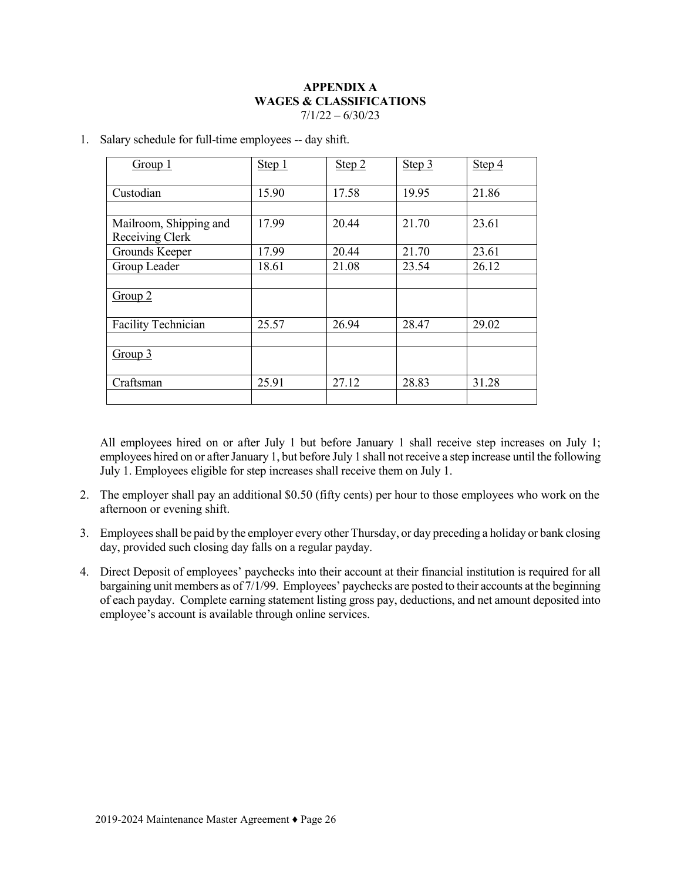# APPENDIX A
## WAGES & CLASSIFICATIONS
7/1/22 – 6/30/23

1. Salary schedule for full-time employees -- day shift.

| Group 1 | Step 1 | Step 2 | Step 3 | Step 4 |
|---|---|---|---|---|
| Custodian | 15.90 | 17.58 | 19.95 | 21.86 |
| | | | | |
| Mailroom, Shipping and Receiving Clerk | 17.99 | 20.44 | 21.70 | 23.61 |
| Grounds Keeper | 17.99 | 20.44 | 21.70 | 23.61 |
| Group Leader | 18.61 | 21.08 | 23.54 | 26.12 |
| | | | | |
| Group 2 | | | | |
| Facility Technician | 25.57 | 26.94 | 28.47 | 29.02 |
| | | | | |
| Group 3 | | | | |
| Craftsman | 25.91 | 27.12 | 28.83 | 31.28 |
| | | | | |

   All employees hired on or after July 1 but before January 1 shall receive step increases on July 1; employees hired on or after January 1, but before July 1 shall not receive a step increase until the following July 1. Employees eligible for step increases shall receive them on July 1.

2. The employer shall pay an additional $0.50 (fifty cents) per hour to those employees who work on the afternoon or evening shift.

3. Employees shall be paid by the employer every other Thursday, or day preceding a holiday or bank closing day, provided such closing day falls on a regular payday.

4. Direct Deposit of employees' paychecks into their account at their financial institution is required for all bargaining unit members as of 7/1/99. Employees' paychecks are posted to their accounts at the beginning of each payday. Complete earning statement listing gross pay, deductions, and net amount deposited into employee's account is available through online services.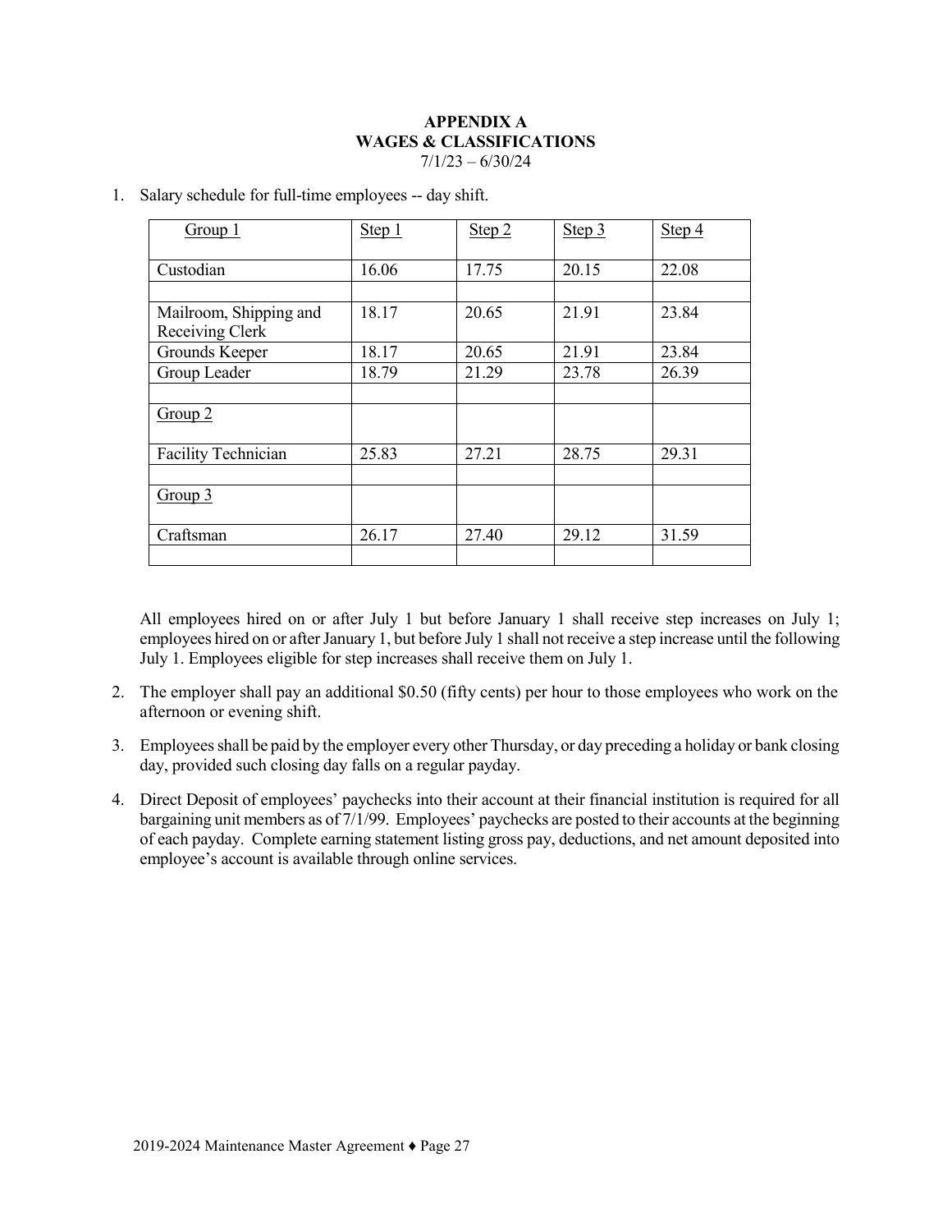# APPENDIX A
## WAGES & CLASSIFICATIONS
7/1/23 – 6/30/24

1. Salary schedule for full-time employees -- day shift.

| Group 1 | Step 1 | Step 2 | Step 3 | Step 4 |
|---|---|---|---|---|
| Custodian | 16.06 | 17.75 | 20.15 | 22.08 |
| | | | | |
| Mailroom, Shipping and Receiving Clerk | 18.17 | 20.65 | 21.91 | 23.84 |
| Grounds Keeper | 18.17 | 20.65 | 21.91 | 23.84 |
| Group Leader | 18.79 | 21.29 | 23.78 | 26.39 |
| | | | | |
| Group 2 | | | | |
| Facility Technician | 25.83 | 27.21 | 28.75 | 29.31 |
| | | | | |
| Group 3 | | | | |
| Craftsman | 26.17 | 27.40 | 29.12 | 31.59 |
| | | | | |

All employees hired on or after July 1 but before January 1 shall receive step increases on July 1; employees hired on or after January 1, but before July 1 shall not receive a step increase until the following July 1. Employees eligible for step increases shall receive them on July 1.

2. The employer shall pay an additional $0.50 (fifty cents) per hour to those employees who work on the afternoon or evening shift.

3. Employees shall be paid by the employer every other Thursday, or day preceding a holiday or bank closing day, provided such closing day falls on a regular payday.

4. Direct Deposit of employees' paychecks into their account at their financial institution is required for all bargaining unit members as of 7/1/99. Employees' paychecks are posted to their accounts at the beginning of each payday. Complete earning statement listing gross pay, deductions, and net amount deposited into employee's account is available through online services.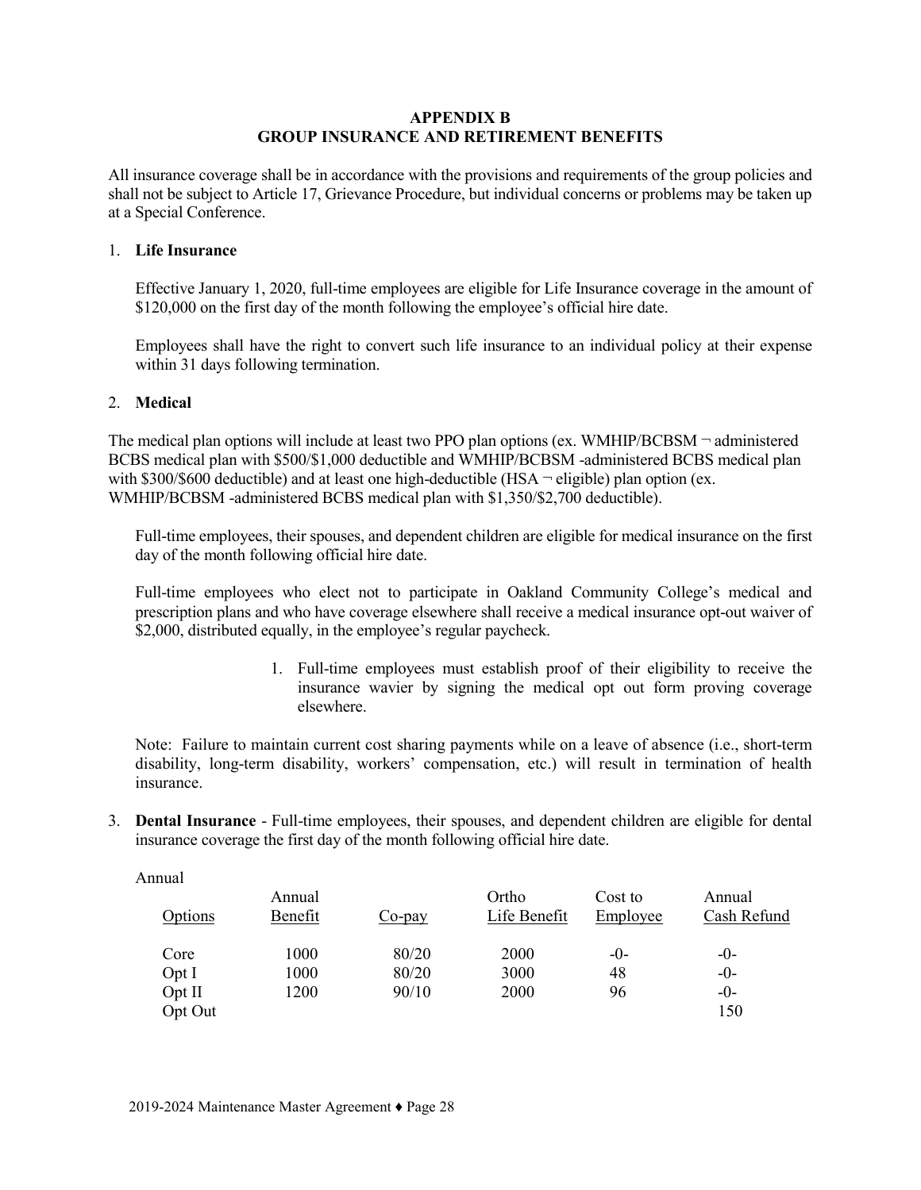# APPENDIX B
# GROUP INSURANCE AND RETIREMENT BENEFITS

All insurance coverage shall be in accordance with the provisions and requirements of the group policies and shall not be subject to Article 17, Grievance Procedure, but individual concerns or problems may be taken up at a Special Conference.

1. **Life Insurance**

   Effective January 1, 2020, full-time employees are eligible for Life Insurance coverage in the amount of $120,000 on the first day of the month following the employee's official hire date.

   Employees shall have the right to convert such life insurance to an individual policy at their expense within 31 days following termination.

2. **Medical**

The medical plan options will include at least two PPO plan options (ex. WMHIP/BCBSM ¬ administered BCBS medical plan with $500/$1,000 deductible and WMHIP/BCBSM -administered BCBS medical plan with $300/$600 deductible) and at least one high-deductible (HSA ¬ eligible) plan option (ex. WMHIP/BCBSM -administered BCBS medical plan with $1,350/$2,700 deductible).

Full-time employees, their spouses, and dependent children are eligible for medical insurance on the first day of the month following official hire date.

Full-time employees who elect not to participate in Oakland Community College's medical and prescription plans and who have coverage elsewhere shall receive a medical insurance opt-out waiver of $2,000, distributed equally, in the employee's regular paycheck.

1. Full-time employees must establish proof of their eligibility to receive the insurance wavier by signing the medical opt out form proving coverage elsewhere.

Note: Failure to maintain current cost sharing payments while on a leave of absence (i.e., short-term disability, long-term disability, workers' compensation, etc.) will result in termination of health insurance.

3. **Dental Insurance** - Full-time employees, their spouses, and dependent children are eligible for dental insurance coverage the first day of the month following official hire date.

Annual

| Options | Annual Benefit | Co-pay | Ortho Life Benefit | Cost to Employee | Annual Cash Refund |
|---|---|---|---|---|---|
| Core | 1000 | 80/20 | 2000 | -0- | -0- |
| Opt I | 1000 | 80/20 | 3000 | 48 | -0- |
| Opt II | 1200 | 90/10 | 2000 | 96 | -0- |
| Opt Out | | | | | 150 |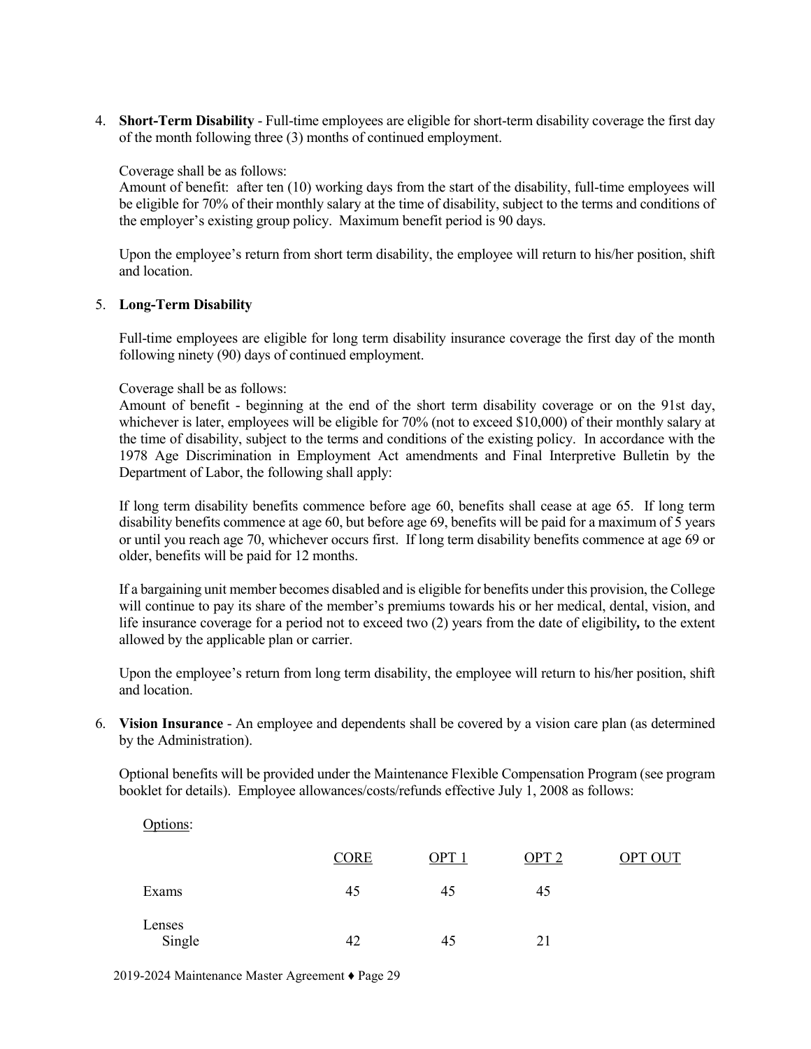4. **Short-Term Disability** - Full-time employees are eligible for short-term disability coverage the first day of the month following three (3) months of continued employment.

   Coverage shall be as follows:
   Amount of benefit: after ten (10) working days from the start of the disability, full-time employees will be eligible for 70% of their monthly salary at the time of disability, subject to the terms and conditions of the employer's existing group policy. Maximum benefit period is 90 days.

   Upon the employee's return from short term disability, the employee will return to his/her position, shift and location.

5. **Long-Term Disability**

   Full-time employees are eligible for long term disability insurance coverage the first day of the month following ninety (90) days of continued employment.

   Coverage shall be as follows:
   Amount of benefit - beginning at the end of the short term disability coverage or on the 91st day, whichever is later, employees will be eligible for 70% (not to exceed $10,000) of their monthly salary at the time of disability, subject to the terms and conditions of the existing policy. In accordance with the 1978 Age Discrimination in Employment Act amendments and Final Interpretive Bulletin by the Department of Labor, the following shall apply:

   If long term disability benefits commence before age 60, benefits shall cease at age 65. If long term disability benefits commence at age 60, but before age 69, benefits will be paid for a maximum of 5 years or until you reach age 70, whichever occurs first. If long term disability benefits commence at age 69 or older, benefits will be paid for 12 months.

   If a bargaining unit member becomes disabled and is eligible for benefits under this provision, the College will continue to pay its share of the member's premiums towards his or her medical, dental, vision, and life insurance coverage for a period not to exceed two (2) years from the date of eligibility*,* to the extent allowed by the applicable plan or carrier.

   Upon the employee's return from long term disability, the employee will return to his/her position, shift and location.

6. **Vision Insurance** - An employee and dependents shall be covered by a vision care plan (as determined by the Administration).

   Optional benefits will be provided under the Maintenance Flexible Compensation Program (see program booklet for details). Employee allowances/costs/refunds effective July 1, 2008 as follows:

   Options:

| | CORE | OPT 1 | OPT 2 | OPT OUT |
|---|---|---|---|---|
| Exams | 45 | 45 | 45 | |
| Lenses<br>Single | 42 | 45 | 21 | |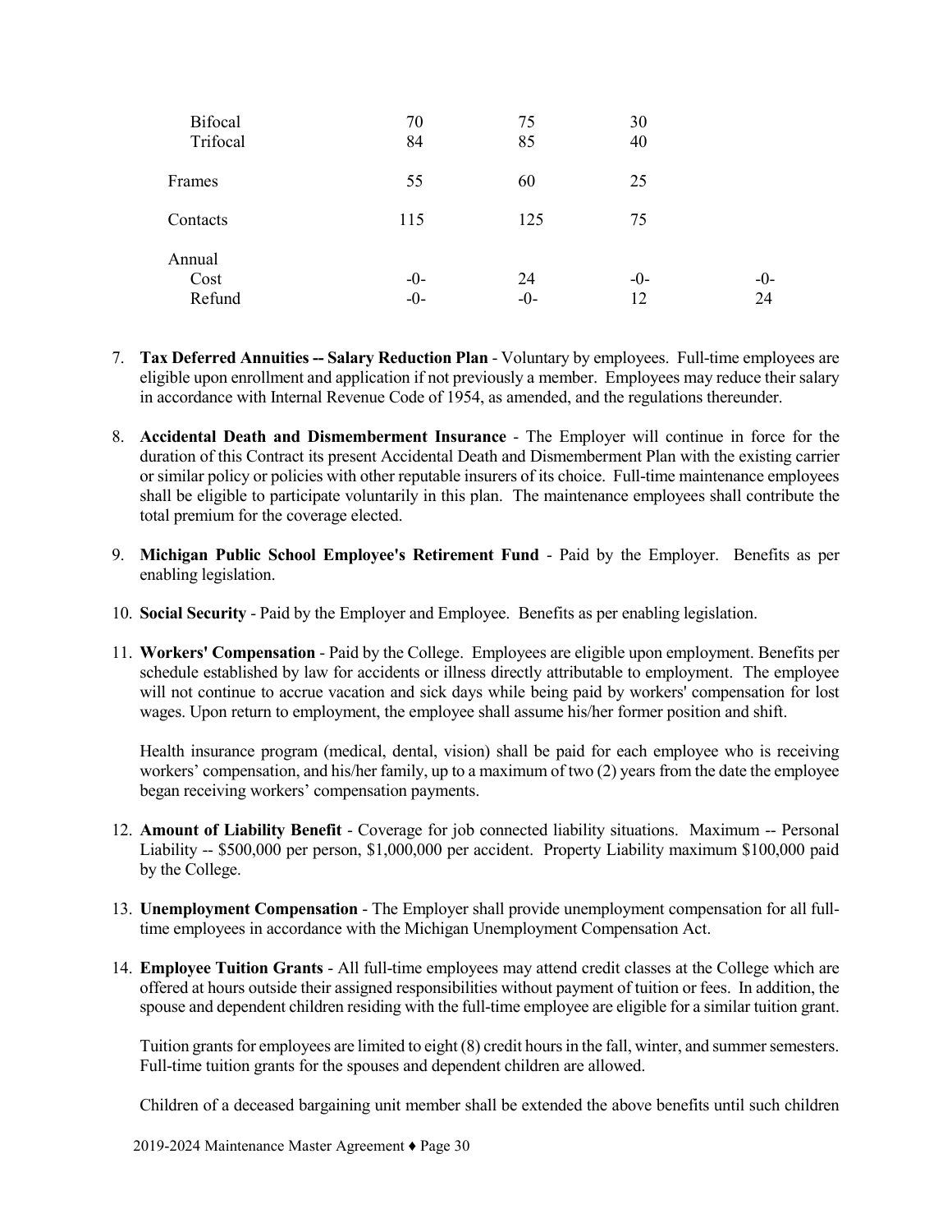| | | | | |
|---|---|---|---|---|
| Bifocal | 70 | 75 | 30 | |
| Trifocal | 84 | 85 | 40 | |
| Frames | 55 | 60 | 25 | |
| Contacts | 115 | 125 | 75 | |
| Annual | | | | |
| Cost | -0- | 24 | -0- | -0- |
| Refund | -0- | -0- | 12 | 24 |

7. **Tax Deferred Annuities -- Salary Reduction Plan** - Voluntary by employees. Full-time employees are eligible upon enrollment and application if not previously a member. Employees may reduce their salary in accordance with Internal Revenue Code of 1954, as amended, and the regulations thereunder.

8. **Accidental Death and Dismemberment Insurance** - The Employer will continue in force for the duration of this Contract its present Accidental Death and Dismemberment Plan with the existing carrier or similar policy or policies with other reputable insurers of its choice. Full-time maintenance employees shall be eligible to participate voluntarily in this plan. The maintenance employees shall contribute the total premium for the coverage elected.

9. **Michigan Public School Employee's Retirement Fund** - Paid by the Employer. Benefits as per enabling legislation.

10. **Social Security** - Paid by the Employer and Employee. Benefits as per enabling legislation.

11. **Workers' Compensation** - Paid by the College. Employees are eligible upon employment. Benefits per schedule established by law for accidents or illness directly attributable to employment. The employee will not continue to accrue vacation and sick days while being paid by workers' compensation for lost wages. Upon return to employment, the employee shall assume his/her former position and shift.

    Health insurance program (medical, dental, vision) shall be paid for each employee who is receiving workers' compensation, and his/her family, up to a maximum of two (2) years from the date the employee began receiving workers' compensation payments.

12. **Amount of Liability Benefit** - Coverage for job connected liability situations. Maximum -- Personal Liability -- $500,000 per person, $1,000,000 per accident. Property Liability maximum $100,000 paid by the College.

13. **Unemployment Compensation** - The Employer shall provide unemployment compensation for all full-time employees in accordance with the Michigan Unemployment Compensation Act.

14. **Employee Tuition Grants** - All full-time employees may attend credit classes at the College which are offered at hours outside their assigned responsibilities without payment of tuition or fees. In addition, the spouse and dependent children residing with the full-time employee are eligible for a similar tuition grant.

    Tuition grants for employees are limited to eight (8) credit hours in the fall, winter, and summer semesters. Full-time tuition grants for the spouses and dependent children are allowed.

    Children of a deceased bargaining unit member shall be extended the above benefits until such children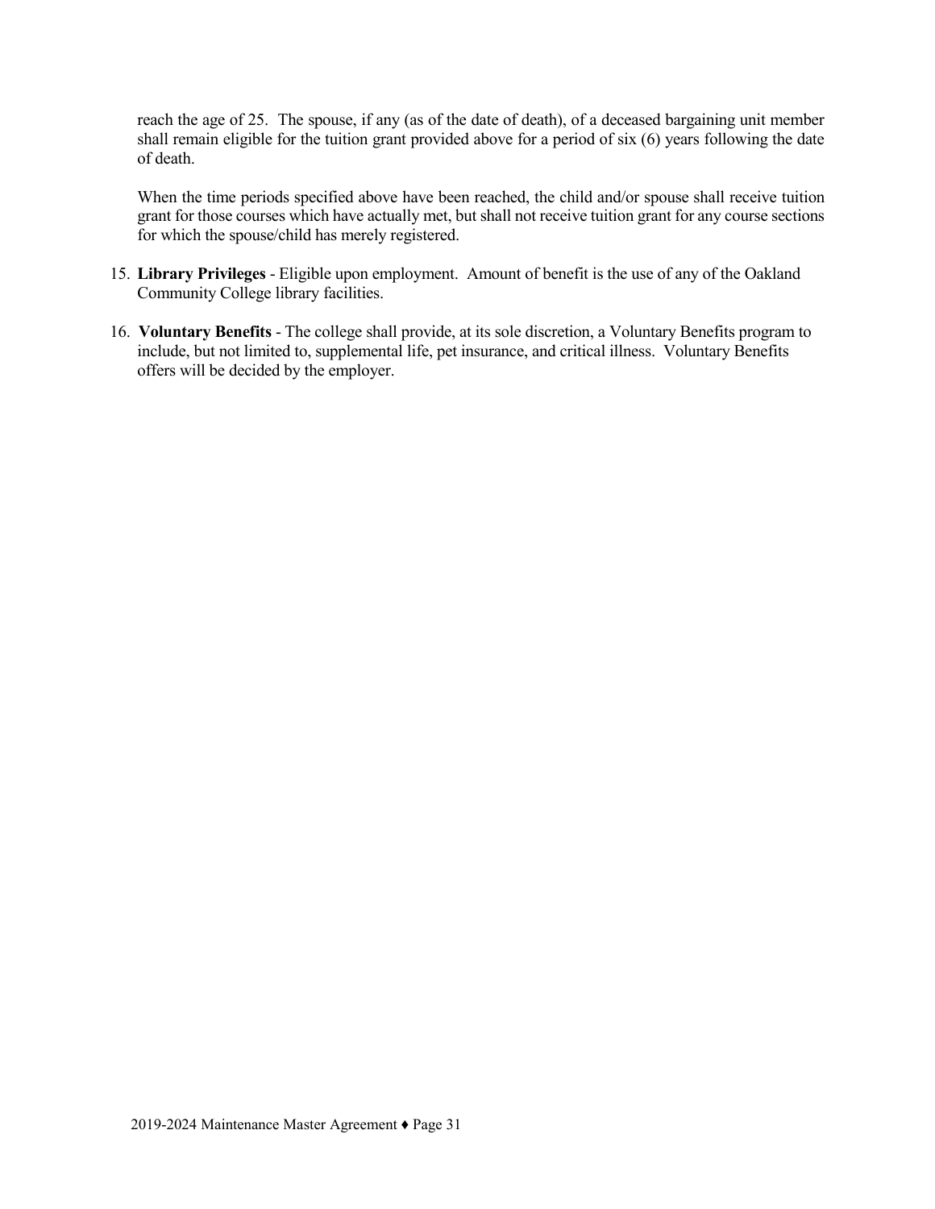reach the age of 25. The spouse, if any (as of the date of death), of a deceased bargaining unit member shall remain eligible for the tuition grant provided above for a period of six (6) years following the date of death.

When the time periods specified above have been reached, the child and/or spouse shall receive tuition grant for those courses which have actually met, but shall not receive tuition grant for any course sections for which the spouse/child has merely registered.

15. **Library Privileges** - Eligible upon employment. Amount of benefit is the use of any of the Oakland Community College library facilities.

16. **Voluntary Benefits** - The college shall provide, at its sole discretion, a Voluntary Benefits program to include, but not limited to, supplemental life, pet insurance, and critical illness. Voluntary Benefits offers will be decided by the employer.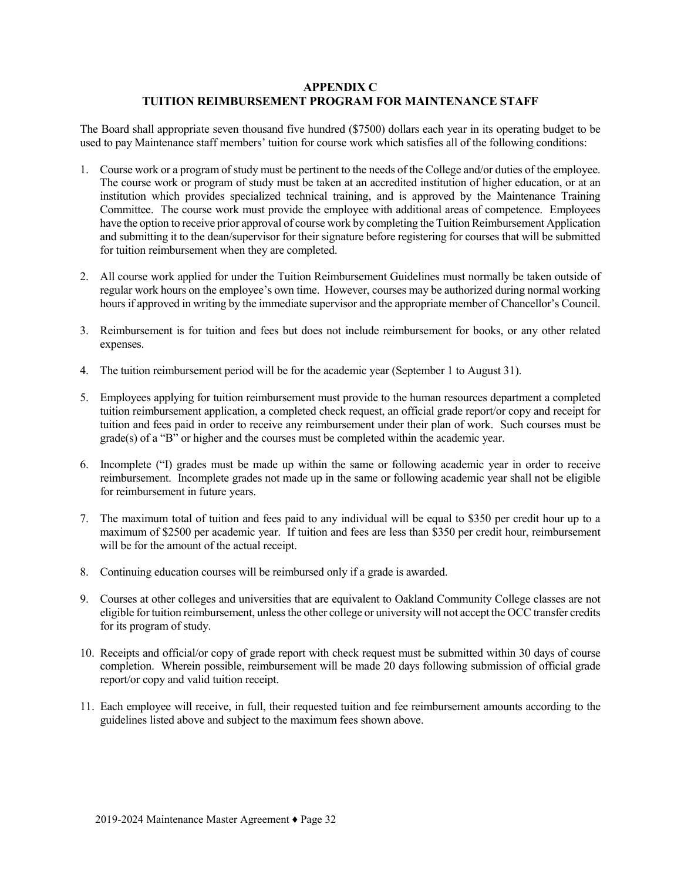## APPENDIX C
## TUITION REIMBURSEMENT PROGRAM FOR MAINTENANCE STAFF

The Board shall appropriate seven thousand five hundred ($7500) dollars each year in its operating budget to be used to pay Maintenance staff members' tuition for course work which satisfies all of the following conditions:

1. Course work or a program of study must be pertinent to the needs of the College and/or duties of the employee. The course work or program of study must be taken at an accredited institution of higher education, or at an institution which provides specialized technical training, and is approved by the Maintenance Training Committee. The course work must provide the employee with additional areas of competence. Employees have the option to receive prior approval of course work by completing the Tuition Reimbursement Application and submitting it to the dean/supervisor for their signature before registering for courses that will be submitted for tuition reimbursement when they are completed.

2. All course work applied for under the Tuition Reimbursement Guidelines must normally be taken outside of regular work hours on the employee's own time. However, courses may be authorized during normal working hours if approved in writing by the immediate supervisor and the appropriate member of Chancellor's Council.

3. Reimbursement is for tuition and fees but does not include reimbursement for books, or any other related expenses.

4. The tuition reimbursement period will be for the academic year (September 1 to August 31).

5. Employees applying for tuition reimbursement must provide to the human resources department a completed tuition reimbursement application, a completed check request, an official grade report/or copy and receipt for tuition and fees paid in order to receive any reimbursement under their plan of work. Such courses must be grade(s) of a "B" or higher and the courses must be completed within the academic year.

6. Incomplete ("I) grades must be made up within the same or following academic year in order to receive reimbursement. Incomplete grades not made up in the same or following academic year shall not be eligible for reimbursement in future years.

7. The maximum total of tuition and fees paid to any individual will be equal to $350 per credit hour up to a maximum of $2500 per academic year. If tuition and fees are less than $350 per credit hour, reimbursement will be for the amount of the actual receipt.

8. Continuing education courses will be reimbursed only if a grade is awarded.

9. Courses at other colleges and universities that are equivalent to Oakland Community College classes are not eligible for tuition reimbursement, unless the other college or university will not accept the OCC transfer credits for its program of study.

10. Receipts and official/or copy of grade report with check request must be submitted within 30 days of course completion. Wherein possible, reimbursement will be made 20 days following submission of official grade report/or copy and valid tuition receipt.

11. Each employee will receive, in full, their requested tuition and fee reimbursement amounts according to the guidelines listed above and subject to the maximum fees shown above.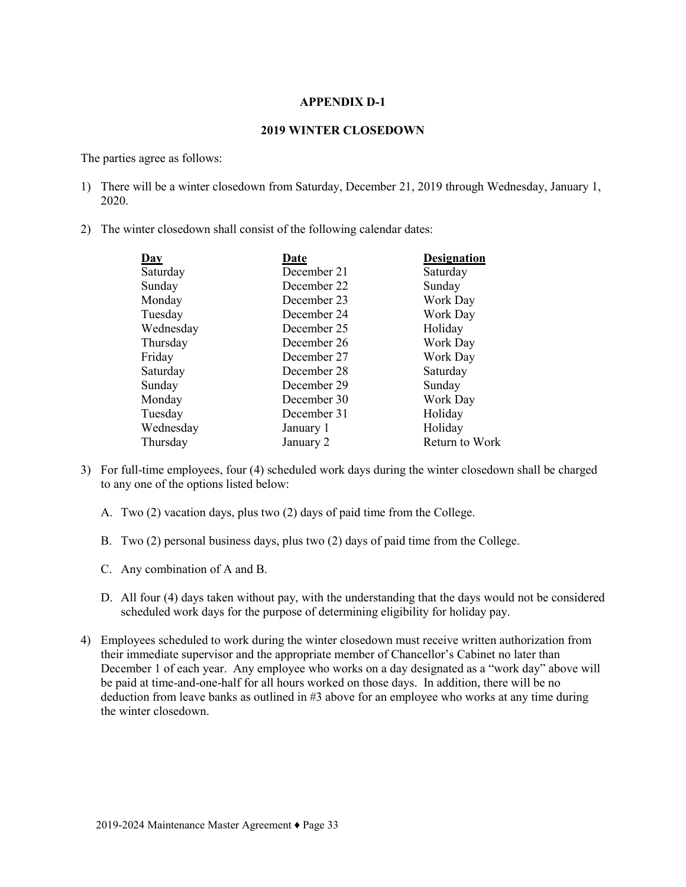**APPENDIX D-1**

**2019 WINTER CLOSEDOWN**

The parties agree as follows:

1) There will be a winter closedown from Saturday, December 21, 2019 through Wednesday, January 1, 2020.

2) The winter closedown shall consist of the following calendar dates:

| Day | Date | Designation |
|---|---|---|
| Saturday | December 21 | Saturday |
| Sunday | December 22 | Sunday |
| Monday | December 23 | Work Day |
| Tuesday | December 24 | Work Day |
| Wednesday | December 25 | Holiday |
| Thursday | December 26 | Work Day |
| Friday | December 27 | Work Day |
| Saturday | December 28 | Saturday |
| Sunday | December 29 | Sunday |
| Monday | December 30 | Work Day |
| Tuesday | December 31 | Holiday |
| Wednesday | January 1 | Holiday |
| Thursday | January 2 | Return to Work |

3) For full-time employees, four (4) scheduled work days during the winter closedown shall be charged to any one of the options listed below:

   A. Two (2) vacation days, plus two (2) days of paid time from the College.

   B. Two (2) personal business days, plus two (2) days of paid time from the College.

   C. Any combination of A and B.

   D. All four (4) days taken without pay, with the understanding that the days would not be considered scheduled work days for the purpose of determining eligibility for holiday pay.

4) Employees scheduled to work during the winter closedown must receive written authorization from their immediate supervisor and the appropriate member of Chancellor's Cabinet no later than December 1 of each year. Any employee who works on a day designated as a "work day" above will be paid at time-and-one-half for all hours worked on those days. In addition, there will be no deduction from leave banks as outlined in #3 above for an employee who works at any time during the winter closedown.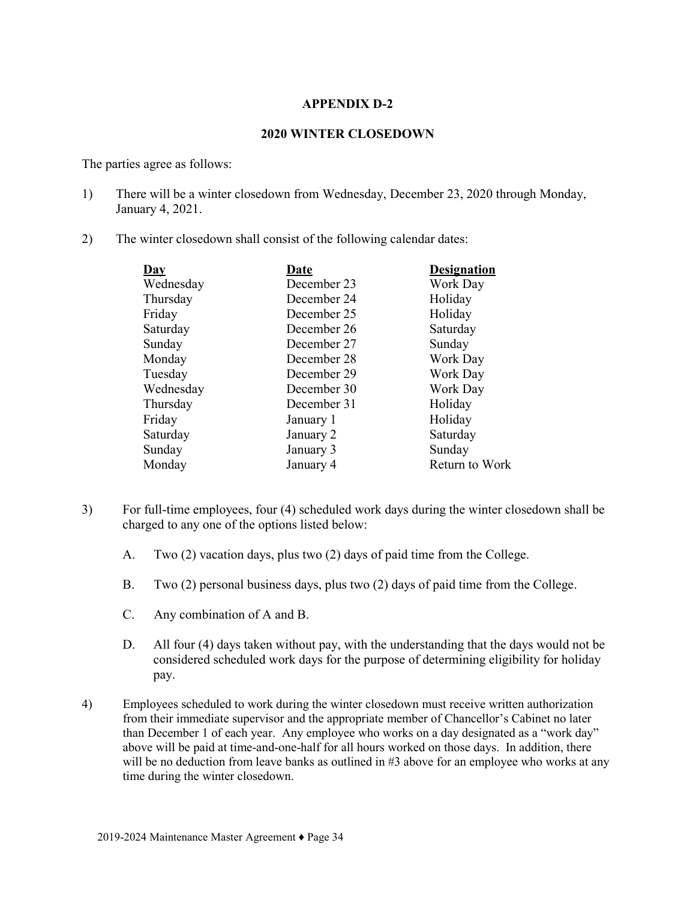## APPENDIX D-2

## 2020 WINTER CLOSEDOWN

The parties agree as follows:

1) There will be a winter closedown from Wednesday, December 23, 2020 through Monday, January 4, 2021.

2) The winter closedown shall consist of the following calendar dates:

| Day | Date | Designation |
|---|---|---|
| Wednesday | December 23 | Work Day |
| Thursday | December 24 | Holiday |
| Friday | December 25 | Holiday |
| Saturday | December 26 | Saturday |
| Sunday | December 27 | Sunday |
| Monday | December 28 | Work Day |
| Tuesday | December 29 | Work Day |
| Wednesday | December 30 | Work Day |
| Thursday | December 31 | Holiday |
| Friday | January 1 | Holiday |
| Saturday | January 2 | Saturday |
| Sunday | January 3 | Sunday |
| Monday | January 4 | Return to Work |

3) For full-time employees, four (4) scheduled work days during the winter closedown shall be charged to any one of the options listed below:

   A. Two (2) vacation days, plus two (2) days of paid time from the College.

   B. Two (2) personal business days, plus two (2) days of paid time from the College.

   C. Any combination of A and B.

   D. All four (4) days taken without pay, with the understanding that the days would not be considered scheduled work days for the purpose of determining eligibility for holiday pay.

4) Employees scheduled to work during the winter closedown must receive written authorization from their immediate supervisor and the appropriate member of Chancellor's Cabinet no later than December 1 of each year. Any employee who works on a day designated as a "work day" above will be paid at time-and-one-half for all hours worked on those days. In addition, there will be no deduction from leave banks as outlined in #3 above for an employee who works at any time during the winter closedown.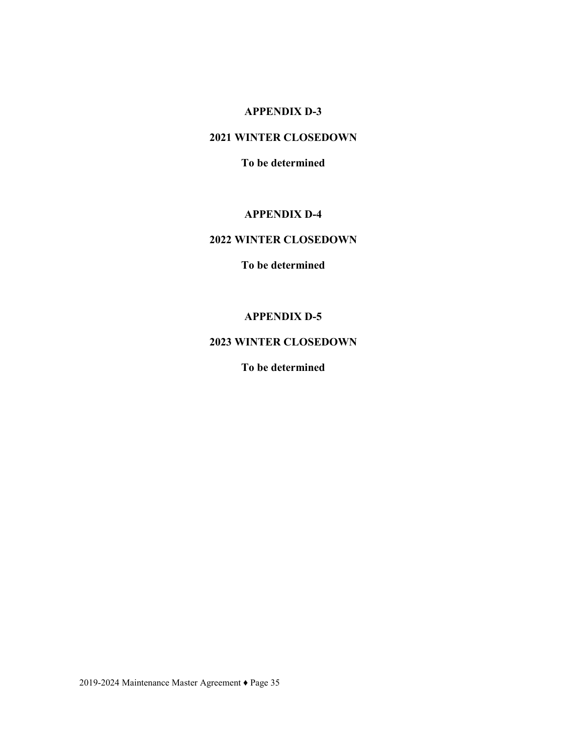## APPENDIX D-3

## 2021 WINTER CLOSEDOWN

**To be determined**

## APPENDIX D-4

## 2022 WINTER CLOSEDOWN

**To be determined**

## APPENDIX D-5

## 2023 WINTER CLOSEDOWN

**To be determined**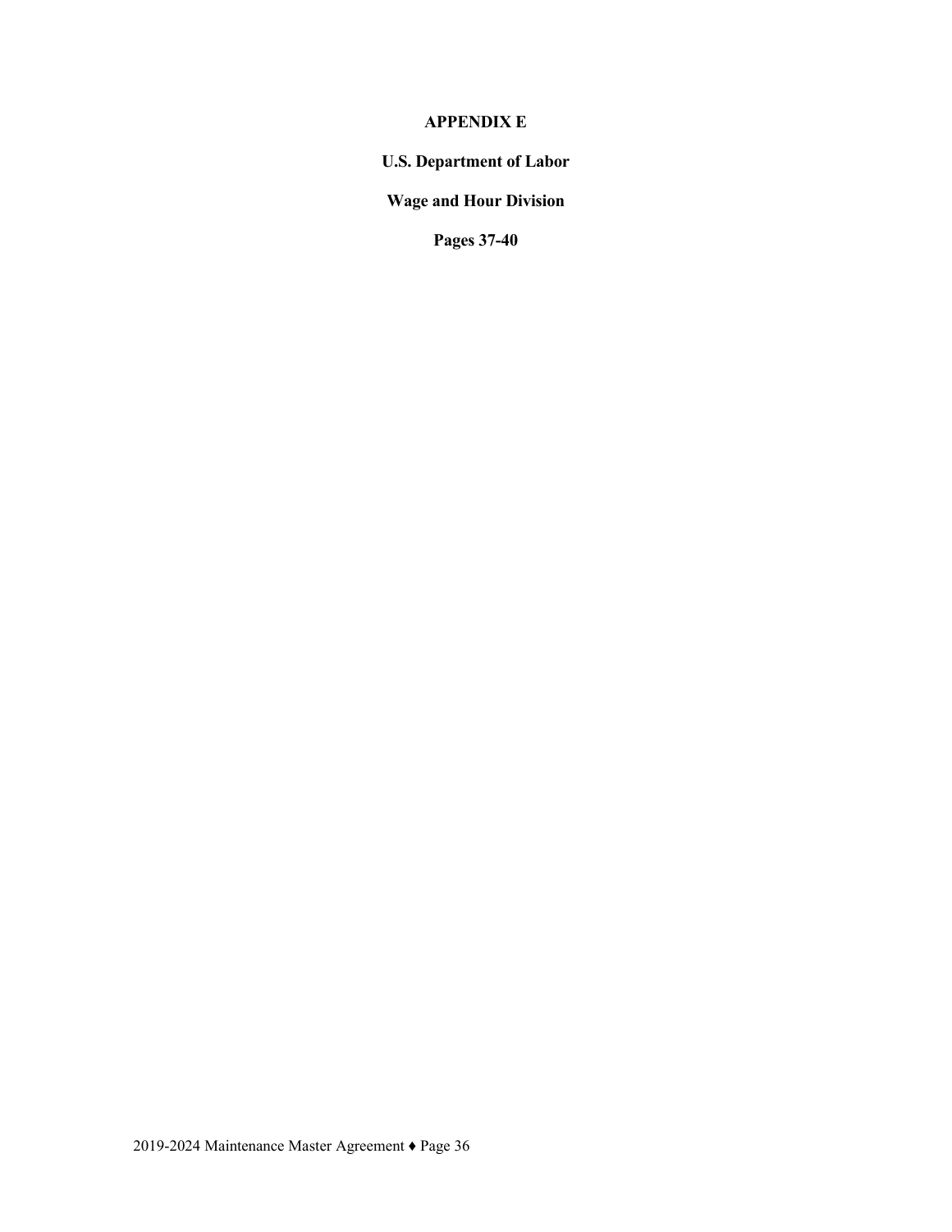# APPENDIX E

## U.S. Department of Labor

## Wage and Hour Division

## Pages 37-40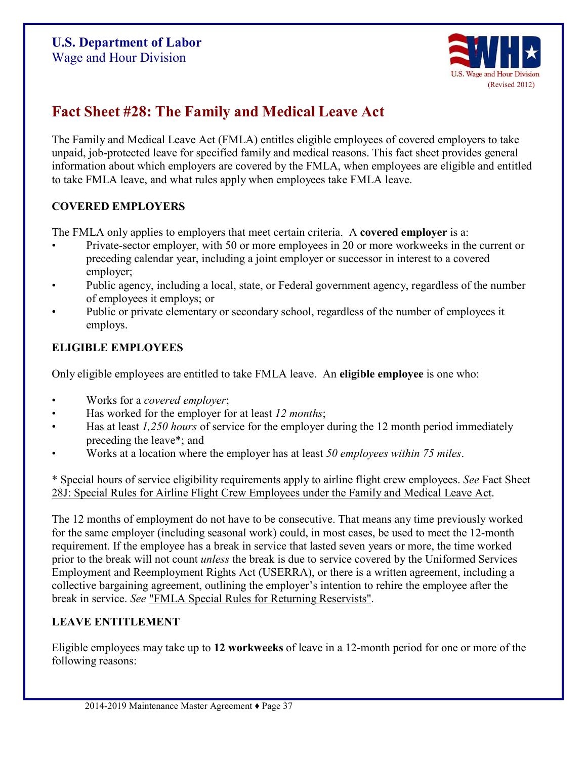**U.S. Department of Labor**
Wage and Hour Division

U.S. Wage and Hour Division
(Revised 2012)

# Fact Sheet #28: The Family and Medical Leave Act

The Family and Medical Leave Act (FMLA) entitles eligible employees of covered employers to take unpaid, job-protected leave for specified family and medical reasons. This fact sheet provides general information about which employers are covered by the FMLA, when employees are eligible and entitled to take FMLA leave, and what rules apply when employees take FMLA leave.

## COVERED EMPLOYERS

The FMLA only applies to employers that meet certain criteria. A **covered employer** is a:

- Private-sector employer, with 50 or more employees in 20 or more workweeks in the current or preceding calendar year, including a joint employer or successor in interest to a covered employer;
- Public agency, including a local, state, or Federal government agency, regardless of the number of employees it employs; or
- Public or private elementary or secondary school, regardless of the number of employees it employs.

## ELIGIBLE EMPLOYEES

Only eligible employees are entitled to take FMLA leave. An **eligible employee** is one who:

- Works for a *covered employer*;
- Has worked for the employer for at least *12 months*;
- Has at least *1,250 hours* of service for the employer during the 12 month period immediately preceding the leave*; and
- Works at a location where the employer has at least *50 employees within 75 miles*.

* Special hours of service eligibility requirements apply to airline flight crew employees. *See* Fact Sheet 28J: Special Rules for Airline Flight Crew Employees under the Family and Medical Leave Act.

The 12 months of employment do not have to be consecutive. That means any time previously worked for the same employer (including seasonal work) could, in most cases, be used to meet the 12-month requirement. If the employee has a break in service that lasted seven years or more, the time worked prior to the break will not count *unless* the break is due to service covered by the Uniformed Services Employment and Reemployment Rights Act (USERRA), or there is a written agreement, including a collective bargaining agreement, outlining the employer's intention to rehire the employee after the break in service. *See* "FMLA Special Rules for Returning Reservists".

## LEAVE ENTITLEMENT

Eligible employees may take up to **12 workweeks** of leave in a 12-month period for one or more of the following reasons: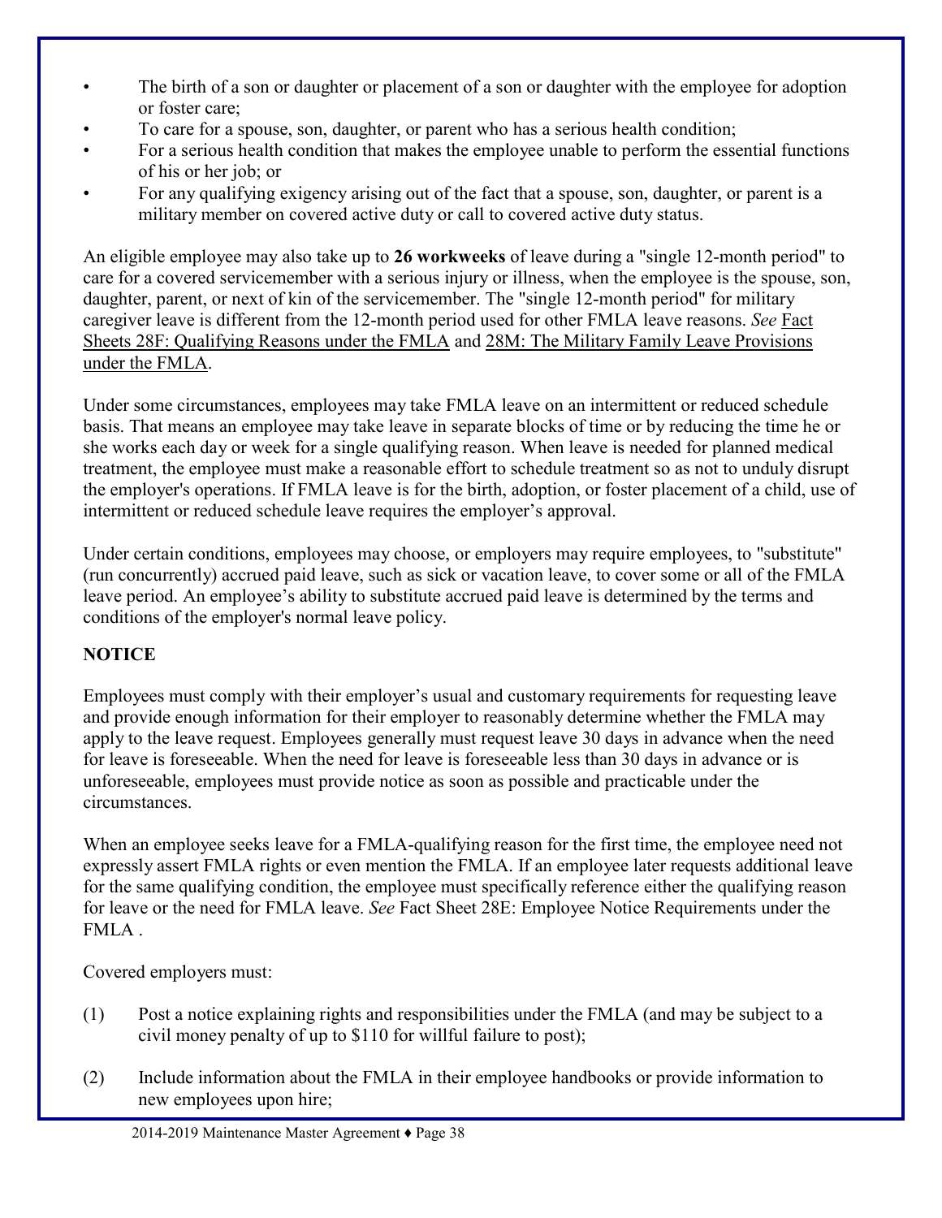- The birth of a son or daughter or placement of a son or daughter with the employee for adoption or foster care;
- To care for a spouse, son, daughter, or parent who has a serious health condition;
- For a serious health condition that makes the employee unable to perform the essential functions of his or her job; or
- For any qualifying exigency arising out of the fact that a spouse, son, daughter, or parent is a military member on covered active duty or call to covered active duty status.

An eligible employee may also take up to **26 workweeks** of leave during a "single 12-month period" to care for a covered servicemember with a serious injury or illness, when the employee is the spouse, son, daughter, parent, or next of kin of the servicemember. The "single 12-month period" for military caregiver leave is different from the 12-month period used for other FMLA leave reasons. *See* Fact Sheets 28F: Qualifying Reasons under the FMLA and 28M: The Military Family Leave Provisions under the FMLA.

Under some circumstances, employees may take FMLA leave on an intermittent or reduced schedule basis. That means an employee may take leave in separate blocks of time or by reducing the time he or she works each day or week for a single qualifying reason. When leave is needed for planned medical treatment, the employee must make a reasonable effort to schedule treatment so as not to unduly disrupt the employer's operations. If FMLA leave is for the birth, adoption, or foster placement of a child, use of intermittent or reduced schedule leave requires the employer's approval.

Under certain conditions, employees may choose, or employers may require employees, to "substitute" (run concurrently) accrued paid leave, such as sick or vacation leave, to cover some or all of the FMLA leave period. An employee's ability to substitute accrued paid leave is determined by the terms and conditions of the employer's normal leave policy.

**NOTICE**

Employees must comply with their employer's usual and customary requirements for requesting leave and provide enough information for their employer to reasonably determine whether the FMLA may apply to the leave request. Employees generally must request leave 30 days in advance when the need for leave is foreseeable. When the need for leave is foreseeable less than 30 days in advance or is unforeseeable, employees must provide notice as soon as possible and practicable under the circumstances.

When an employee seeks leave for a FMLA-qualifying reason for the first time, the employee need not expressly assert FMLA rights or even mention the FMLA. If an employee later requests additional leave for the same qualifying condition, the employee must specifically reference either the qualifying reason for leave or the need for FMLA leave. *See* Fact Sheet 28E: Employee Notice Requirements under the FMLA .

Covered employers must:

(1) Post a notice explaining rights and responsibilities under the FMLA (and may be subject to a civil money penalty of up to $110 for willful failure to post);

(2) Include information about the FMLA in their employee handbooks or provide information to new employees upon hire;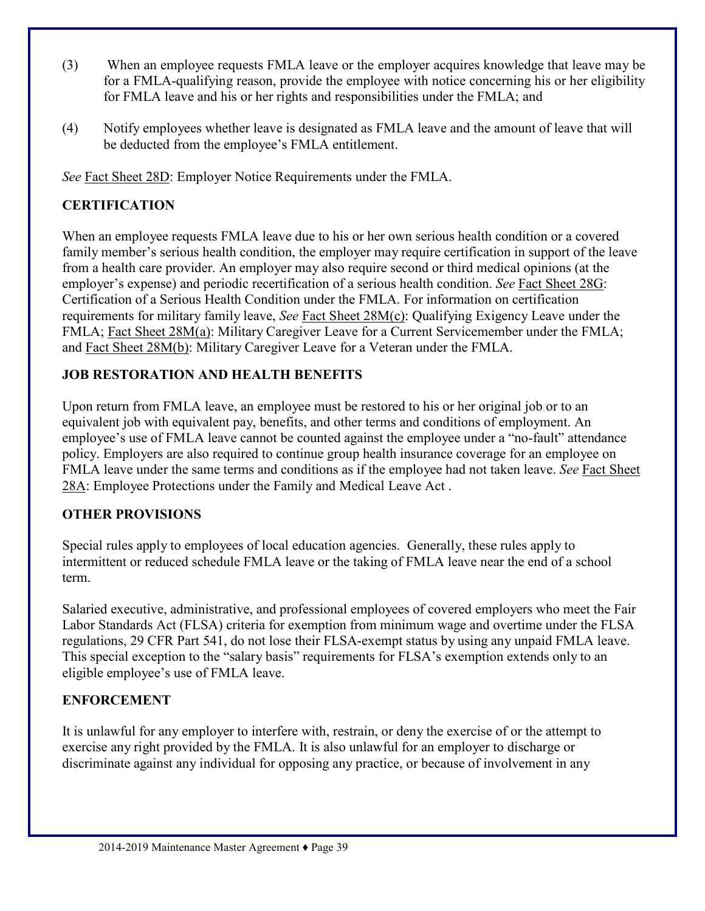(3) When an employee requests FMLA leave or the employer acquires knowledge that leave may be for a FMLA-qualifying reason, provide the employee with notice concerning his or her eligibility for FMLA leave and his or her rights and responsibilities under the FMLA; and

(4) Notify employees whether leave is designated as FMLA leave and the amount of leave that will be deducted from the employee's FMLA entitlement.

*See* Fact Sheet 28D: Employer Notice Requirements under the FMLA.

**CERTIFICATION**

When an employee requests FMLA leave due to his or her own serious health condition or a covered family member's serious health condition, the employer may require certification in support of the leave from a health care provider. An employer may also require second or third medical opinions (at the employer's expense) and periodic recertification of a serious health condition. *See* Fact Sheet 28G: Certification of a Serious Health Condition under the FMLA. For information on certification requirements for military family leave, *See* Fact Sheet 28M(c): Qualifying Exigency Leave under the FMLA; Fact Sheet 28M(a): Military Caregiver Leave for a Current Servicemember under the FMLA; and Fact Sheet 28M(b): Military Caregiver Leave for a Veteran under the FMLA.

**JOB RESTORATION AND HEALTH BENEFITS**

Upon return from FMLA leave, an employee must be restored to his or her original job or to an equivalent job with equivalent pay, benefits, and other terms and conditions of employment. An employee's use of FMLA leave cannot be counted against the employee under a "no-fault" attendance policy. Employers are also required to continue group health insurance coverage for an employee on FMLA leave under the same terms and conditions as if the employee had not taken leave. *See* Fact Sheet 28A: Employee Protections under the Family and Medical Leave Act .

**OTHER PROVISIONS**

Special rules apply to employees of local education agencies. Generally, these rules apply to intermittent or reduced schedule FMLA leave or the taking of FMLA leave near the end of a school term.

Salaried executive, administrative, and professional employees of covered employers who meet the Fair Labor Standards Act (FLSA) criteria for exemption from minimum wage and overtime under the FLSA regulations, 29 CFR Part 541, do not lose their FLSA-exempt status by using any unpaid FMLA leave. This special exception to the "salary basis" requirements for FLSA's exemption extends only to an eligible employee's use of FMLA leave.

**ENFORCEMENT**

It is unlawful for any employer to interfere with, restrain, or deny the exercise of or the attempt to exercise any right provided by the FMLA. It is also unlawful for an employer to discharge or discriminate against any individual for opposing any practice, or because of involvement in any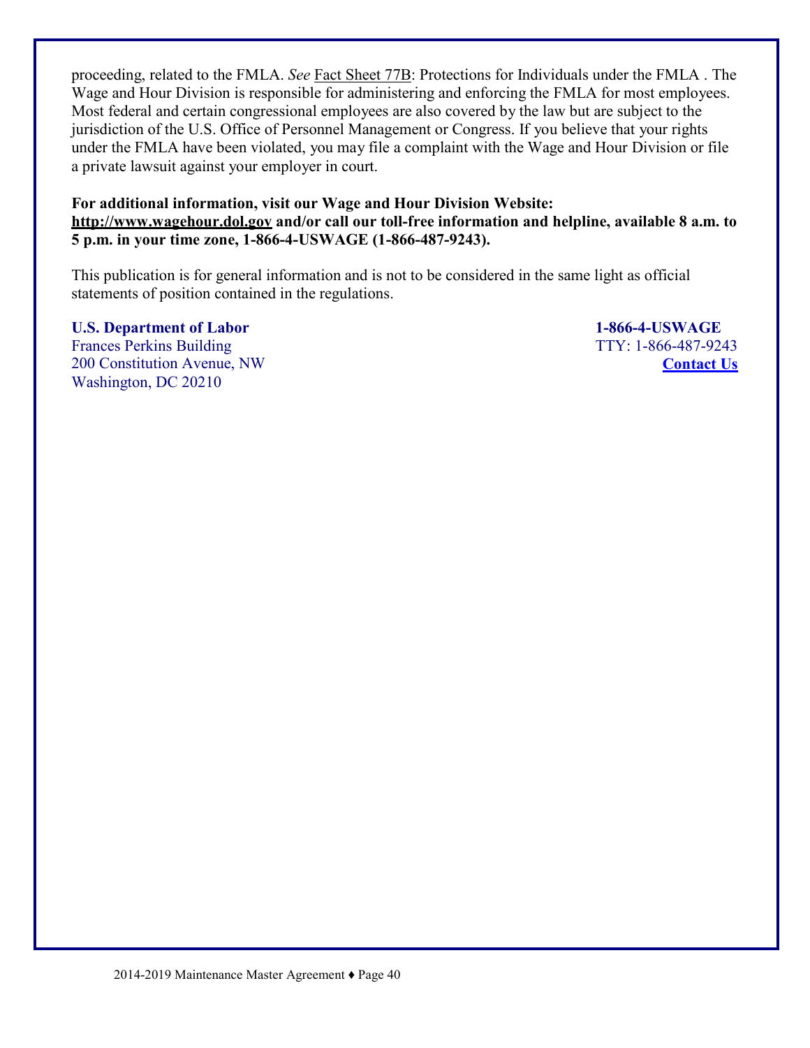proceeding, related to the FMLA. *See* Fact Sheet 77B: Protections for Individuals under the FMLA . The Wage and Hour Division is responsible for administering and enforcing the FMLA for most employees. Most federal and certain congressional employees are also covered by the law but are subject to the jurisdiction of the U.S. Office of Personnel Management or Congress. If you believe that your rights under the FMLA have been violated, you may file a complaint with the Wage and Hour Division or file a private lawsuit against your employer in court.

**For additional information, visit our Wage and Hour Division Website: http://www.wagehour.dol.gov and/or call our toll-free information and helpline, available 8 a.m. to 5 p.m. in your time zone, 1-866-4-USWAGE (1-866-487-9243).**

This publication is for general information and is not to be considered in the same light as official statements of position contained in the regulations.

**U.S. Department of Labor**
Frances Perkins Building
200 Constitution Avenue, NW
Washington, DC 20210

**1-866-4-USWAGE**
TTY: 1-866-487-9243
**Contact Us**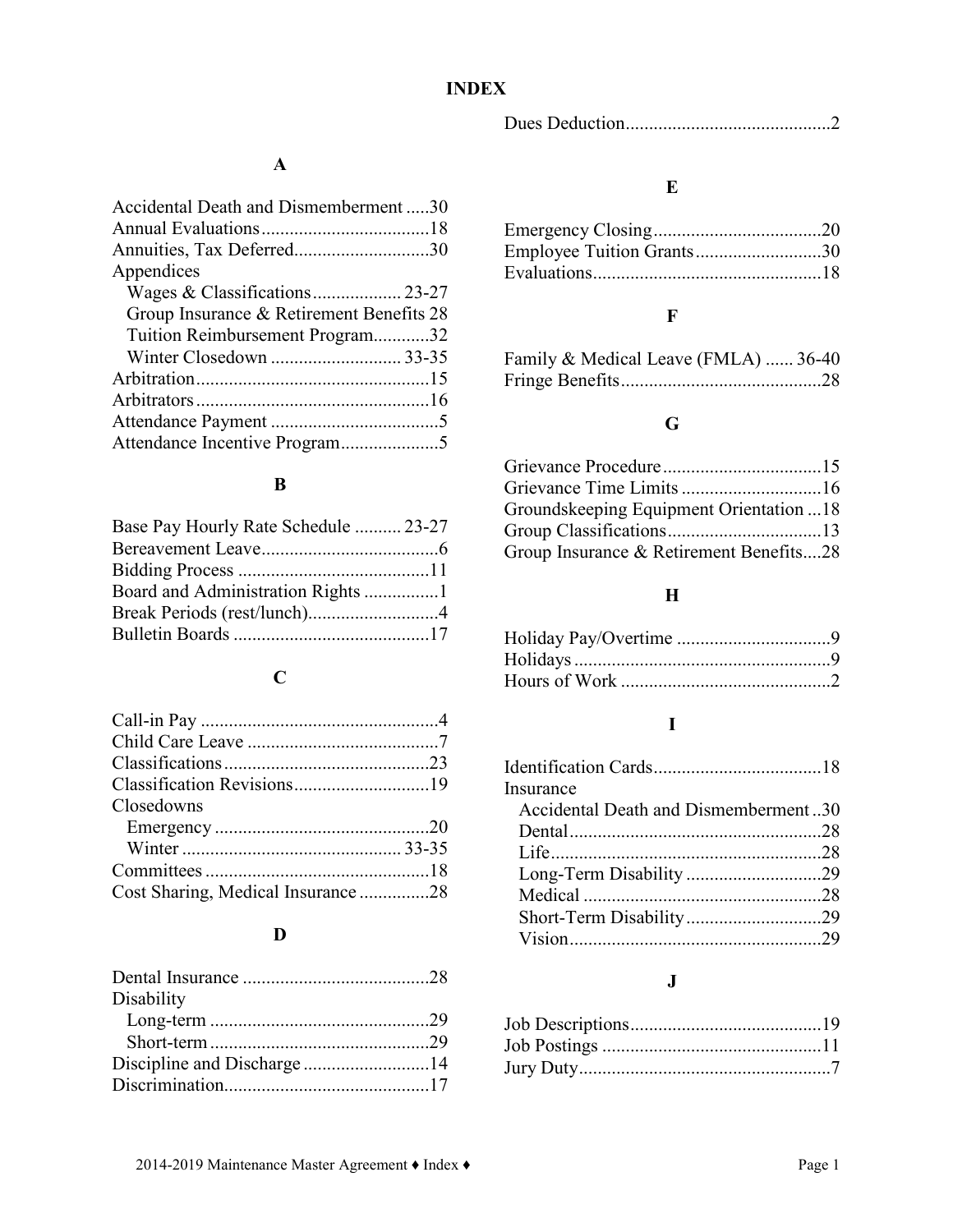# INDEX

## A

Accidental Death and Dismemberment .....30
Annual Evaluations....................................18
Annuities, Tax Deferred............................30
Appendices
  Wages & Classifications.................. 23-27
  Group Insurance & Retirement Benefits 28
  Tuition Reimbursement Program............32
  Winter Closedown ............................ 33-35
Arbitration.................................................15
Arbitrators.................................................16
Attendance Payment ....................................5
Attendance Incentive Program.....................5

## B

Base Pay Hourly Rate Schedule .......... 23-27
Bereavement Leave......................................6
Bidding Process .........................................11
Board and Administration Rights ................1
Break Periods (rest/lunch)............................4
Bulletin Boards ..........................................17

## C

Call-in Pay ...................................................4
Child Care Leave .........................................7
Classifications............................................23
Classification Revisions.............................19
Closedowns
  Emergency .............................................20
  Winter .............................................. 33-35
Committees ................................................18
Cost Sharing, Medical Insurance ...............28

## D

Dental Insurance ........................................28
Disability
  Long-term ..............................................29
  Short-term ..............................................29
Discipline and Discharge ...........................14
Discrimination............................................17
Dues Deduction............................................2

## E

Emergency Closing....................................20
Employee Tuition Grants...........................30
Evaluations.................................................18

## F

Family & Medical Leave (FMLA) ...... 36-40
Fringe Benefits...........................................28

## G

Grievance Procedure..................................15
Grievance Time Limits ..............................16
Groundskeeping Equipment Orientation ...18
Group Classifications.................................13
Group Insurance & Retirement Benefits....28

## H

Holiday Pay/Overtime .................................9
Holidays .......................................................9
Hours of Work .............................................2

## I

Identification Cards....................................18
Insurance
  Accidental Death and Dismemberment ..30
  Dental......................................................28
  Life..........................................................28
  Long-Term Disability .............................29
  Medical ...................................................28
  Short-Term Disability.............................29
  Vision......................................................29

## J

Job Descriptions.........................................19
Job Postings ...............................................11
Jury Duty......................................................7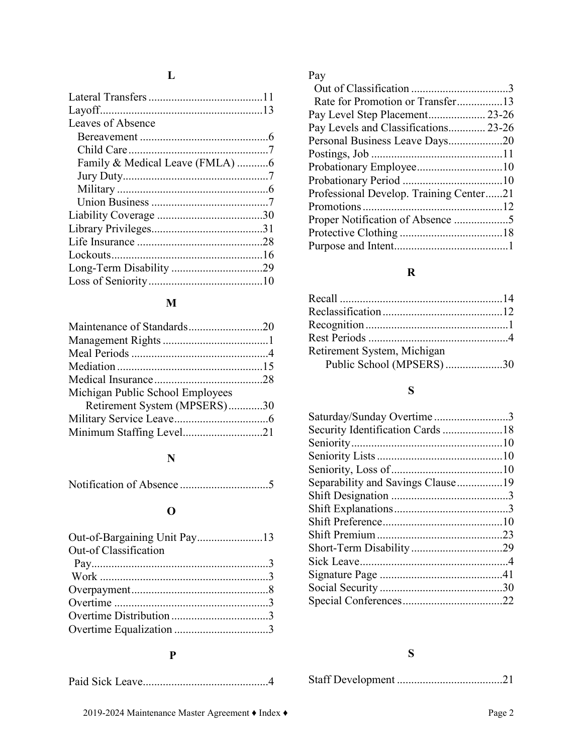## L

Lateral Transfers ........................................11
Layoff.........................................................13
Leaves of Absence
- Bereavement .............................................6
- Child Care .................................................7
- Family & Medical Leave (FMLA) ...........6
- Jury Duty...................................................7
- Military .....................................................6
- Union Business .........................................7

Liability Coverage .....................................30
Library Privileges.......................................31
Life Insurance ............................................28
Lockouts.....................................................16
Long-Term Disability ................................29
Loss of Seniority........................................10

## M

Maintenance of Standards..........................20
Management Rights .....................................1
Meal Periods ................................................4
Mediation ...................................................15
Medical Insurance......................................28
Michigan Public School Employees
  Retirement System (MPSERS)............30
Military Service Leave.................................6
Minimum Staffing Level............................21

## N

Notification of Absence ...............................5

## O

Out-of-Bargaining Unit Pay.......................13
Out-of Classification
- Pay.............................................................3
- Work ..........................................................3

Overpayment................................................8
Overtime ......................................................3
Overtime Distribution ..................................3
Overtime Equalization .................................3

## P

Paid Sick Leave............................................4
Pay
- Out of Classification ..................................3
- Rate for Promotion or Transfer................13

Pay Level Step Placement.................... 23-26
Pay Levels and Classifications............. 23-26
Personal Business Leave Days...................20
Postings, Job ..............................................11
Probationary Employee..............................10
Probationary Period ...................................10
Professional Develop. Training Center......21
Promotions .................................................12
Proper Notification of Absence ...................5
Protective Clothing ....................................18
Purpose and Intent........................................1

## R

Recall .........................................................14
Reclassification ..........................................12
Recognition ..................................................1
Rest Periods .................................................4
Retirement System, Michigan
  Public School (MPSERS) ....................30

## S

Saturday/Sunday Overtime ..........................3
Security Identification Cards .....................18
Seniority.....................................................10
Seniority Lists ............................................10
Seniority, Loss of.......................................10
Separability and Savings Clause................19
Shift Designation .........................................3
Shift Explanations........................................3
Shift Preference..........................................10
Shift Premium ............................................23
Short-Term Disability ................................29
Sick Leave....................................................4
Signature Page ...........................................41
Social Security ...........................................30
Special Conferences...................................22

## S

Staff Development .....................................21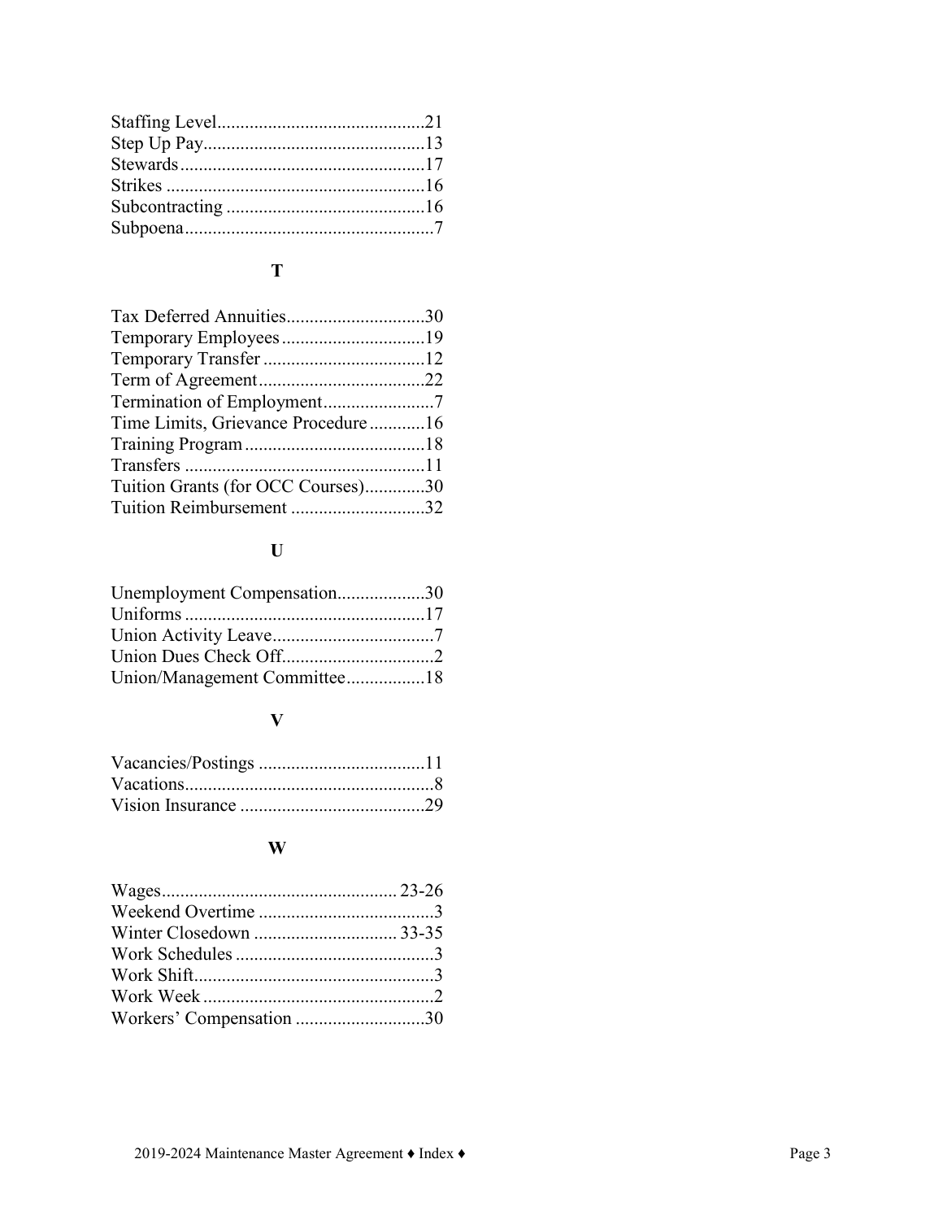Staffing Level............................................21
Step Up Pay...............................................13
Stewards....................................................17
Strikes .......................................................16
Subcontracting ..........................................16
Subpoena.....................................................7

**T**

Tax Deferred Annuities.............................30
Temporary Employees...............................19
Temporary Transfer ..................................12
Term of Agreement...................................22
Termination of Employment........................7
Time Limits, Grievance Procedure ............16
Training Program.......................................18
Transfers ...................................................11
Tuition Grants (for OCC Courses).............30
Tuition Reimbursement ............................32

**U**

Unemployment Compensation..................30
Uniforms ...................................................17
Union Activity Leave..................................7
Union Dues Check Off................................2
Union/Management Committee................18

**V**

Vacancies/Postings ...................................11
Vacations.....................................................8
Vision Insurance .......................................29

**W**

Wages.................................................. 23-26
Weekend Overtime .....................................3
Winter Closedown .............................. 33-35
Work Schedules ..........................................3
Work Shift...................................................3
Work Week .................................................2
Workers' Compensation ...........................30